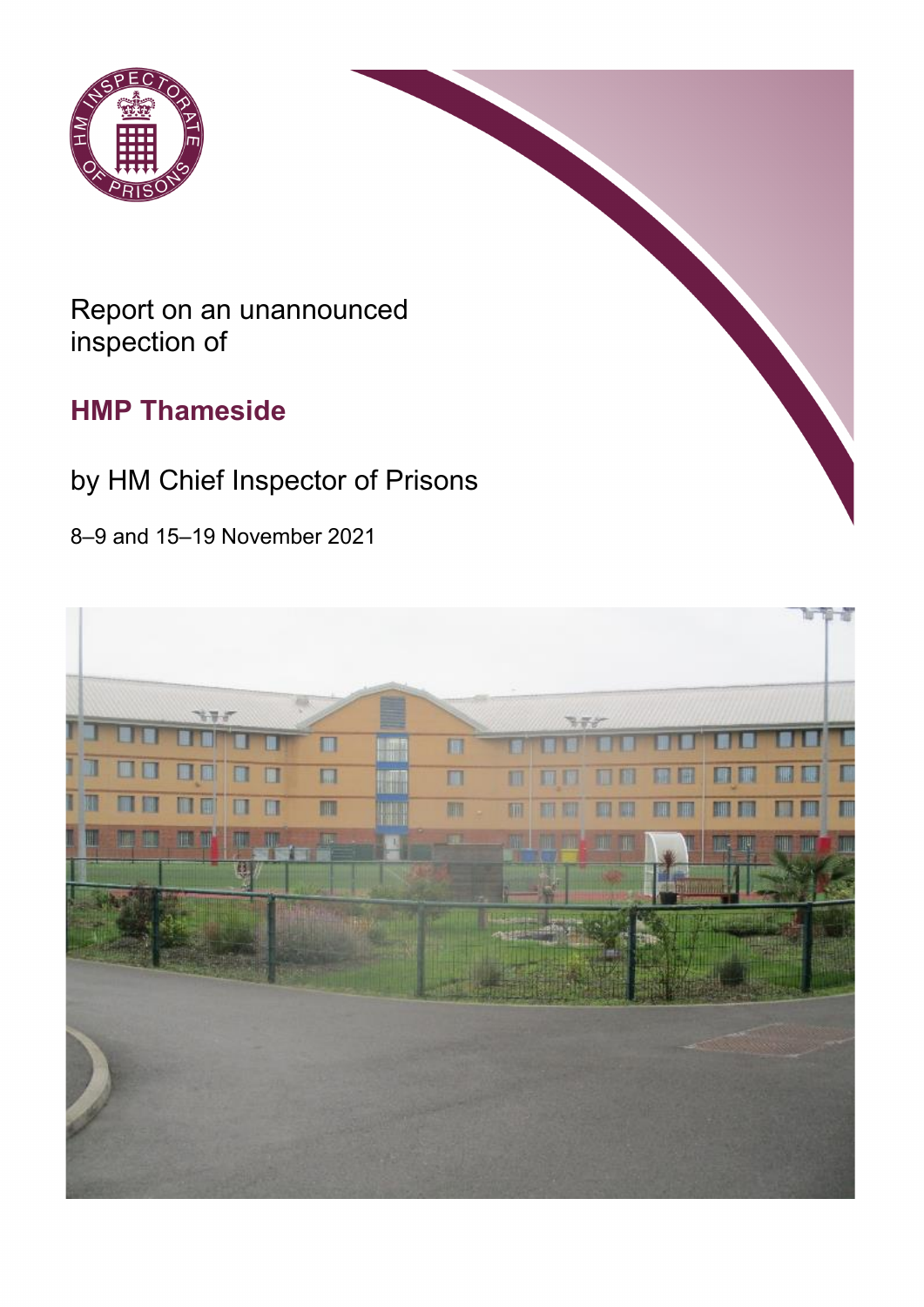Report on an unannounced inspection of

# HMP Thameside

by HM Chief Inspector of Prisons

8–9 and 15–19 November 2021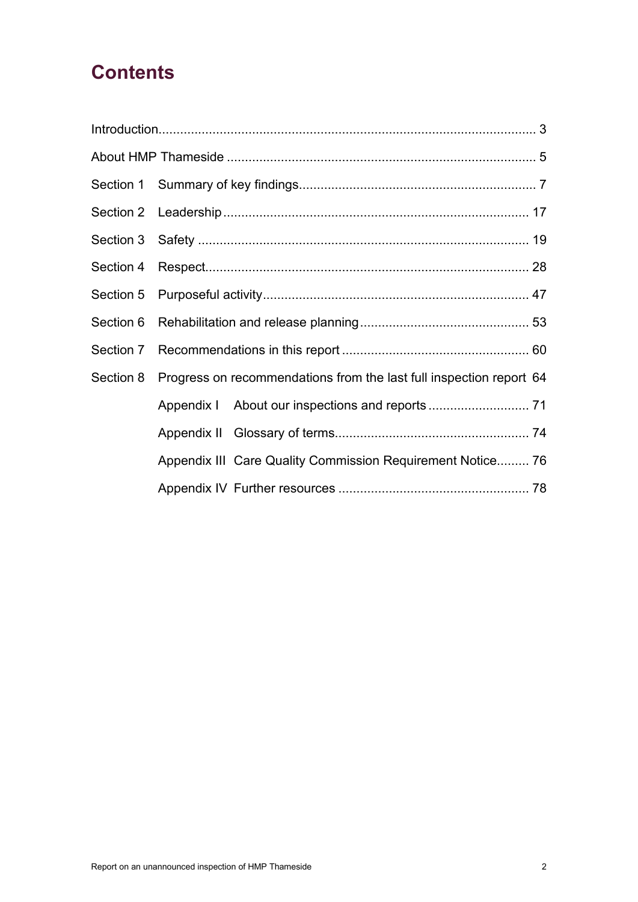# Contents

| | | |
|---|---|---|
| Introduction | | 3 |
| About HMP Thameside | | 5 |
| Section 1 | Summary of key findings | 7 |
| Section 2 | Leadership | 17 |
| Section 3 | Safety | 19 |
| Section 4 | Respect | 28 |
| Section 5 | Purposeful activity | 47 |
| Section 6 | Rehabilitation and release planning | 53 |
| Section 7 | Recommendations in this report | 60 |
| Section 8 | Progress on recommendations from the last full inspection report | 64 |
| | Appendix I About our inspections and reports | 71 |
| | Appendix II Glossary of terms | 74 |
| | Appendix III Care Quality Commission Requirement Notice | 76 |
| | Appendix IV Further resources | 78 |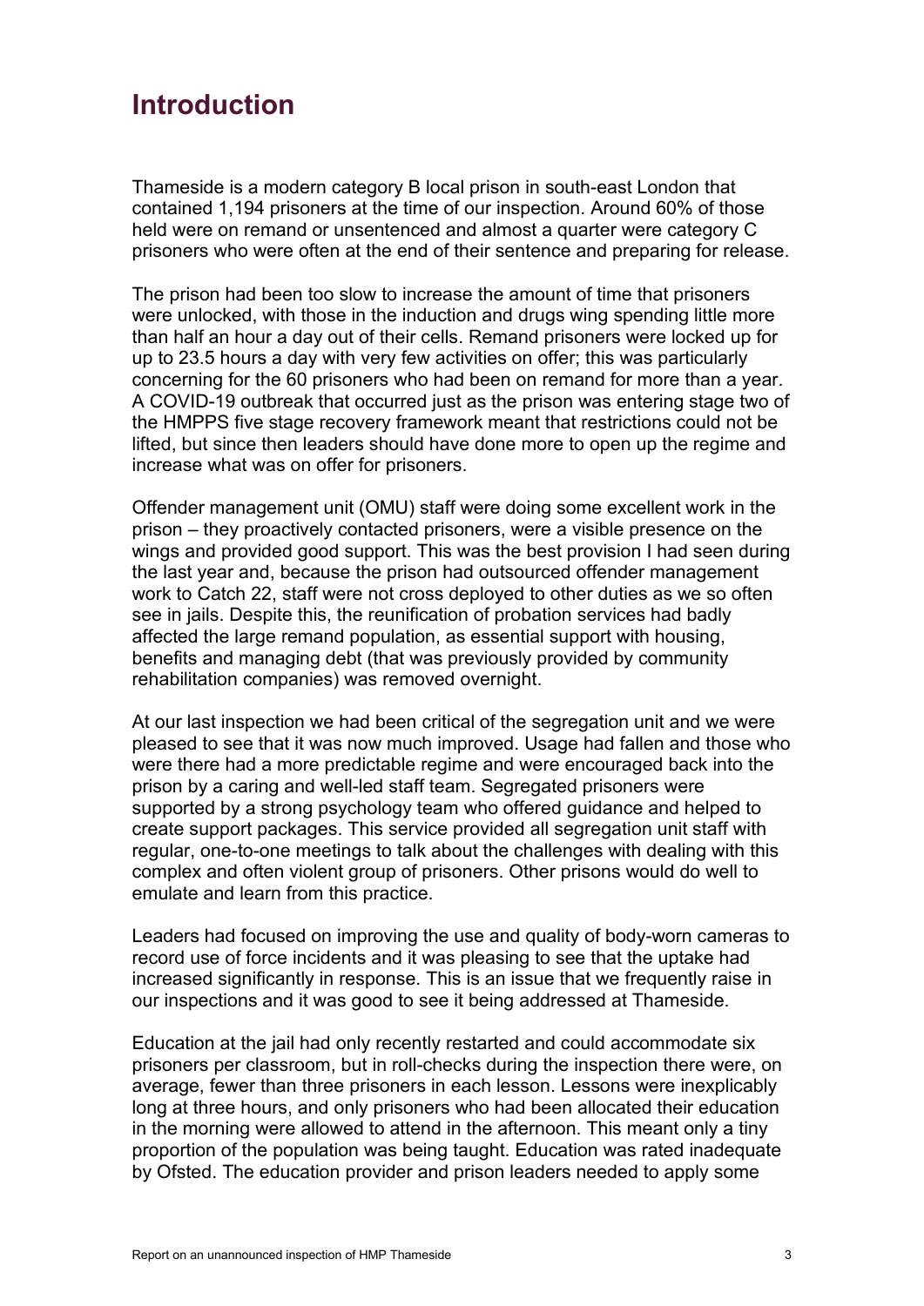# Introduction

Thameside is a modern category B local prison in south-east London that contained 1,194 prisoners at the time of our inspection. Around 60% of those held were on remand or unsentenced and almost a quarter were category C prisoners who were often at the end of their sentence and preparing for release.

The prison had been too slow to increase the amount of time that prisoners were unlocked, with those in the induction and drugs wing spending little more than half an hour a day out of their cells. Remand prisoners were locked up for up to 23.5 hours a day with very few activities on offer; this was particularly concerning for the 60 prisoners who had been on remand for more than a year. A COVID-19 outbreak that occurred just as the prison was entering stage two of the HMPPS five stage recovery framework meant that restrictions could not be lifted, but since then leaders should have done more to open up the regime and increase what was on offer for prisoners.

Offender management unit (OMU) staff were doing some excellent work in the prison – they proactively contacted prisoners, were a visible presence on the wings and provided good support. This was the best provision I had seen during the last year and, because the prison had outsourced offender management work to Catch 22, staff were not cross deployed to other duties as we so often see in jails. Despite this, the reunification of probation services had badly affected the large remand population, as essential support with housing, benefits and managing debt (that was previously provided by community rehabilitation companies) was removed overnight.

At our last inspection we had been critical of the segregation unit and we were pleased to see that it was now much improved. Usage had fallen and those who were there had a more predictable regime and were encouraged back into the prison by a caring and well-led staff team. Segregated prisoners were supported by a strong psychology team who offered guidance and helped to create support packages. This service provided all segregation unit staff with regular, one-to-one meetings to talk about the challenges with dealing with this complex and often violent group of prisoners. Other prisons would do well to emulate and learn from this practice.

Leaders had focused on improving the use and quality of body-worn cameras to record use of force incidents and it was pleasing to see that the uptake had increased significantly in response. This is an issue that we frequently raise in our inspections and it was good to see it being addressed at Thameside.

Education at the jail had only recently restarted and could accommodate six prisoners per classroom, but in roll-checks during the inspection there were, on average, fewer than three prisoners in each lesson. Lessons were inexplicably long at three hours, and only prisoners who had been allocated their education in the morning were allowed to attend in the afternoon. This meant only a tiny proportion of the population was being taught. Education was rated inadequate by Ofsted. The education provider and prison leaders needed to apply some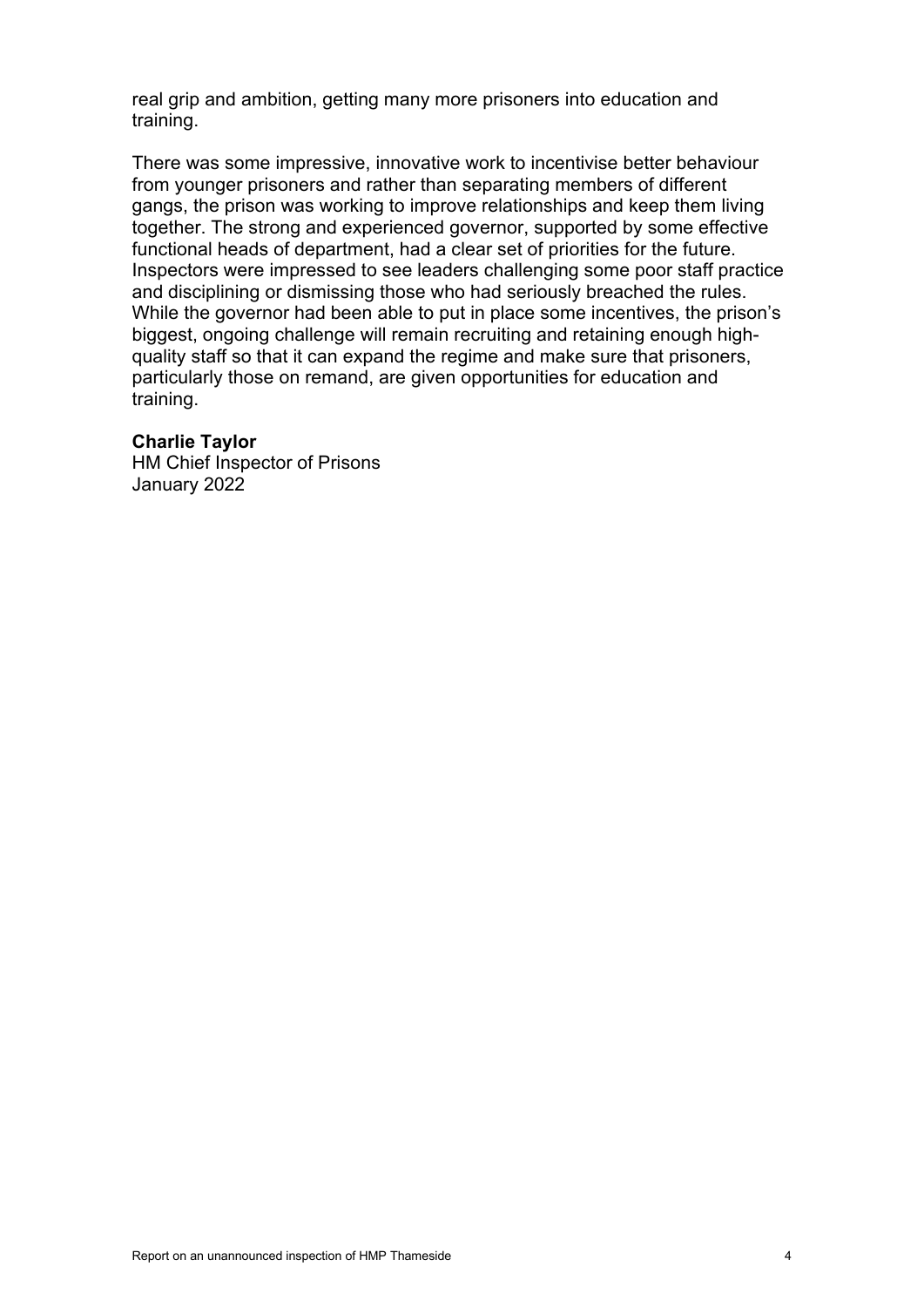real grip and ambition, getting many more prisoners into education and training.

There was some impressive, innovative work to incentivise better behaviour from younger prisoners and rather than separating members of different gangs, the prison was working to improve relationships and keep them living together. The strong and experienced governor, supported by some effective functional heads of department, had a clear set of priorities for the future. Inspectors were impressed to see leaders challenging some poor staff practice and disciplining or dismissing those who had seriously breached the rules. While the governor had been able to put in place some incentives, the prison's biggest, ongoing challenge will remain recruiting and retaining enough high-quality staff so that it can expand the regime and make sure that prisoners, particularly those on remand, are given opportunities for education and training.

**Charlie Taylor**
HM Chief Inspector of Prisons
January 2022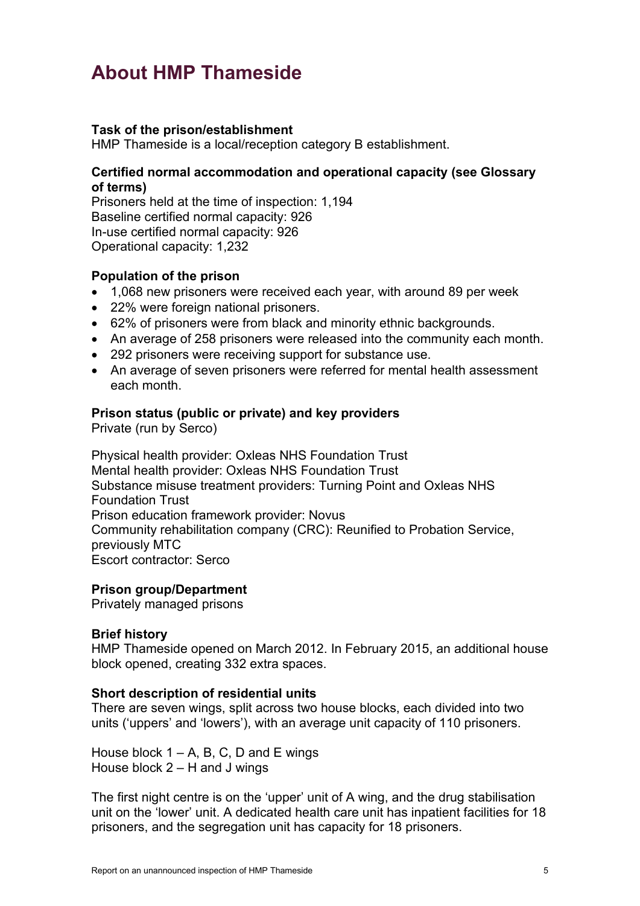# About HMP Thameside

**Task of the prison/establishment**

HMP Thameside is a local/reception category B establishment.

**Certified normal accommodation and operational capacity (see Glossary of terms)**

Prisoners held at the time of inspection: 1,194
Baseline certified normal capacity: 926
In-use certified normal capacity: 926
Operational capacity: 1,232

**Population of the prison**

- 1,068 new prisoners were received each year, with around 89 per week
- 22% were foreign national prisoners.
- 62% of prisoners were from black and minority ethnic backgrounds.
- An average of 258 prisoners were released into the community each month.
- 292 prisoners were receiving support for substance use.
- An average of seven prisoners were referred for mental health assessment each month.

**Prison status (public or private) and key providers**

Private (run by Serco)

Physical health provider: Oxleas NHS Foundation Trust
Mental health provider: Oxleas NHS Foundation Trust
Substance misuse treatment providers: Turning Point and Oxleas NHS Foundation Trust
Prison education framework provider: Novus
Community rehabilitation company (CRC): Reunified to Probation Service, previously MTC
Escort contractor: Serco

**Prison group/Department**

Privately managed prisons

**Brief history**

HMP Thameside opened on March 2012. In February 2015, an additional house block opened, creating 332 extra spaces.

**Short description of residential units**

There are seven wings, split across two house blocks, each divided into two units ('uppers' and 'lowers'), with an average unit capacity of 110 prisoners.

House block 1 – A, B, C, D and E wings
House block 2 – H and J wings

The first night centre is on the 'upper' unit of A wing, and the drug stabilisation unit on the 'lower' unit. A dedicated health care unit has inpatient facilities for 18 prisoners, and the segregation unit has capacity for 18 prisoners.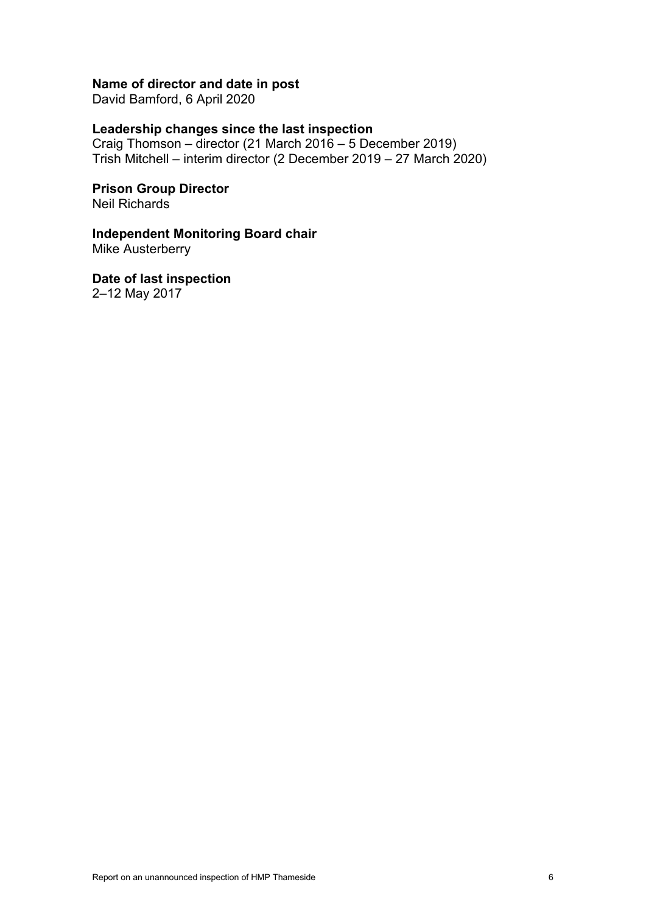**Name of director and date in post**
David Bamford, 6 April 2020

**Leadership changes since the last inspection**
Craig Thomson – director (21 March 2016 – 5 December 2019)
Trish Mitchell – interim director (2 December 2019 – 27 March 2020)

**Prison Group Director**
Neil Richards

**Independent Monitoring Board chair**
Mike Austerberry

**Date of last inspection**
2–12 May 2017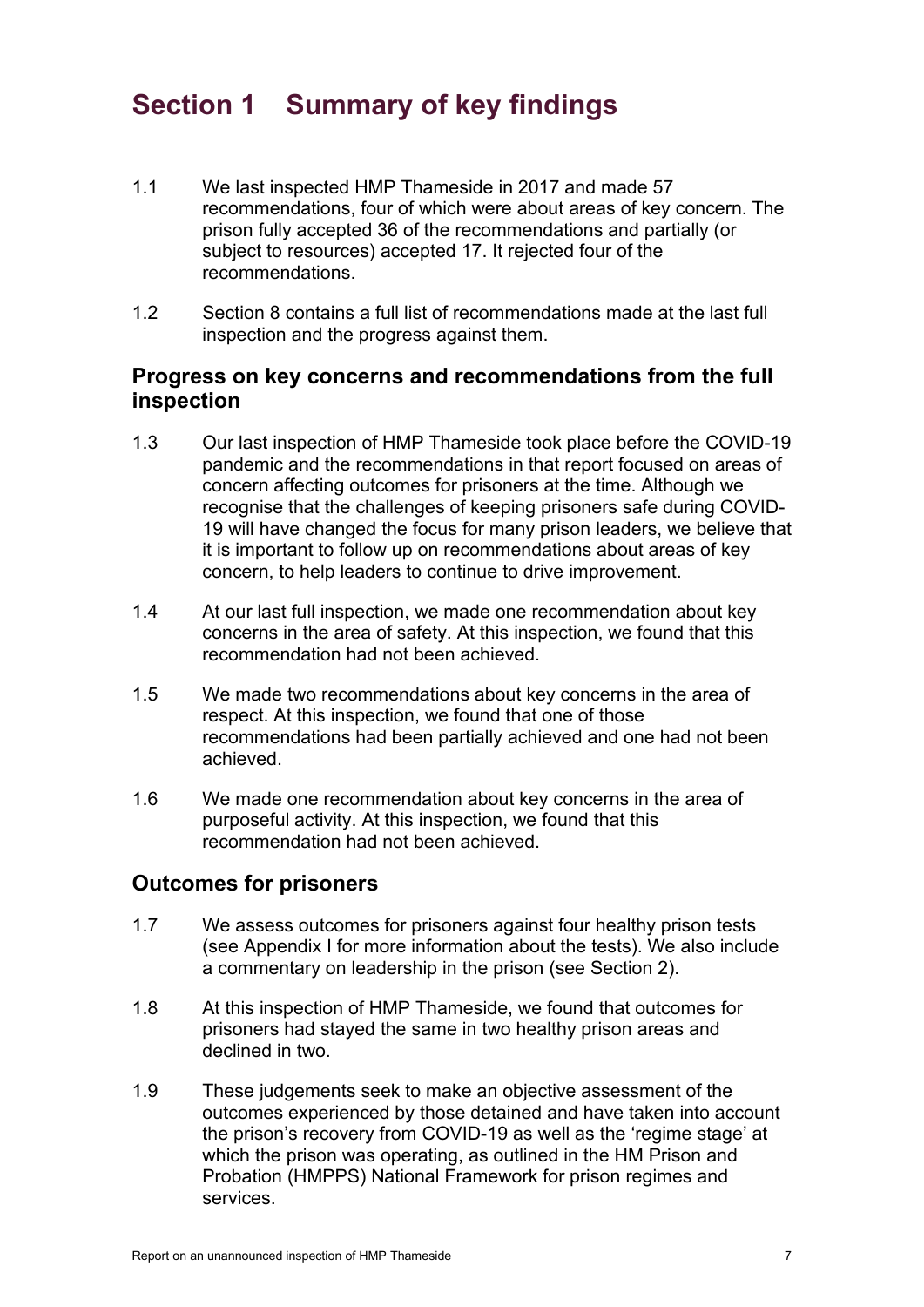# Section 1 Summary of key findings

1.1 We last inspected HMP Thameside in 2017 and made 57 recommendations, four of which were about areas of key concern. The prison fully accepted 36 of the recommendations and partially (or subject to resources) accepted 17. It rejected four of the recommendations.

1.2 Section 8 contains a full list of recommendations made at the last full inspection and the progress against them.

## Progress on key concerns and recommendations from the full inspection

1.3 Our last inspection of HMP Thameside took place before the COVID-19 pandemic and the recommendations in that report focused on areas of concern affecting outcomes for prisoners at the time. Although we recognise that the challenges of keeping prisoners safe during COVID-19 will have changed the focus for many prison leaders, we believe that it is important to follow up on recommendations about areas of key concern, to help leaders to continue to drive improvement.

1.4 At our last full inspection, we made one recommendation about key concerns in the area of safety. At this inspection, we found that this recommendation had not been achieved.

1.5 We made two recommendations about key concerns in the area of respect. At this inspection, we found that one of those recommendations had been partially achieved and one had not been achieved.

1.6 We made one recommendation about key concerns in the area of purposeful activity. At this inspection, we found that this recommendation had not been achieved.

## Outcomes for prisoners

1.7 We assess outcomes for prisoners against four healthy prison tests (see Appendix I for more information about the tests). We also include a commentary on leadership in the prison (see Section 2).

1.8 At this inspection of HMP Thameside, we found that outcomes for prisoners had stayed the same in two healthy prison areas and declined in two.

1.9 These judgements seek to make an objective assessment of the outcomes experienced by those detained and have taken into account the prison's recovery from COVID-19 as well as the 'regime stage' at which the prison was operating, as outlined in the HM Prison and Probation (HMPPS) National Framework for prison regimes and services.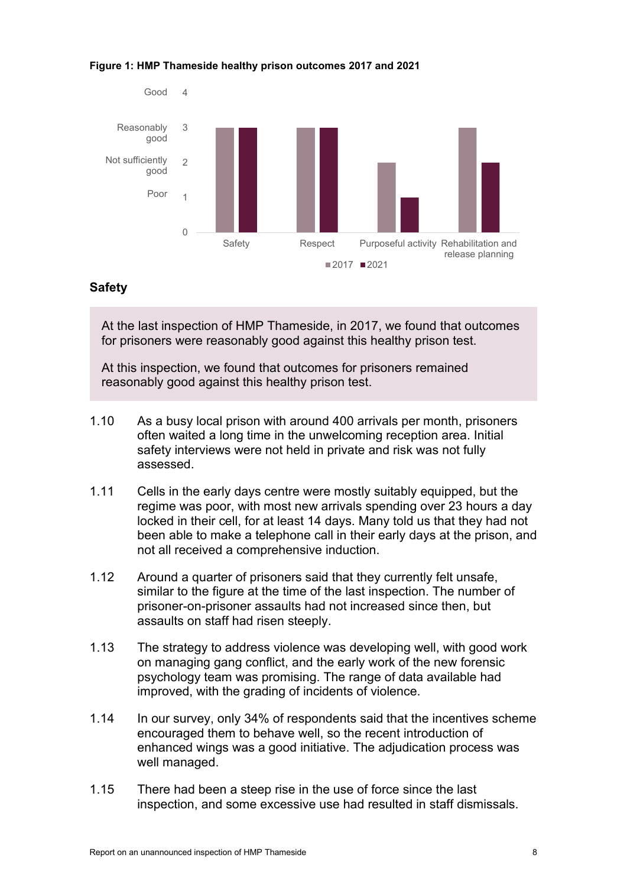**Figure 1: HMP Thameside healthy prison outcomes 2017 and 2021**

| Healthy prison test | 2017 | 2021 |
| --- | --- | --- |
| Safety | Reasonably good (3) | Reasonably good (3) |
| Respect | Reasonably good (3) | Reasonably good (3) |
| Purposeful activity | Not sufficiently good (2) | Poor (1) |
| Rehabilitation and release planning | Reasonably good (3) | Not sufficiently good (2) |

## Safety

At the last inspection of HMP Thameside, in 2017, we found that outcomes for prisoners were reasonably good against this healthy prison test.

At this inspection, we found that outcomes for prisoners remained reasonably good against this healthy prison test.

1.10 As a busy local prison with around 400 arrivals per month, prisoners often waited a long time in the unwelcoming reception area. Initial safety interviews were not held in private and risk was not fully assessed.

1.11 Cells in the early days centre were mostly suitably equipped, but the regime was poor, with most new arrivals spending over 23 hours a day locked in their cell, for at least 14 days. Many told us that they had not been able to make a telephone call in their early days at the prison, and not all received a comprehensive induction.

1.12 Around a quarter of prisoners said that they currently felt unsafe, similar to the figure at the time of the last inspection. The number of prisoner-on-prisoner assaults had not increased since then, but assaults on staff had risen steeply.

1.13 The strategy to address violence was developing well, with good work on managing gang conflict, and the early work of the new forensic psychology team was promising. The range of data available had improved, with the grading of incidents of violence.

1.14 In our survey, only 34% of respondents said that the incentives scheme encouraged them to behave well, so the recent introduction of enhanced wings was a good initiative. The adjudication process was well managed.

1.15 There had been a steep rise in the use of force since the last inspection, and some excessive use had resulted in staff dismissals.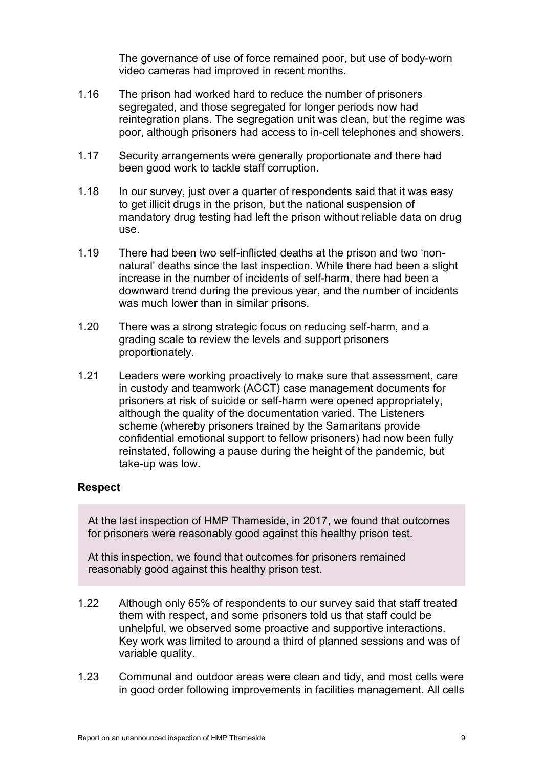The governance of use of force remained poor, but use of body-worn video cameras had improved in recent months.

1.16 The prison had worked hard to reduce the number of prisoners segregated, and those segregated for longer periods now had reintegration plans. The segregation unit was clean, but the regime was poor, although prisoners had access to in-cell telephones and showers.

1.17 Security arrangements were generally proportionate and there had been good work to tackle staff corruption.

1.18 In our survey, just over a quarter of respondents said that it was easy to get illicit drugs in the prison, but the national suspension of mandatory drug testing had left the prison without reliable data on drug use.

1.19 There had been two self-inflicted deaths at the prison and two 'non-natural' deaths since the last inspection. While there had been a slight increase in the number of incidents of self-harm, there had been a downward trend during the previous year, and the number of incidents was much lower than in similar prisons.

1.20 There was a strong strategic focus on reducing self-harm, and a grading scale to review the levels and support prisoners proportionately.

1.21 Leaders were working proactively to make sure that assessment, care in custody and teamwork (ACCT) case management documents for prisoners at risk of suicide or self-harm were opened appropriately, although the quality of the documentation varied. The Listeners scheme (whereby prisoners trained by the Samaritans provide confidential emotional support to fellow prisoners) had now been fully reinstated, following a pause during the height of the pandemic, but take-up was low.

**Respect**

At the last inspection of HMP Thameside, in 2017, we found that outcomes for prisoners were reasonably good against this healthy prison test.

At this inspection, we found that outcomes for prisoners remained reasonably good against this healthy prison test.

1.22 Although only 65% of respondents to our survey said that staff treated them with respect, and some prisoners told us that staff could be unhelpful, we observed some proactive and supportive interactions. Key work was limited to around a third of planned sessions and was of variable quality.

1.23 Communal and outdoor areas were clean and tidy, and most cells were in good order following improvements in facilities management. All cells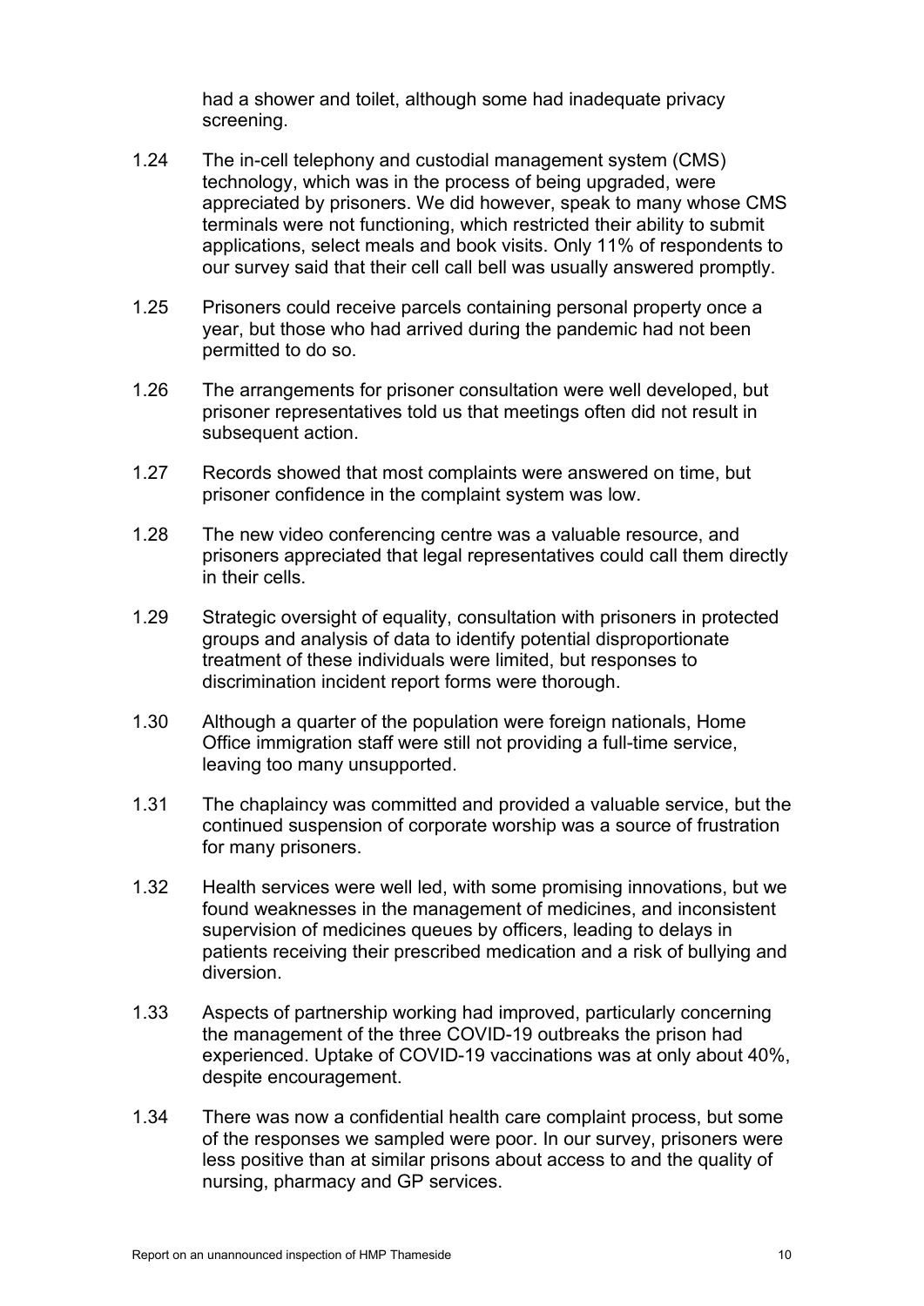had a shower and toilet, although some had inadequate privacy screening.

1.24 The in-cell telephony and custodial management system (CMS) technology, which was in the process of being upgraded, were appreciated by prisoners. We did however, speak to many whose CMS terminals were not functioning, which restricted their ability to submit applications, select meals and book visits. Only 11% of respondents to our survey said that their cell call bell was usually answered promptly.

1.25 Prisoners could receive parcels containing personal property once a year, but those who had arrived during the pandemic had not been permitted to do so.

1.26 The arrangements for prisoner consultation were well developed, but prisoner representatives told us that meetings often did not result in subsequent action.

1.27 Records showed that most complaints were answered on time, but prisoner confidence in the complaint system was low.

1.28 The new video conferencing centre was a valuable resource, and prisoners appreciated that legal representatives could call them directly in their cells.

1.29 Strategic oversight of equality, consultation with prisoners in protected groups and analysis of data to identify potential disproportionate treatment of these individuals were limited, but responses to discrimination incident report forms were thorough.

1.30 Although a quarter of the population were foreign nationals, Home Office immigration staff were still not providing a full-time service, leaving too many unsupported.

1.31 The chaplaincy was committed and provided a valuable service, but the continued suspension of corporate worship was a source of frustration for many prisoners.

1.32 Health services were well led, with some promising innovations, but we found weaknesses in the management of medicines, and inconsistent supervision of medicines queues by officers, leading to delays in patients receiving their prescribed medication and a risk of bullying and diversion.

1.33 Aspects of partnership working had improved, particularly concerning the management of the three COVID-19 outbreaks the prison had experienced. Uptake of COVID-19 vaccinations was at only about 40%, despite encouragement.

1.34 There was now a confidential health care complaint process, but some of the responses we sampled were poor. In our survey, prisoners were less positive than at similar prisons about access to and the quality of nursing, pharmacy and GP services.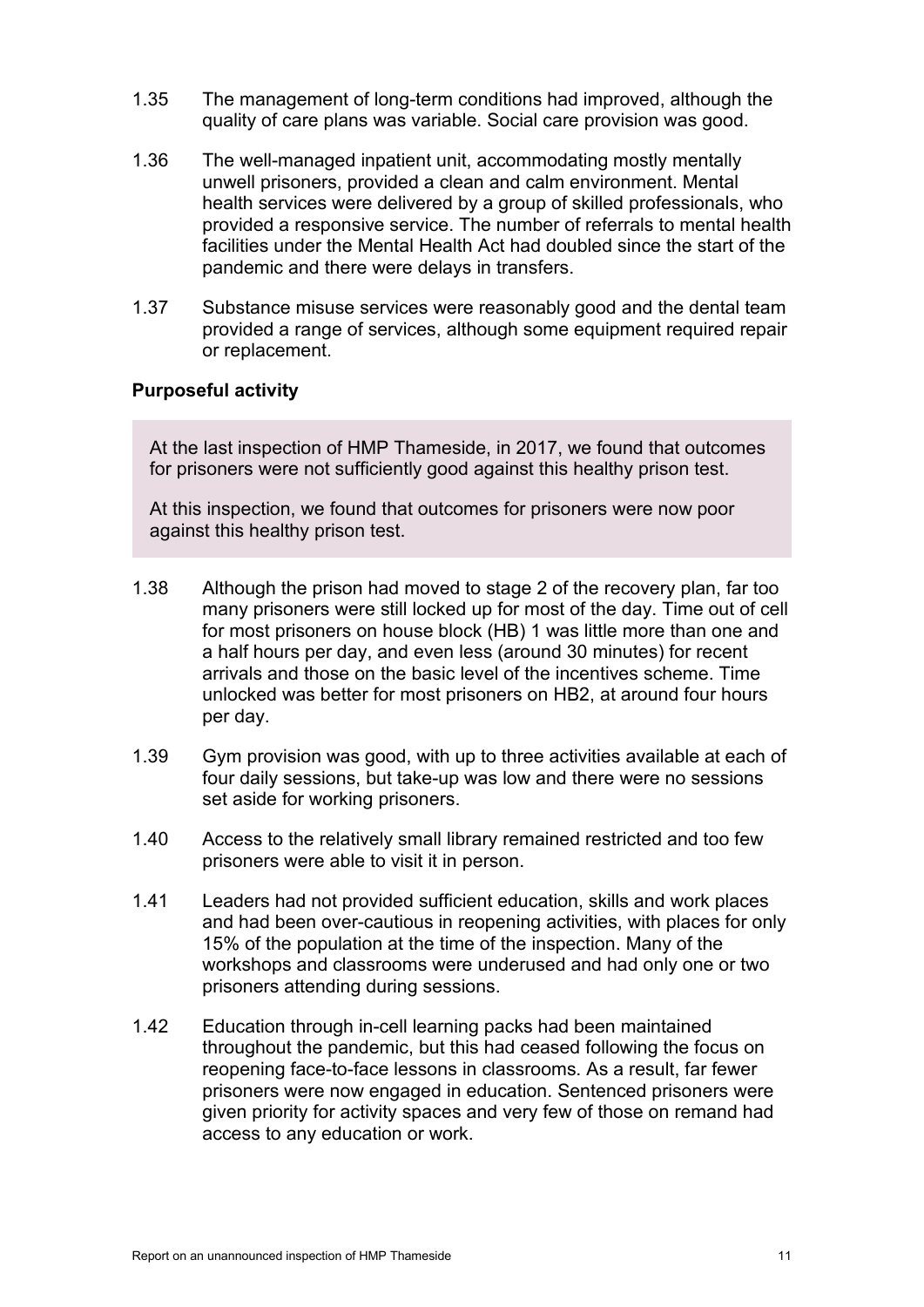1.35 The management of long-term conditions had improved, although the quality of care plans was variable. Social care provision was good.

1.36 The well-managed inpatient unit, accommodating mostly mentally unwell prisoners, provided a clean and calm environment. Mental health services were delivered by a group of skilled professionals, who provided a responsive service. The number of referrals to mental health facilities under the Mental Health Act had doubled since the start of the pandemic and there were delays in transfers.

1.37 Substance misuse services were reasonably good and the dental team provided a range of services, although some equipment required repair or replacement.

**Purposeful activity**

> At the last inspection of HMP Thameside, in 2017, we found that outcomes for prisoners were not sufficiently good against this healthy prison test.
>
> At this inspection, we found that outcomes for prisoners were now poor against this healthy prison test.

1.38 Although the prison had moved to stage 2 of the recovery plan, far too many prisoners were still locked up for most of the day. Time out of cell for most prisoners on house block (HB) 1 was little more than one and a half hours per day, and even less (around 30 minutes) for recent arrivals and those on the basic level of the incentives scheme. Time unlocked was better for most prisoners on HB2, at around four hours per day.

1.39 Gym provision was good, with up to three activities available at each of four daily sessions, but take-up was low and there were no sessions set aside for working prisoners.

1.40 Access to the relatively small library remained restricted and too few prisoners were able to visit it in person.

1.41 Leaders had not provided sufficient education, skills and work places and had been over-cautious in reopening activities, with places for only 15% of the population at the time of the inspection. Many of the workshops and classrooms were underused and had only one or two prisoners attending during sessions.

1.42 Education through in-cell learning packs had been maintained throughout the pandemic, but this had ceased following the focus on reopening face-to-face lessons in classrooms. As a result, far fewer prisoners were now engaged in education. Sentenced prisoners were given priority for activity spaces and very few of those on remand had access to any education or work.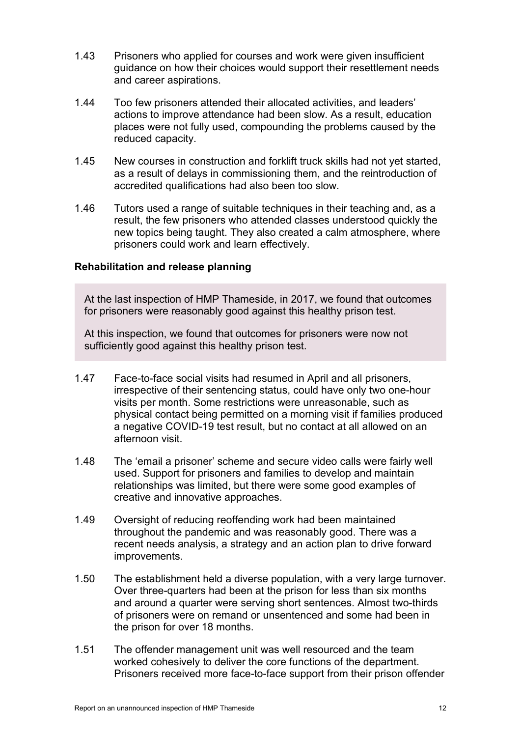1.43 Prisoners who applied for courses and work were given insufficient guidance on how their choices would support their resettlement needs and career aspirations.

1.44 Too few prisoners attended their allocated activities, and leaders' actions to improve attendance had been slow. As a result, education places were not fully used, compounding the problems caused by the reduced capacity.

1.45 New courses in construction and forklift truck skills had not yet started, as a result of delays in commissioning them, and the reintroduction of accredited qualifications had also been too slow.

1.46 Tutors used a range of suitable techniques in their teaching and, as a result, the few prisoners who attended classes understood quickly the new topics being taught. They also created a calm atmosphere, where prisoners could work and learn effectively.

**Rehabilitation and release planning**

> At the last inspection of HMP Thameside, in 2017, we found that outcomes for prisoners were reasonably good against this healthy prison test.
>
> At this inspection, we found that outcomes for prisoners were now not sufficiently good against this healthy prison test.

1.47 Face-to-face social visits had resumed in April and all prisoners, irrespective of their sentencing status, could have only two one-hour visits per month. Some restrictions were unreasonable, such as physical contact being permitted on a morning visit if families produced a negative COVID-19 test result, but no contact at all allowed on an afternoon visit.

1.48 The 'email a prisoner' scheme and secure video calls were fairly well used. Support for prisoners and families to develop and maintain relationships was limited, but there were some good examples of creative and innovative approaches.

1.49 Oversight of reducing reoffending work had been maintained throughout the pandemic and was reasonably good. There was a recent needs analysis, a strategy and an action plan to drive forward improvements.

1.50 The establishment held a diverse population, with a very large turnover. Over three-quarters had been at the prison for less than six months and around a quarter were serving short sentences. Almost two-thirds of prisoners were on remand or unsentenced and some had been in the prison for over 18 months.

1.51 The offender management unit was well resourced and the team worked cohesively to deliver the core functions of the department. Prisoners received more face-to-face support from their prison offender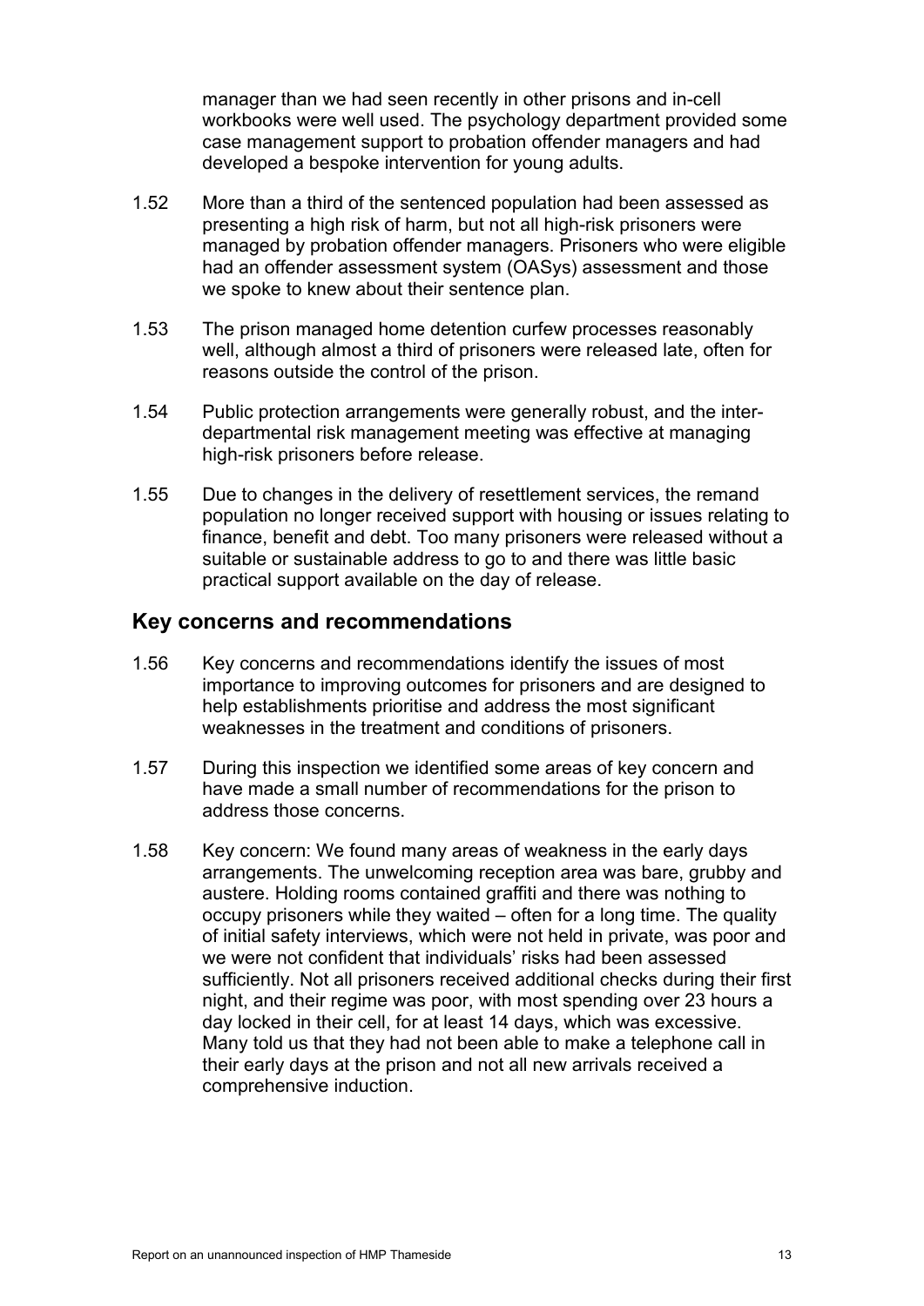manager than we had seen recently in other prisons and in-cell workbooks were well used. The psychology department provided some case management support to probation offender managers and had developed a bespoke intervention for young adults.

1.52 More than a third of the sentenced population had been assessed as presenting a high risk of harm, but not all high-risk prisoners were managed by probation offender managers. Prisoners who were eligible had an offender assessment system (OASys) assessment and those we spoke to knew about their sentence plan.

1.53 The prison managed home detention curfew processes reasonably well, although almost a third of prisoners were released late, often for reasons outside the control of the prison.

1.54 Public protection arrangements were generally robust, and the inter-departmental risk management meeting was effective at managing high-risk prisoners before release.

1.55 Due to changes in the delivery of resettlement services, the remand population no longer received support with housing or issues relating to finance, benefit and debt. Too many prisoners were released without a suitable or sustainable address to go to and there was little basic practical support available on the day of release.

## Key concerns and recommendations

1.56 Key concerns and recommendations identify the issues of most importance to improving outcomes for prisoners and are designed to help establishments prioritise and address the most significant weaknesses in the treatment and conditions of prisoners.

1.57 During this inspection we identified some areas of key concern and have made a small number of recommendations for the prison to address those concerns.

1.58 Key concern: We found many areas of weakness in the early days arrangements. The unwelcoming reception area was bare, grubby and austere. Holding rooms contained graffiti and there was nothing to occupy prisoners while they waited – often for a long time. The quality of initial safety interviews, which were not held in private, was poor and we were not confident that individuals' risks had been assessed sufficiently. Not all prisoners received additional checks during their first night, and their regime was poor, with most spending over 23 hours a day locked in their cell, for at least 14 days, which was excessive. Many told us that they had not been able to make a telephone call in their early days at the prison and not all new arrivals received a comprehensive induction.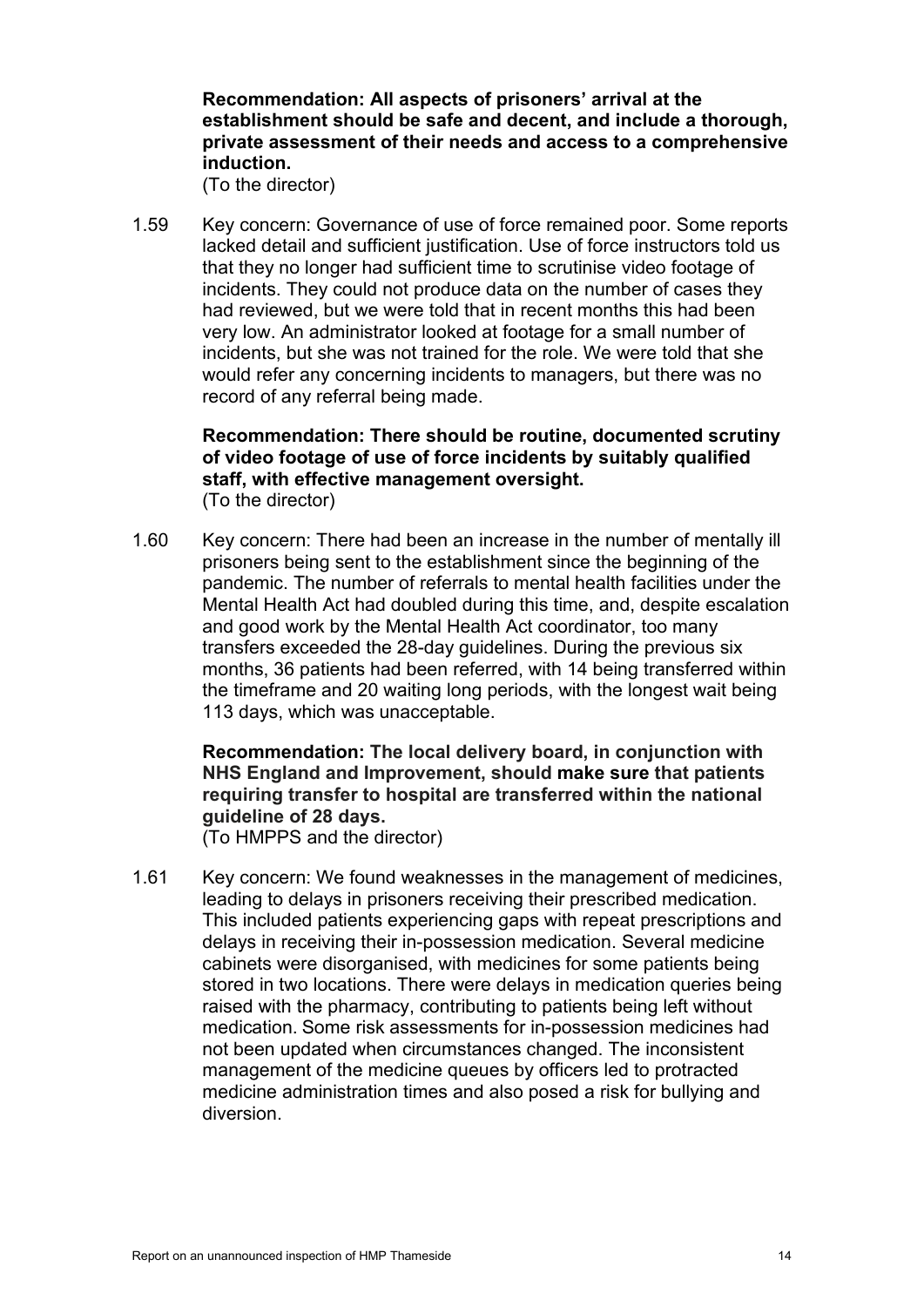**Recommendation: All aspects of prisoners' arrival at the establishment should be safe and decent, and include a thorough, private assessment of their needs and access to a comprehensive induction.**
(To the director)

1.59 Key concern: Governance of use of force remained poor. Some reports lacked detail and sufficient justification. Use of force instructors told us that they no longer had sufficient time to scrutinise video footage of incidents. They could not produce data on the number of cases they had reviewed, but we were told that in recent months this had been very low. An administrator looked at footage for a small number of incidents, but she was not trained for the role. We were told that she would refer any concerning incidents to managers, but there was no record of any referral being made.

**Recommendation: There should be routine, documented scrutiny of video footage of use of force incidents by suitably qualified staff, with effective management oversight.**
(To the director)

1.60 Key concern: There had been an increase in the number of mentally ill prisoners being sent to the establishment since the beginning of the pandemic. The number of referrals to mental health facilities under the Mental Health Act had doubled during this time, and, despite escalation and good work by the Mental Health Act coordinator, too many transfers exceeded the 28-day guidelines. During the previous six months, 36 patients had been referred, with 14 being transferred within the timeframe and 20 waiting long periods, with the longest wait being 113 days, which was unacceptable.

**Recommendation: The local delivery board, in conjunction with NHS England and Improvement, should make sure that patients requiring transfer to hospital are transferred within the national guideline of 28 days.**
(To HMPPS and the director)

1.61 Key concern: We found weaknesses in the management of medicines, leading to delays in prisoners receiving their prescribed medication. This included patients experiencing gaps with repeat prescriptions and delays in receiving their in-possession medication. Several medicine cabinets were disorganised, with medicines for some patients being stored in two locations. There were delays in medication queries being raised with the pharmacy, contributing to patients being left without medication. Some risk assessments for in-possession medicines had not been updated when circumstances changed. The inconsistent management of the medicine queues by officers led to protracted medicine administration times and also posed a risk for bullying and diversion.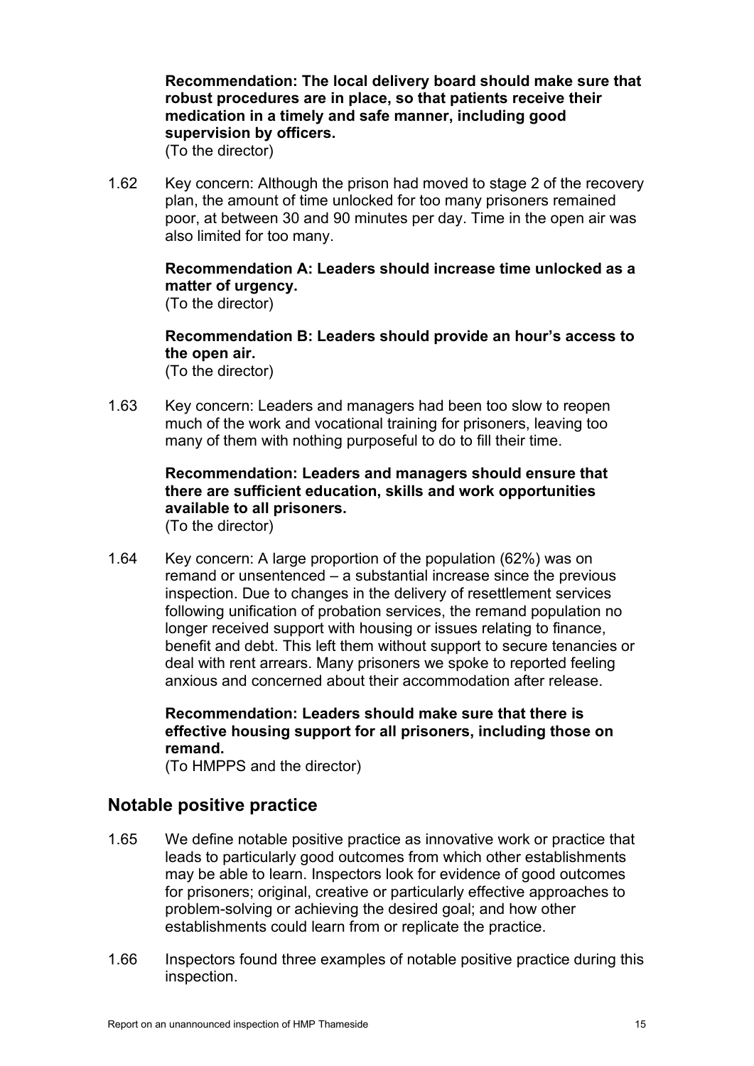**Recommendation: The local delivery board should make sure that robust procedures are in place, so that patients receive their medication in a timely and safe manner, including good supervision by officers.**
(To the director)

1.62 Key concern: Although the prison had moved to stage 2 of the recovery plan, the amount of time unlocked for too many prisoners remained poor, at between 30 and 90 minutes per day. Time in the open air was also limited for too many.

**Recommendation A: Leaders should increase time unlocked as a matter of urgency.**
(To the director)

**Recommendation B: Leaders should provide an hour's access to the open air.**
(To the director)

1.63 Key concern: Leaders and managers had been too slow to reopen much of the work and vocational training for prisoners, leaving too many of them with nothing purposeful to do to fill their time.

**Recommendation: Leaders and managers should ensure that there are sufficient education, skills and work opportunities available to all prisoners.**
(To the director)

1.64 Key concern: A large proportion of the population (62%) was on remand or unsentenced – a substantial increase since the previous inspection. Due to changes in the delivery of resettlement services following unification of probation services, the remand population no longer received support with housing or issues relating to finance, benefit and debt. This left them without support to secure tenancies or deal with rent arrears. Many prisoners we spoke to reported feeling anxious and concerned about their accommodation after release.

**Recommendation: Leaders should make sure that there is effective housing support for all prisoners, including those on remand.**
(To HMPPS and the director)

## Notable positive practice

1.65 We define notable positive practice as innovative work or practice that leads to particularly good outcomes from which other establishments may be able to learn. Inspectors look for evidence of good outcomes for prisoners; original, creative or particularly effective approaches to problem-solving or achieving the desired goal; and how other establishments could learn from or replicate the practice.

1.66 Inspectors found three examples of notable positive practice during this inspection.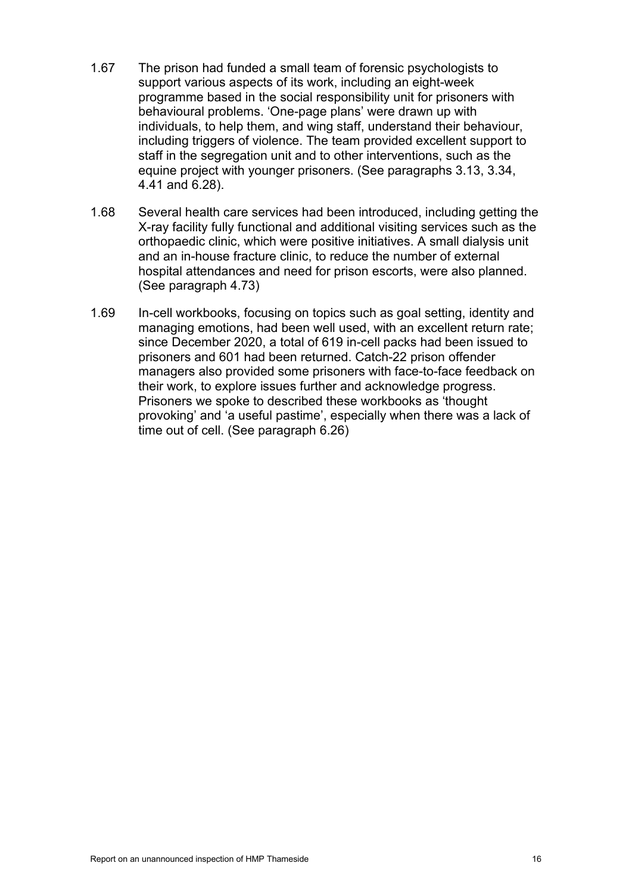1.67 The prison had funded a small team of forensic psychologists to support various aspects of its work, including an eight-week programme based in the social responsibility unit for prisoners with behavioural problems. 'One-page plans' were drawn up with individuals, to help them, and wing staff, understand their behaviour, including triggers of violence. The team provided excellent support to staff in the segregation unit and to other interventions, such as the equine project with younger prisoners. (See paragraphs 3.13, 3.34, 4.41 and 6.28).

1.68 Several health care services had been introduced, including getting the X-ray facility fully functional and additional visiting services such as the orthopaedic clinic, which were positive initiatives. A small dialysis unit and an in-house fracture clinic, to reduce the number of external hospital attendances and need for prison escorts, were also planned. (See paragraph 4.73)

1.69 In-cell workbooks, focusing on topics such as goal setting, identity and managing emotions, had been well used, with an excellent return rate; since December 2020, a total of 619 in-cell packs had been issued to prisoners and 601 had been returned. Catch-22 prison offender managers also provided some prisoners with face-to-face feedback on their work, to explore issues further and acknowledge progress. Prisoners we spoke to described these workbooks as 'thought provoking' and 'a useful pastime', especially when there was a lack of time out of cell. (See paragraph 6.26)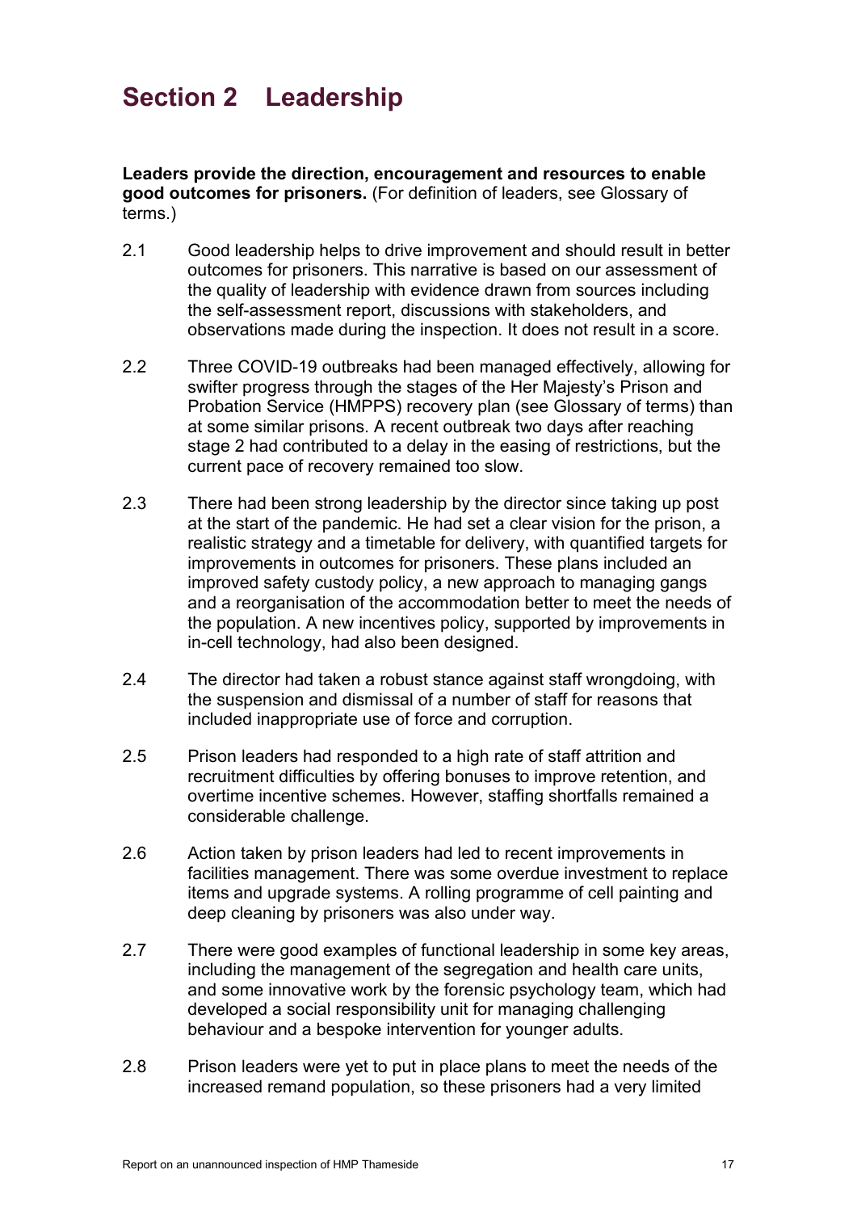# Section 2 Leadership

**Leaders provide the direction, encouragement and resources to enable good outcomes for prisoners.** (For definition of leaders, see Glossary of terms.)

2.1 Good leadership helps to drive improvement and should result in better outcomes for prisoners. This narrative is based on our assessment of the quality of leadership with evidence drawn from sources including the self-assessment report, discussions with stakeholders, and observations made during the inspection. It does not result in a score.

2.2 Three COVID-19 outbreaks had been managed effectively, allowing for swifter progress through the stages of the Her Majesty's Prison and Probation Service (HMPPS) recovery plan (see Glossary of terms) than at some similar prisons. A recent outbreak two days after reaching stage 2 had contributed to a delay in the easing of restrictions, but the current pace of recovery remained too slow.

2.3 There had been strong leadership by the director since taking up post at the start of the pandemic. He had set a clear vision for the prison, a realistic strategy and a timetable for delivery, with quantified targets for improvements in outcomes for prisoners. These plans included an improved safety custody policy, a new approach to managing gangs and a reorganisation of the accommodation better to meet the needs of the population. A new incentives policy, supported by improvements in in-cell technology, had also been designed.

2.4 The director had taken a robust stance against staff wrongdoing, with the suspension and dismissal of a number of staff for reasons that included inappropriate use of force and corruption.

2.5 Prison leaders had responded to a high rate of staff attrition and recruitment difficulties by offering bonuses to improve retention, and overtime incentive schemes. However, staffing shortfalls remained a considerable challenge.

2.6 Action taken by prison leaders had led to recent improvements in facilities management. There was some overdue investment to replace items and upgrade systems. A rolling programme of cell painting and deep cleaning by prisoners was also under way.

2.7 There were good examples of functional leadership in some key areas, including the management of the segregation and health care units, and some innovative work by the forensic psychology team, which had developed a social responsibility unit for managing challenging behaviour and a bespoke intervention for younger adults.

2.8 Prison leaders were yet to put in place plans to meet the needs of the increased remand population, so these prisoners had a very limited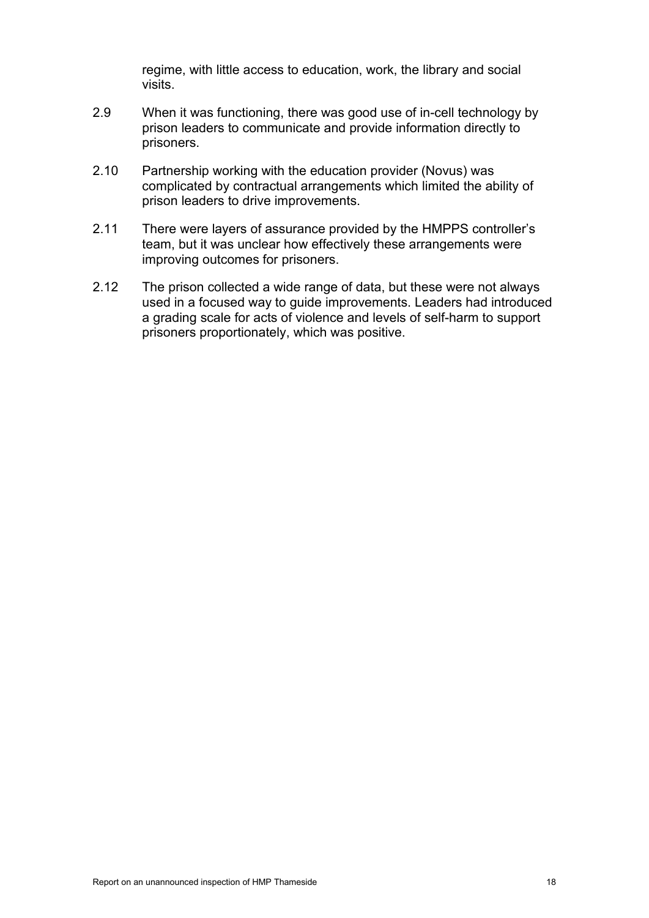regime, with little access to education, work, the library and social visits.

2.9 When it was functioning, there was good use of in-cell technology by prison leaders to communicate and provide information directly to prisoners.

2.10 Partnership working with the education provider (Novus) was complicated by contractual arrangements which limited the ability of prison leaders to drive improvements.

2.11 There were layers of assurance provided by the HMPPS controller's team, but it was unclear how effectively these arrangements were improving outcomes for prisoners.

2.12 The prison collected a wide range of data, but these were not always used in a focused way to guide improvements. Leaders had introduced a grading scale for acts of violence and levels of self-harm to support prisoners proportionately, which was positive.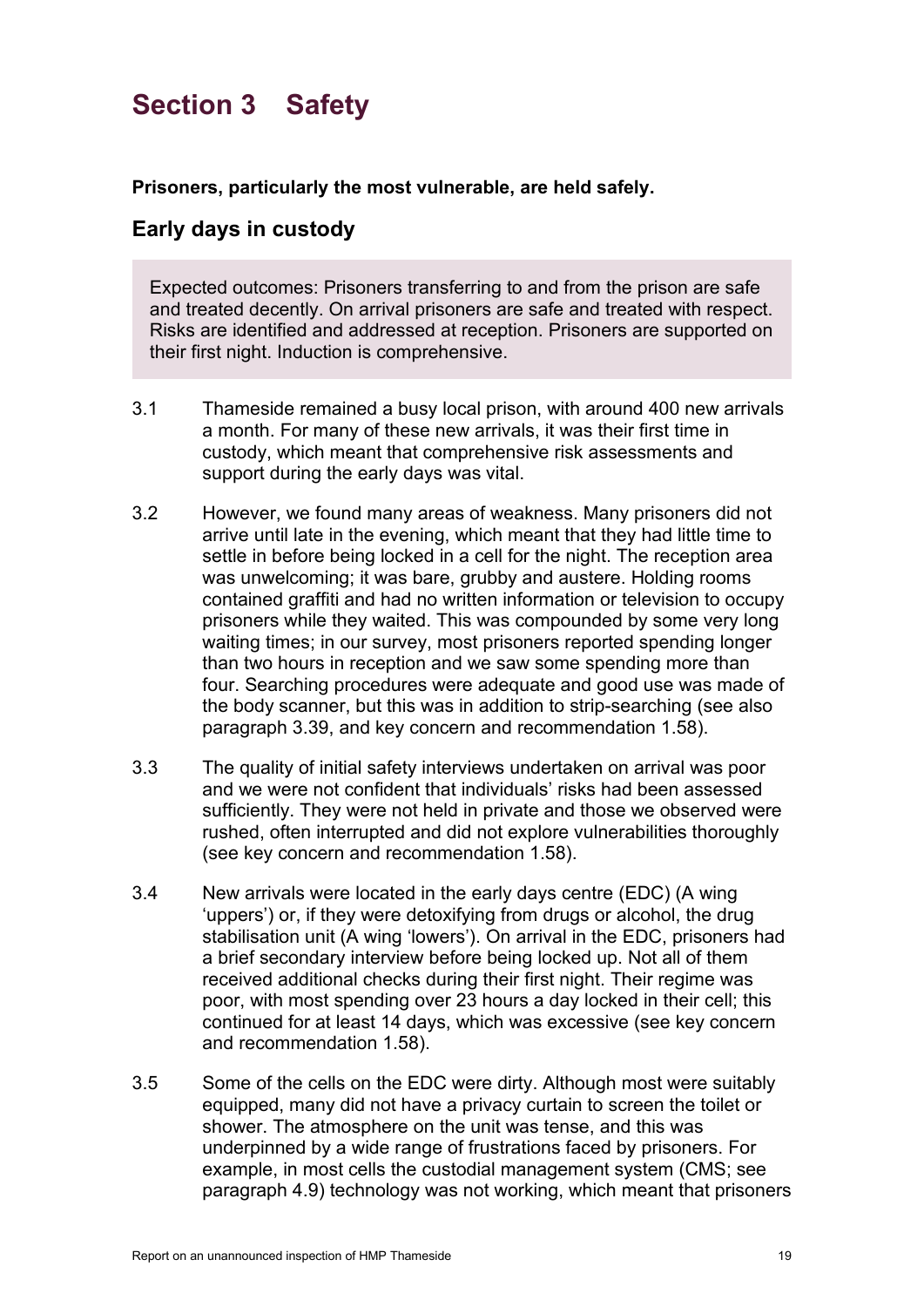# Section 3 Safety

**Prisoners, particularly the most vulnerable, are held safely.**

## Early days in custody

> Expected outcomes: Prisoners transferring to and from the prison are safe and treated decently. On arrival prisoners are safe and treated with respect. Risks are identified and addressed at reception. Prisoners are supported on their first night. Induction is comprehensive.

3.1 Thameside remained a busy local prison, with around 400 new arrivals a month. For many of these new arrivals, it was their first time in custody, which meant that comprehensive risk assessments and support during the early days was vital.

3.2 However, we found many areas of weakness. Many prisoners did not arrive until late in the evening, which meant that they had little time to settle in before being locked in a cell for the night. The reception area was unwelcoming; it was bare, grubby and austere. Holding rooms contained graffiti and had no written information or television to occupy prisoners while they waited. This was compounded by some very long waiting times; in our survey, most prisoners reported spending longer than two hours in reception and we saw some spending more than four. Searching procedures were adequate and good use was made of the body scanner, but this was in addition to strip-searching (see also paragraph 3.39, and key concern and recommendation 1.58).

3.3 The quality of initial safety interviews undertaken on arrival was poor and we were not confident that individuals' risks had been assessed sufficiently. They were not held in private and those we observed were rushed, often interrupted and did not explore vulnerabilities thoroughly (see key concern and recommendation 1.58).

3.4 New arrivals were located in the early days centre (EDC) (A wing 'uppers') or, if they were detoxifying from drugs or alcohol, the drug stabilisation unit (A wing 'lowers'). On arrival in the EDC, prisoners had a brief secondary interview before being locked up. Not all of them received additional checks during their first night. Their regime was poor, with most spending over 23 hours a day locked in their cell; this continued for at least 14 days, which was excessive (see key concern and recommendation 1.58).

3.5 Some of the cells on the EDC were dirty. Although most were suitably equipped, many did not have a privacy curtain to screen the toilet or shower. The atmosphere on the unit was tense, and this was underpinned by a wide range of frustrations faced by prisoners. For example, in most cells the custodial management system (CMS; see paragraph 4.9) technology was not working, which meant that prisoners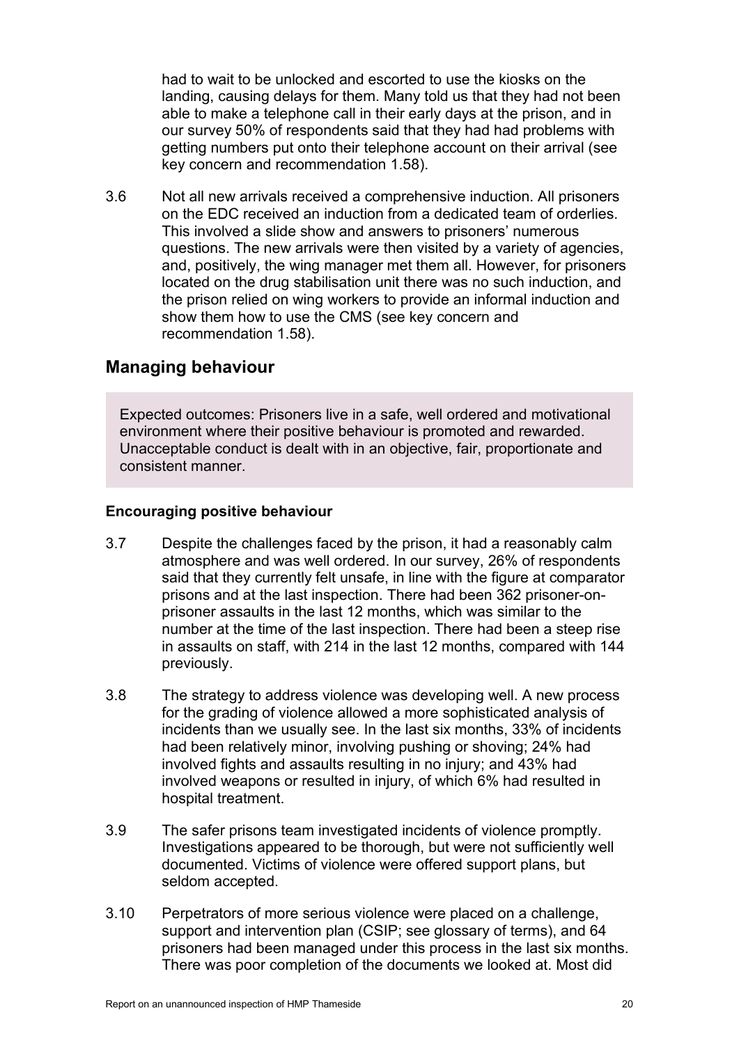had to wait to be unlocked and escorted to use the kiosks on the landing, causing delays for them. Many told us that they had not been able to make a telephone call in their early days at the prison, and in our survey 50% of respondents said that they had had problems with getting numbers put onto their telephone account on their arrival (see key concern and recommendation 1.58).

3.6 Not all new arrivals received a comprehensive induction. All prisoners on the EDC received an induction from a dedicated team of orderlies. This involved a slide show and answers to prisoners' numerous questions. The new arrivals were then visited by a variety of agencies, and, positively, the wing manager met them all. However, for prisoners located on the drug stabilisation unit there was no such induction, and the prison relied on wing workers to provide an informal induction and show them how to use the CMS (see key concern and recommendation 1.58).

## Managing behaviour

> Expected outcomes: Prisoners live in a safe, well ordered and motivational environment where their positive behaviour is promoted and rewarded. Unacceptable conduct is dealt with in an objective, fair, proportionate and consistent manner.

### Encouraging positive behaviour

3.7 Despite the challenges faced by the prison, it had a reasonably calm atmosphere and was well ordered. In our survey, 26% of respondents said that they currently felt unsafe, in line with the figure at comparator prisons and at the last inspection. There had been 362 prisoner-on-prisoner assaults in the last 12 months, which was similar to the number at the time of the last inspection. There had been a steep rise in assaults on staff, with 214 in the last 12 months, compared with 144 previously.

3.8 The strategy to address violence was developing well. A new process for the grading of violence allowed a more sophisticated analysis of incidents than we usually see. In the last six months, 33% of incidents had been relatively minor, involving pushing or shoving; 24% had involved fights and assaults resulting in no injury; and 43% had involved weapons or resulted in injury, of which 6% had resulted in hospital treatment.

3.9 The safer prisons team investigated incidents of violence promptly. Investigations appeared to be thorough, but were not sufficiently well documented. Victims of violence were offered support plans, but seldom accepted.

3.10 Perpetrators of more serious violence were placed on a challenge, support and intervention plan (CSIP; see glossary of terms), and 64 prisoners had been managed under this process in the last six months. There was poor completion of the documents we looked at. Most did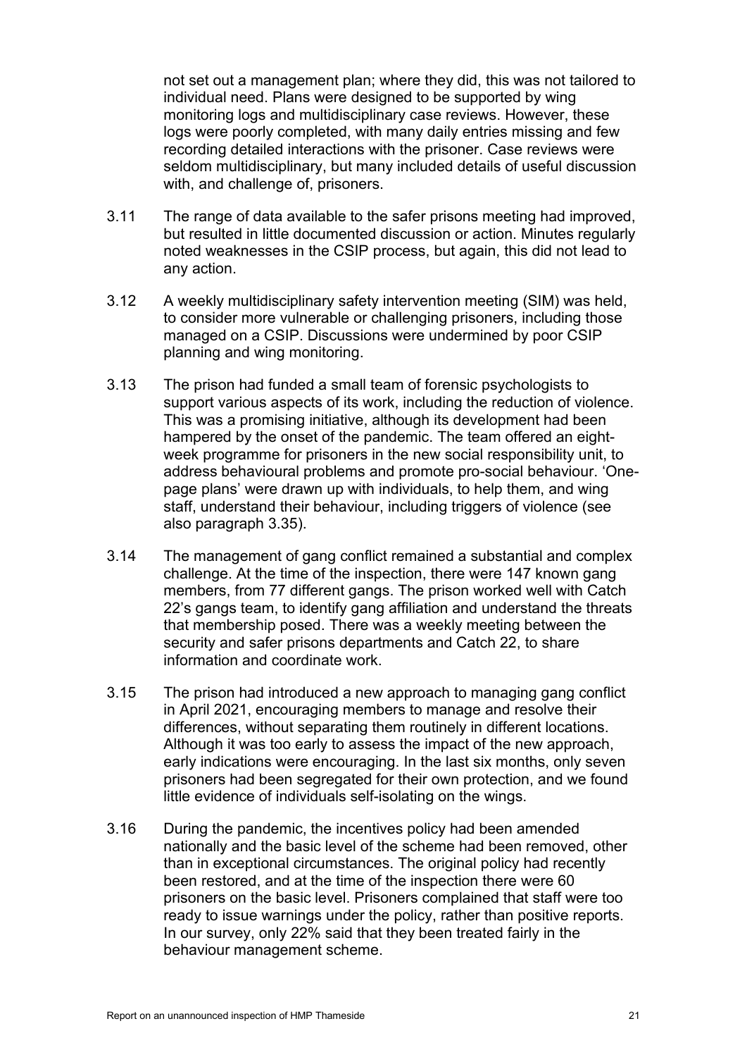not set out a management plan; where they did, this was not tailored to individual need. Plans were designed to be supported by wing monitoring logs and multidisciplinary case reviews. However, these logs were poorly completed, with many daily entries missing and few recording detailed interactions with the prisoner. Case reviews were seldom multidisciplinary, but many included details of useful discussion with, and challenge of, prisoners.

3.11 The range of data available to the safer prisons meeting had improved, but resulted in little documented discussion or action. Minutes regularly noted weaknesses in the CSIP process, but again, this did not lead to any action.

3.12 A weekly multidisciplinary safety intervention meeting (SIM) was held, to consider more vulnerable or challenging prisoners, including those managed on a CSIP. Discussions were undermined by poor CSIP planning and wing monitoring.

3.13 The prison had funded a small team of forensic psychologists to support various aspects of its work, including the reduction of violence. This was a promising initiative, although its development had been hampered by the onset of the pandemic. The team offered an eight-week programme for prisoners in the new social responsibility unit, to address behavioural problems and promote pro-social behaviour. 'One-page plans' were drawn up with individuals, to help them, and wing staff, understand their behaviour, including triggers of violence (see also paragraph 3.35).

3.14 The management of gang conflict remained a substantial and complex challenge. At the time of the inspection, there were 147 known gang members, from 77 different gangs. The prison worked well with Catch 22's gangs team, to identify gang affiliation and understand the threats that membership posed. There was a weekly meeting between the security and safer prisons departments and Catch 22, to share information and coordinate work.

3.15 The prison had introduced a new approach to managing gang conflict in April 2021, encouraging members to manage and resolve their differences, without separating them routinely in different locations. Although it was too early to assess the impact of the new approach, early indications were encouraging. In the last six months, only seven prisoners had been segregated for their own protection, and we found little evidence of individuals self-isolating on the wings.

3.16 During the pandemic, the incentives policy had been amended nationally and the basic level of the scheme had been removed, other than in exceptional circumstances. The original policy had recently been restored, and at the time of the inspection there were 60 prisoners on the basic level. Prisoners complained that staff were too ready to issue warnings under the policy, rather than positive reports. In our survey, only 22% said that they been treated fairly in the behaviour management scheme.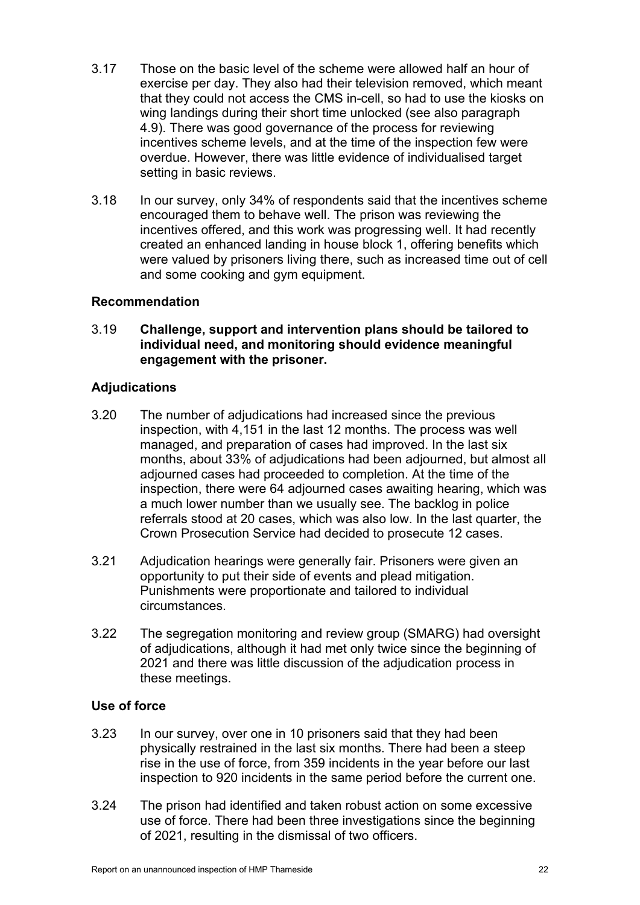3.17 Those on the basic level of the scheme were allowed half an hour of exercise per day. They also had their television removed, which meant that they could not access the CMS in-cell, so had to use the kiosks on wing landings during their short time unlocked (see also paragraph 4.9). There was good governance of the process for reviewing incentives scheme levels, and at the time of the inspection few were overdue. However, there was little evidence of individualised target setting in basic reviews.

3.18 In our survey, only 34% of respondents said that the incentives scheme encouraged them to behave well. The prison was reviewing the incentives offered, and this work was progressing well. It had recently created an enhanced landing in house block 1, offering benefits which were valued by prisoners living there, such as increased time out of cell and some cooking and gym equipment.

### Recommendation

3.19 **Challenge, support and intervention plans should be tailored to individual need, and monitoring should evidence meaningful engagement with the prisoner.**

### Adjudications

3.20 The number of adjudications had increased since the previous inspection, with 4,151 in the last 12 months. The process was well managed, and preparation of cases had improved. In the last six months, about 33% of adjudications had been adjourned, but almost all adjourned cases had proceeded to completion. At the time of the inspection, there were 64 adjourned cases awaiting hearing, which was a much lower number than we usually see. The backlog in police referrals stood at 20 cases, which was also low. In the last quarter, the Crown Prosecution Service had decided to prosecute 12 cases.

3.21 Adjudication hearings were generally fair. Prisoners were given an opportunity to put their side of events and plead mitigation. Punishments were proportionate and tailored to individual circumstances.

3.22 The segregation monitoring and review group (SMARG) had oversight of adjudications, although it had met only twice since the beginning of 2021 and there was little discussion of the adjudication process in these meetings.

### Use of force

3.23 In our survey, over one in 10 prisoners said that they had been physically restrained in the last six months. There had been a steep rise in the use of force, from 359 incidents in the year before our last inspection to 920 incidents in the same period before the current one.

3.24 The prison had identified and taken robust action on some excessive use of force. There had been three investigations since the beginning of 2021, resulting in the dismissal of two officers.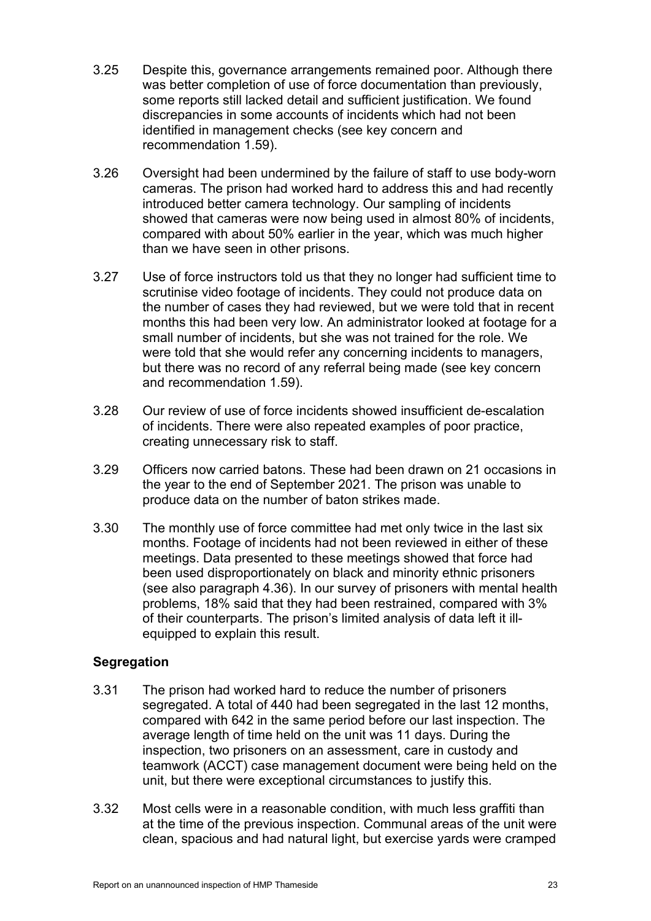3.25 Despite this, governance arrangements remained poor. Although there was better completion of use of force documentation than previously, some reports still lacked detail and sufficient justification. We found discrepancies in some accounts of incidents which had not been identified in management checks (see key concern and recommendation 1.59).

3.26 Oversight had been undermined by the failure of staff to use body-worn cameras. The prison had worked hard to address this and had recently introduced better camera technology. Our sampling of incidents showed that cameras were now being used in almost 80% of incidents, compared with about 50% earlier in the year, which was much higher than we have seen in other prisons.

3.27 Use of force instructors told us that they no longer had sufficient time to scrutinise video footage of incidents. They could not produce data on the number of cases they had reviewed, but we were told that in recent months this had been very low. An administrator looked at footage for a small number of incidents, but she was not trained for the role. We were told that she would refer any concerning incidents to managers, but there was no record of any referral being made (see key concern and recommendation 1.59).

3.28 Our review of use of force incidents showed insufficient de-escalation of incidents. There were also repeated examples of poor practice, creating unnecessary risk to staff.

3.29 Officers now carried batons. These had been drawn on 21 occasions in the year to the end of September 2021. The prison was unable to produce data on the number of baton strikes made.

3.30 The monthly use of force committee had met only twice in the last six months. Footage of incidents had not been reviewed in either of these meetings. Data presented to these meetings showed that force had been used disproportionately on black and minority ethnic prisoners (see also paragraph 4.36). In our survey of prisoners with mental health problems, 18% said that they had been restrained, compared with 3% of their counterparts. The prison's limited analysis of data left it ill-equipped to explain this result.

### Segregation

3.31 The prison had worked hard to reduce the number of prisoners segregated. A total of 440 had been segregated in the last 12 months, compared with 642 in the same period before our last inspection. The average length of time held on the unit was 11 days. During the inspection, two prisoners on an assessment, care in custody and teamwork (ACCT) case management document were being held on the unit, but there were exceptional circumstances to justify this.

3.32 Most cells were in a reasonable condition, with much less graffiti than at the time of the previous inspection. Communal areas of the unit were clean, spacious and had natural light, but exercise yards were cramped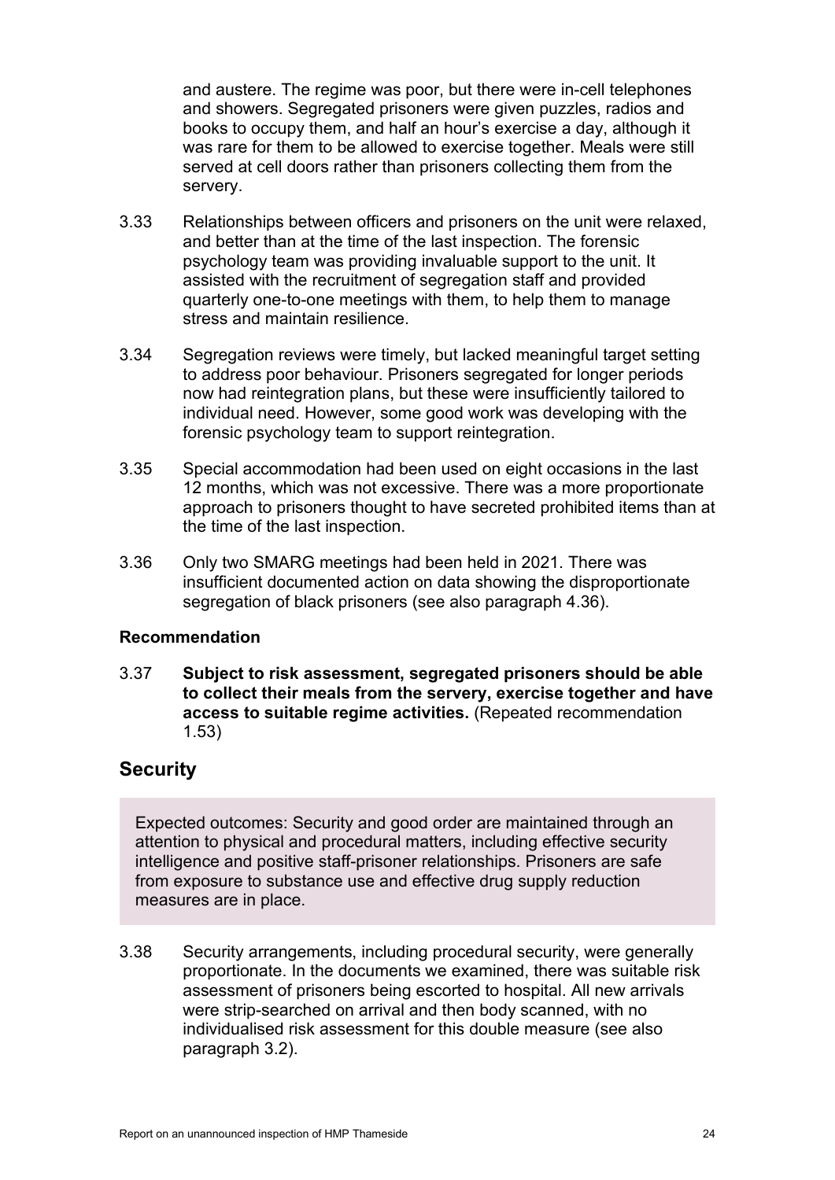and austere. The regime was poor, but there were in-cell telephones and showers. Segregated prisoners were given puzzles, radios and books to occupy them, and half an hour's exercise a day, although it was rare for them to be allowed to exercise together. Meals were still served at cell doors rather than prisoners collecting them from the servery.

3.33 Relationships between officers and prisoners on the unit were relaxed, and better than at the time of the last inspection. The forensic psychology team was providing invaluable support to the unit. It assisted with the recruitment of segregation staff and provided quarterly one-to-one meetings with them, to help them to manage stress and maintain resilience.

3.34 Segregation reviews were timely, but lacked meaningful target setting to address poor behaviour. Prisoners segregated for longer periods now had reintegration plans, but these were insufficiently tailored to individual need. However, some good work was developing with the forensic psychology team to support reintegration.

3.35 Special accommodation had been used on eight occasions in the last 12 months, which was not excessive. There was a more proportionate approach to prisoners thought to have secreted prohibited items than at the time of the last inspection.

3.36 Only two SMARG meetings had been held in 2021. There was insufficient documented action on data showing the disproportionate segregation of black prisoners (see also paragraph 4.36).

### Recommendation

3.37 **Subject to risk assessment, segregated prisoners should be able to collect their meals from the servery, exercise together and have access to suitable regime activities.** (Repeated recommendation 1.53)

## Security

> Expected outcomes: Security and good order are maintained through an attention to physical and procedural matters, including effective security intelligence and positive staff-prisoner relationships. Prisoners are safe from exposure to substance use and effective drug supply reduction measures are in place.

3.38 Security arrangements, including procedural security, were generally proportionate. In the documents we examined, there was suitable risk assessment of prisoners being escorted to hospital. All new arrivals were strip-searched on arrival and then body scanned, with no individualised risk assessment for this double measure (see also paragraph 3.2).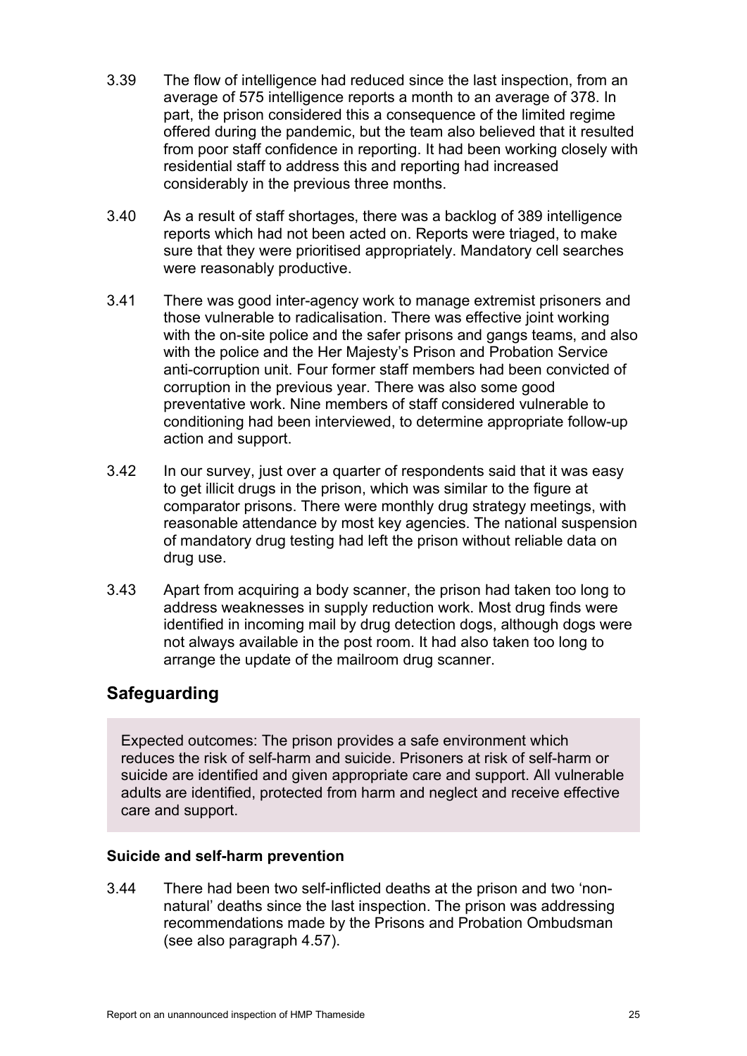3.39 The flow of intelligence had reduced since the last inspection, from an average of 575 intelligence reports a month to an average of 378. In part, the prison considered this a consequence of the limited regime offered during the pandemic, but the team also believed that it resulted from poor staff confidence in reporting. It had been working closely with residential staff to address this and reporting had increased considerably in the previous three months.

3.40 As a result of staff shortages, there was a backlog of 389 intelligence reports which had not been acted on. Reports were triaged, to make sure that they were prioritised appropriately. Mandatory cell searches were reasonably productive.

3.41 There was good inter-agency work to manage extremist prisoners and those vulnerable to radicalisation. There was effective joint working with the on-site police and the safer prisons and gangs teams, and also with the police and the Her Majesty's Prison and Probation Service anti-corruption unit. Four former staff members had been convicted of corruption in the previous year. There was also some good preventative work. Nine members of staff considered vulnerable to conditioning had been interviewed, to determine appropriate follow-up action and support.

3.42 In our survey, just over a quarter of respondents said that it was easy to get illicit drugs in the prison, which was similar to the figure at comparator prisons. There were monthly drug strategy meetings, with reasonable attendance by most key agencies. The national suspension of mandatory drug testing had left the prison without reliable data on drug use.

3.43 Apart from acquiring a body scanner, the prison had taken too long to address weaknesses in supply reduction work. Most drug finds were identified in incoming mail by drug detection dogs, although dogs were not always available in the post room. It had also taken too long to arrange the update of the mailroom drug scanner.

## Safeguarding

> Expected outcomes: The prison provides a safe environment which reduces the risk of self-harm and suicide. Prisoners at risk of self-harm or suicide are identified and given appropriate care and support. All vulnerable adults are identified, protected from harm and neglect and receive effective care and support.

### Suicide and self-harm prevention

3.44 There had been two self-inflicted deaths at the prison and two 'non-natural' deaths since the last inspection. The prison was addressing recommendations made by the Prisons and Probation Ombudsman (see also paragraph 4.57).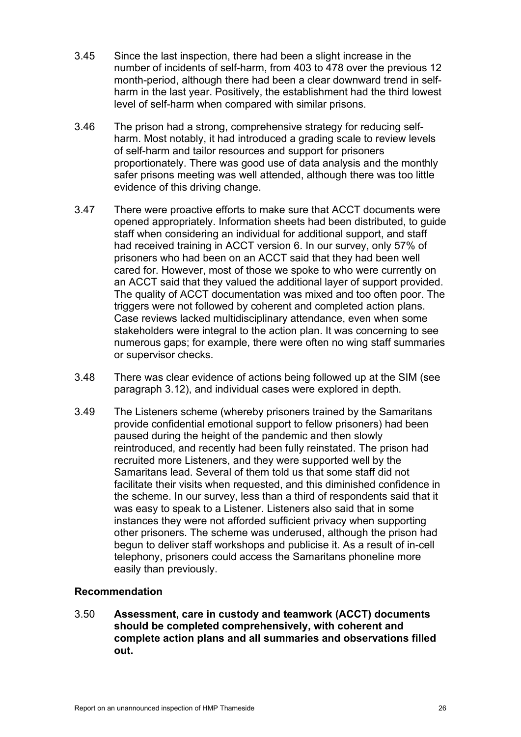3.45 Since the last inspection, there had been a slight increase in the number of incidents of self-harm, from 403 to 478 over the previous 12 month-period, although there had been a clear downward trend in self-harm in the last year. Positively, the establishment had the third lowest level of self-harm when compared with similar prisons.

3.46 The prison had a strong, comprehensive strategy for reducing self-harm. Most notably, it had introduced a grading scale to review levels of self-harm and tailor resources and support for prisoners proportionately. There was good use of data analysis and the monthly safer prisons meeting was well attended, although there was too little evidence of this driving change.

3.47 There were proactive efforts to make sure that ACCT documents were opened appropriately. Information sheets had been distributed, to guide staff when considering an individual for additional support, and staff had received training in ACCT version 6. In our survey, only 57% of prisoners who had been on an ACCT said that they had been well cared for. However, most of those we spoke to who were currently on an ACCT said that they valued the additional layer of support provided. The quality of ACCT documentation was mixed and too often poor. The triggers were not followed by coherent and completed action plans. Case reviews lacked multidisciplinary attendance, even when some stakeholders were integral to the action plan. It was concerning to see numerous gaps; for example, there were often no wing staff summaries or supervisor checks.

3.48 There was clear evidence of actions being followed up at the SIM (see paragraph 3.12), and individual cases were explored in depth.

3.49 The Listeners scheme (whereby prisoners trained by the Samaritans provide confidential emotional support to fellow prisoners) had been paused during the height of the pandemic and then slowly reintroduced, and recently had been fully reinstated. The prison had recruited more Listeners, and they were supported well by the Samaritans lead. Several of them told us that some staff did not facilitate their visits when requested, and this diminished confidence in the scheme. In our survey, less than a third of respondents said that it was easy to speak to a Listener. Listeners also said that in some instances they were not afforded sufficient privacy when supporting other prisoners. The scheme was underused, although the prison had begun to deliver staff workshops and publicise it. As a result of in-cell telephony, prisoners could access the Samaritans phoneline more easily than previously.

**Recommendation**

3.50 **Assessment, care in custody and teamwork (ACCT) documents should be completed comprehensively, with coherent and complete action plans and all summaries and observations filled out.**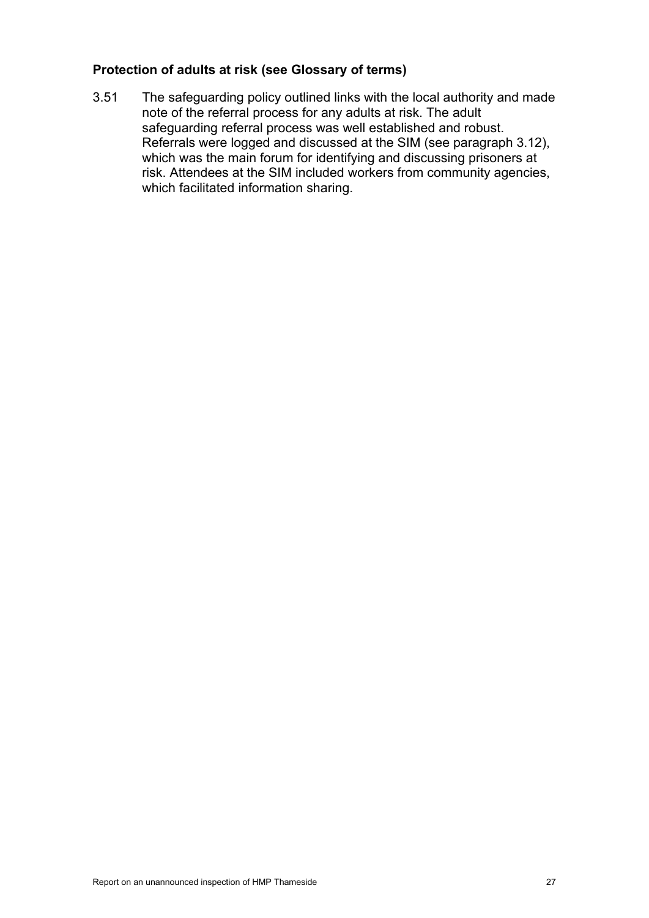### Protection of adults at risk (see Glossary of terms)

3.51 The safeguarding policy outlined links with the local authority and made note of the referral process for any adults at risk. The adult safeguarding referral process was well established and robust. Referrals were logged and discussed at the SIM (see paragraph 3.12), which was the main forum for identifying and discussing prisoners at risk. Attendees at the SIM included workers from community agencies, which facilitated information sharing.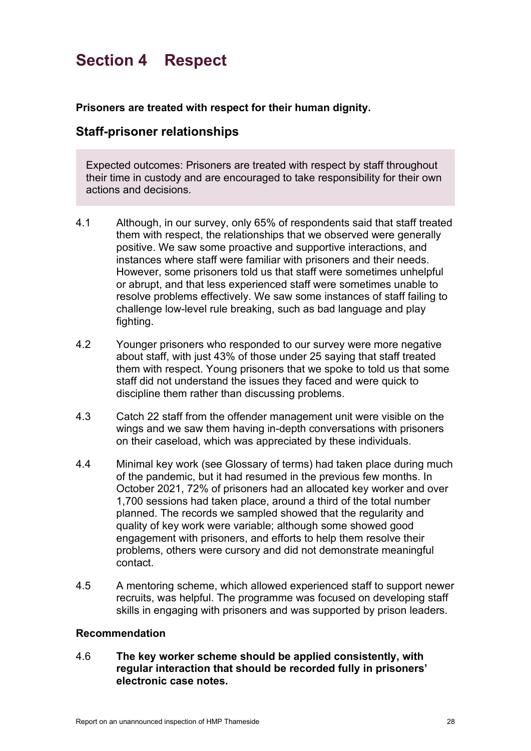# Section 4 Respect

**Prisoners are treated with respect for their human dignity.**

## Staff-prisoner relationships

> Expected outcomes: Prisoners are treated with respect by staff throughout their time in custody and are encouraged to take responsibility for their own actions and decisions.

4.1 Although, in our survey, only 65% of respondents said that staff treated them with respect, the relationships that we observed were generally positive. We saw some proactive and supportive interactions, and instances where staff were familiar with prisoners and their needs. However, some prisoners told us that staff were sometimes unhelpful or abrupt, and that less experienced staff were sometimes unable to resolve problems effectively. We saw some instances of staff failing to challenge low-level rule breaking, such as bad language and play fighting.

4.2 Younger prisoners who responded to our survey were more negative about staff, with just 43% of those under 25 saying that staff treated them with respect. Young prisoners that we spoke to told us that some staff did not understand the issues they faced and were quick to discipline them rather than discussing problems.

4.3 Catch 22 staff from the offender management unit were visible on the wings and we saw them having in-depth conversations with prisoners on their caseload, which was appreciated by these individuals.

4.4 Minimal key work (see Glossary of terms) had taken place during much of the pandemic, but it had resumed in the previous few months. In October 2021, 72% of prisoners had an allocated key worker and over 1,700 sessions had taken place, around a third of the total number planned. The records we sampled showed that the regularity and quality of key work were variable; although some showed good engagement with prisoners, and efforts to help them resolve their problems, others were cursory and did not demonstrate meaningful contact.

4.5 A mentoring scheme, which allowed experienced staff to support newer recruits, was helpful. The programme was focused on developing staff skills in engaging with prisoners and was supported by prison leaders.

### Recommendation

4.6 **The key worker scheme should be applied consistently, with regular interaction that should be recorded fully in prisoners' electronic case notes.**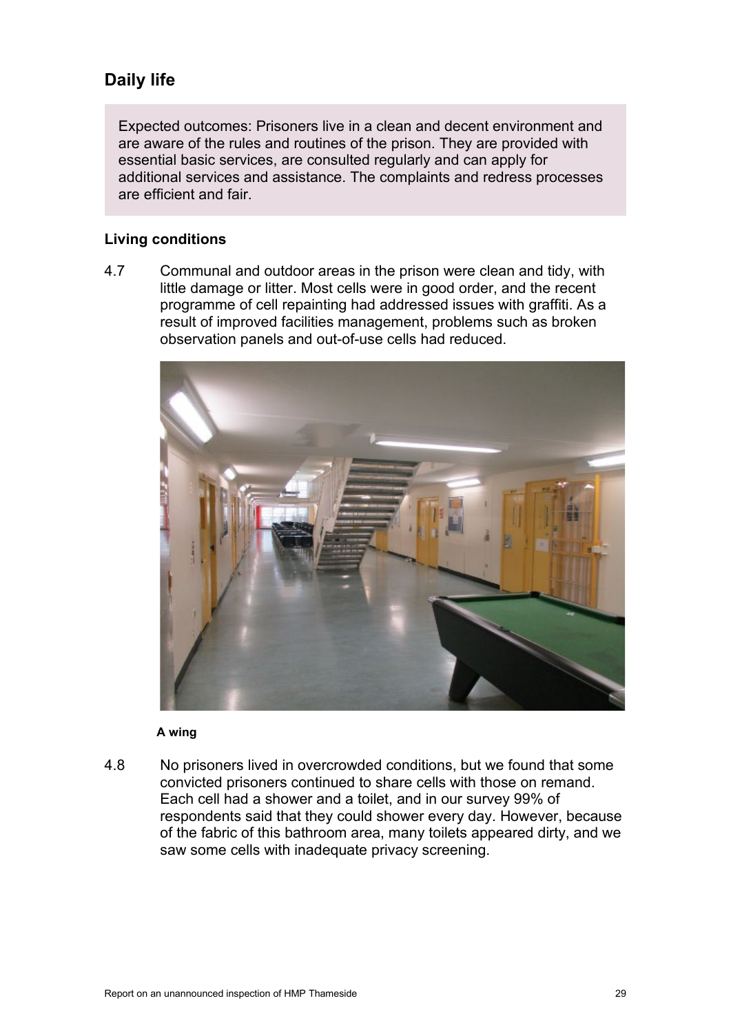## Daily life

Expected outcomes: Prisoners live in a clean and decent environment and are aware of the rules and routines of the prison. They are provided with essential basic services, are consulted regularly and can apply for additional services and assistance. The complaints and redress processes are efficient and fair.

### Living conditions

4.7 Communal and outdoor areas in the prison were clean and tidy, with little damage or litter. Most cells were in good order, and the recent programme of cell repainting had addressed issues with graffiti. As a result of improved facilities management, problems such as broken observation panels and out-of-use cells had reduced.

**A wing**

4.8 No prisoners lived in overcrowded conditions, but we found that some convicted prisoners continued to share cells with those on remand. Each cell had a shower and a toilet, and in our survey 99% of respondents said that they could shower every day. However, because of the fabric of this bathroom area, many toilets appeared dirty, and we saw some cells with inadequate privacy screening.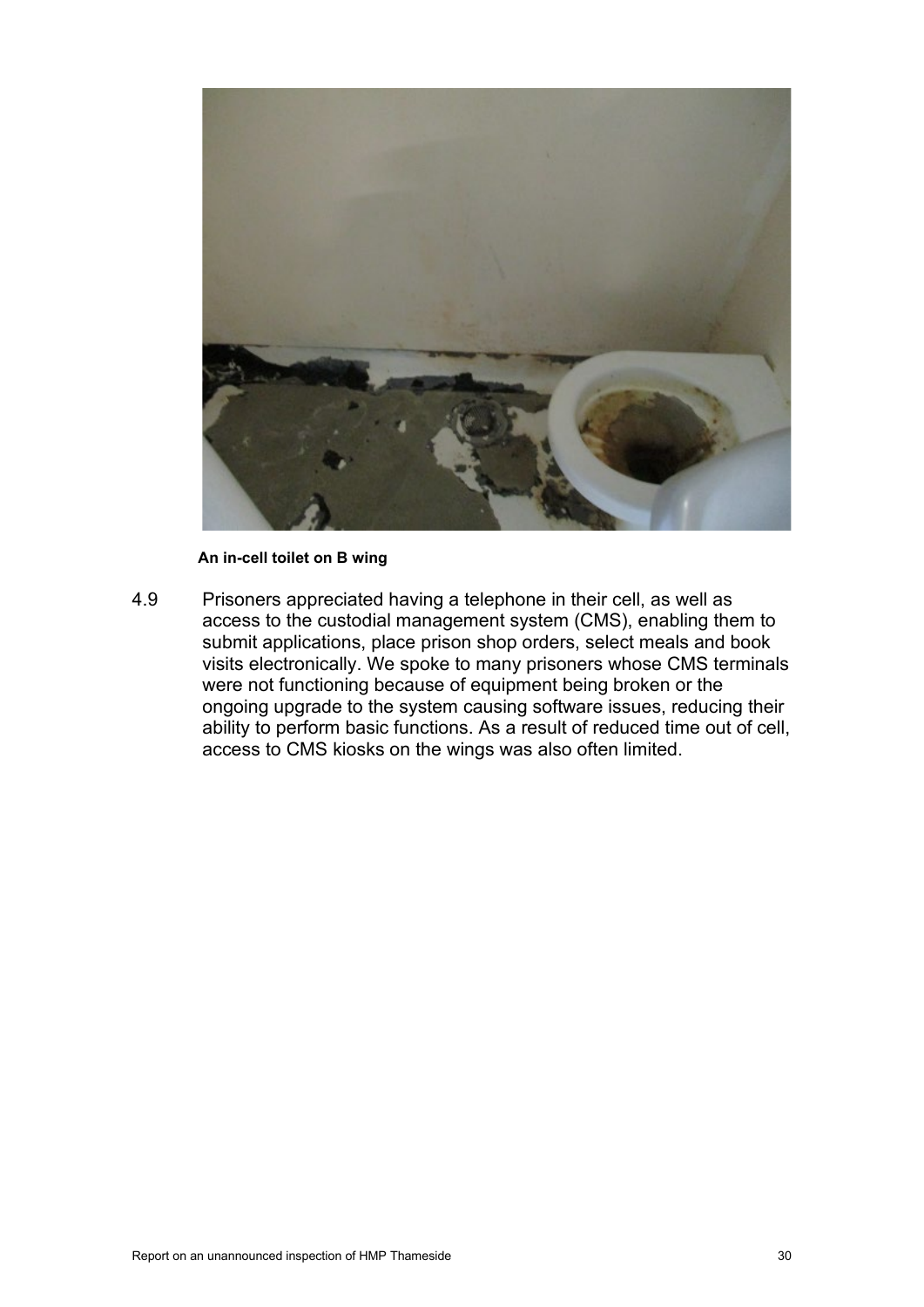An in-cell toilet on B wing

4.9 Prisoners appreciated having a telephone in their cell, as well as access to the custodial management system (CMS), enabling them to submit applications, place prison shop orders, select meals and book visits electronically. We spoke to many prisoners whose CMS terminals were not functioning because of equipment being broken or the ongoing upgrade to the system causing software issues, reducing their ability to perform basic functions. As a result of reduced time out of cell, access to CMS kiosks on the wings was also often limited.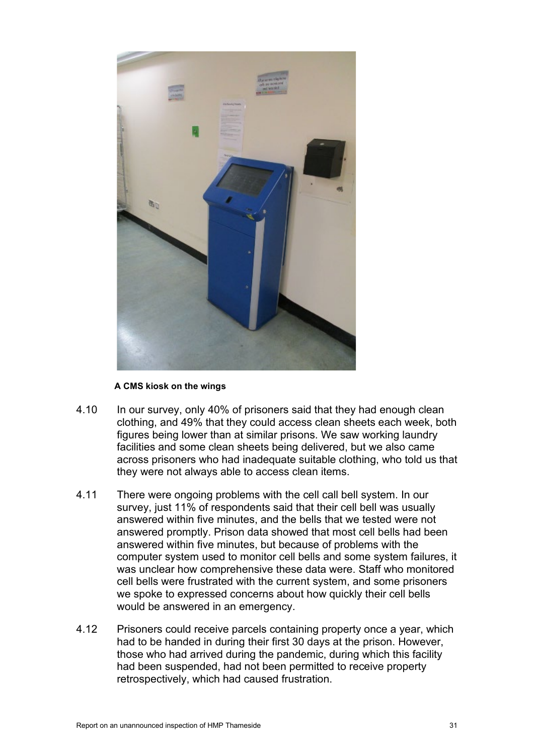**A CMS kiosk on the wings**

4.10 In our survey, only 40% of prisoners said that they had enough clean clothing, and 49% that they could access clean sheets each week, both figures being lower than at similar prisons. We saw working laundry facilities and some clean sheets being delivered, but we also came across prisoners who had inadequate suitable clothing, who told us that they were not always able to access clean items.

4.11 There were ongoing problems with the cell call bell system. In our survey, just 11% of respondents said that their cell bell was usually answered within five minutes, and the bells that we tested were not answered promptly. Prison data showed that most cell bells had been answered within five minutes, but because of problems with the computer system used to monitor cell bells and some system failures, it was unclear how comprehensive these data were. Staff who monitored cell bells were frustrated with the current system, and some prisoners we spoke to expressed concerns about how quickly their cell bells would be answered in an emergency.

4.12 Prisoners could receive parcels containing property once a year, which had to be handed in during their first 30 days at the prison. However, those who had arrived during the pandemic, during which this facility had been suspended, had not been permitted to receive property retrospectively, which had caused frustration.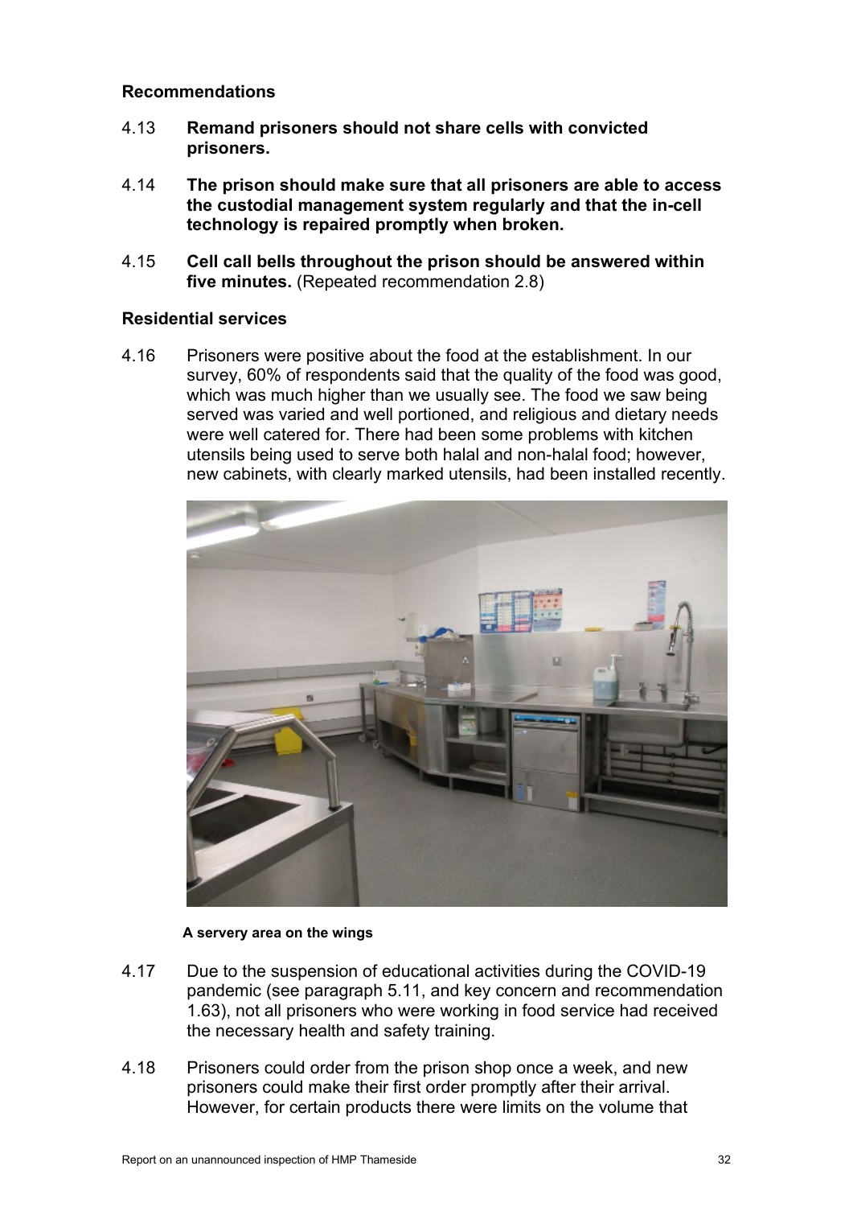**Recommendations**

4.13 **Remand prisoners should not share cells with convicted prisoners.**

4.14 **The prison should make sure that all prisoners are able to access the custodial management system regularly and that the in-cell technology is repaired promptly when broken.**

4.15 **Cell call bells throughout the prison should be answered within five minutes.** (Repeated recommendation 2.8)

**Residential services**

4.16 Prisoners were positive about the food at the establishment. In our survey, 60% of respondents said that the quality of the food was good, which was much higher than we usually see. The food we saw being served was varied and well portioned, and religious and dietary needs were well catered for. There had been some problems with kitchen utensils being used to serve both halal and non-halal food; however, new cabinets, with clearly marked utensils, had been installed recently.

**A servery area on the wings**

4.17 Due to the suspension of educational activities during the COVID-19 pandemic (see paragraph 5.11, and key concern and recommendation 1.63), not all prisoners who were working in food service had received the necessary health and safety training.

4.18 Prisoners could order from the prison shop once a week, and new prisoners could make their first order promptly after their arrival. However, for certain products there were limits on the volume that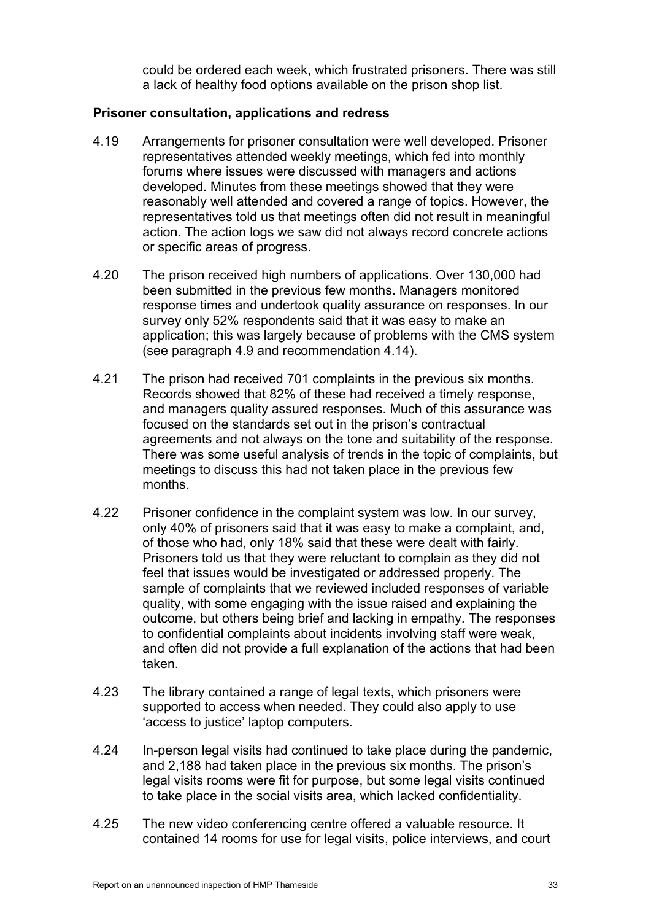could be ordered each week, which frustrated prisoners. There was still a lack of healthy food options available on the prison shop list.

**Prisoner consultation, applications and redress**

4.19 Arrangements for prisoner consultation were well developed. Prisoner representatives attended weekly meetings, which fed into monthly forums where issues were discussed with managers and actions developed. Minutes from these meetings showed that they were reasonably well attended and covered a range of topics. However, the representatives told us that meetings often did not result in meaningful action. The action logs we saw did not always record concrete actions or specific areas of progress.

4.20 The prison received high numbers of applications. Over 130,000 had been submitted in the previous few months. Managers monitored response times and undertook quality assurance on responses. In our survey only 52% respondents said that it was easy to make an application; this was largely because of problems with the CMS system (see paragraph 4.9 and recommendation 4.14).

4.21 The prison had received 701 complaints in the previous six months. Records showed that 82% of these had received a timely response, and managers quality assured responses. Much of this assurance was focused on the standards set out in the prison's contractual agreements and not always on the tone and suitability of the response. There was some useful analysis of trends in the topic of complaints, but meetings to discuss this had not taken place in the previous few months.

4.22 Prisoner confidence in the complaint system was low. In our survey, only 40% of prisoners said that it was easy to make a complaint, and, of those who had, only 18% said that these were dealt with fairly. Prisoners told us that they were reluctant to complain as they did not feel that issues would be investigated or addressed properly. The sample of complaints that we reviewed included responses of variable quality, with some engaging with the issue raised and explaining the outcome, but others being brief and lacking in empathy. The responses to confidential complaints about incidents involving staff were weak, and often did not provide a full explanation of the actions that had been taken.

4.23 The library contained a range of legal texts, which prisoners were supported to access when needed. They could also apply to use 'access to justice' laptop computers.

4.24 In-person legal visits had continued to take place during the pandemic, and 2,188 had taken place in the previous six months. The prison's legal visits rooms were fit for purpose, but some legal visits continued to take place in the social visits area, which lacked confidentiality.

4.25 The new video conferencing centre offered a valuable resource. It contained 14 rooms for use for legal visits, police interviews, and court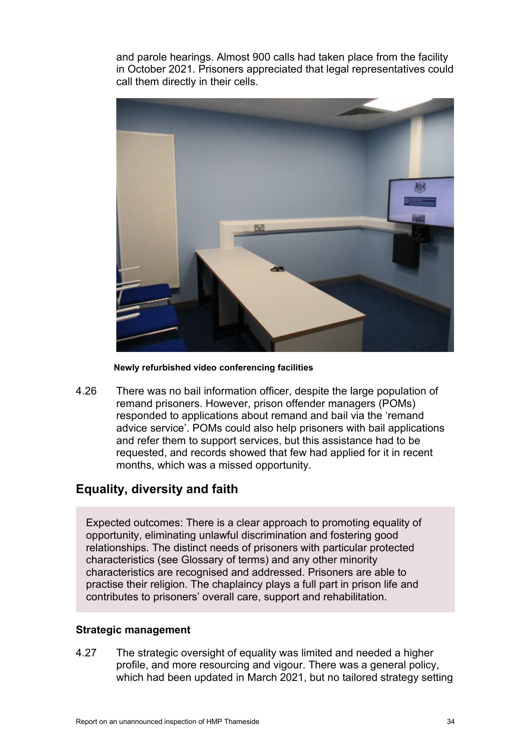and parole hearings. Almost 900 calls had taken place from the facility in October 2021. Prisoners appreciated that legal representatives could call them directly in their cells.

**Newly refurbished video conferencing facilities**

4.26 There was no bail information officer, despite the large population of remand prisoners. However, prison offender managers (POMs) responded to applications about remand and bail via the 'remand advice service'. POMs could also help prisoners with bail applications and refer them to support services, but this assistance had to be requested, and records showed that few had applied for it in recent months, which was a missed opportunity.

## Equality, diversity and faith

Expected outcomes: There is a clear approach to promoting equality of opportunity, eliminating unlawful discrimination and fostering good relationships. The distinct needs of prisoners with particular protected characteristics (see Glossary of terms) and any other minority characteristics are recognised and addressed. Prisoners are able to practise their religion. The chaplaincy plays a full part in prison life and contributes to prisoners' overall care, support and rehabilitation.

### Strategic management

4.27 The strategic oversight of equality was limited and needed a higher profile, and more resourcing and vigour. There was a general policy, which had been updated in March 2021, but no tailored strategy setting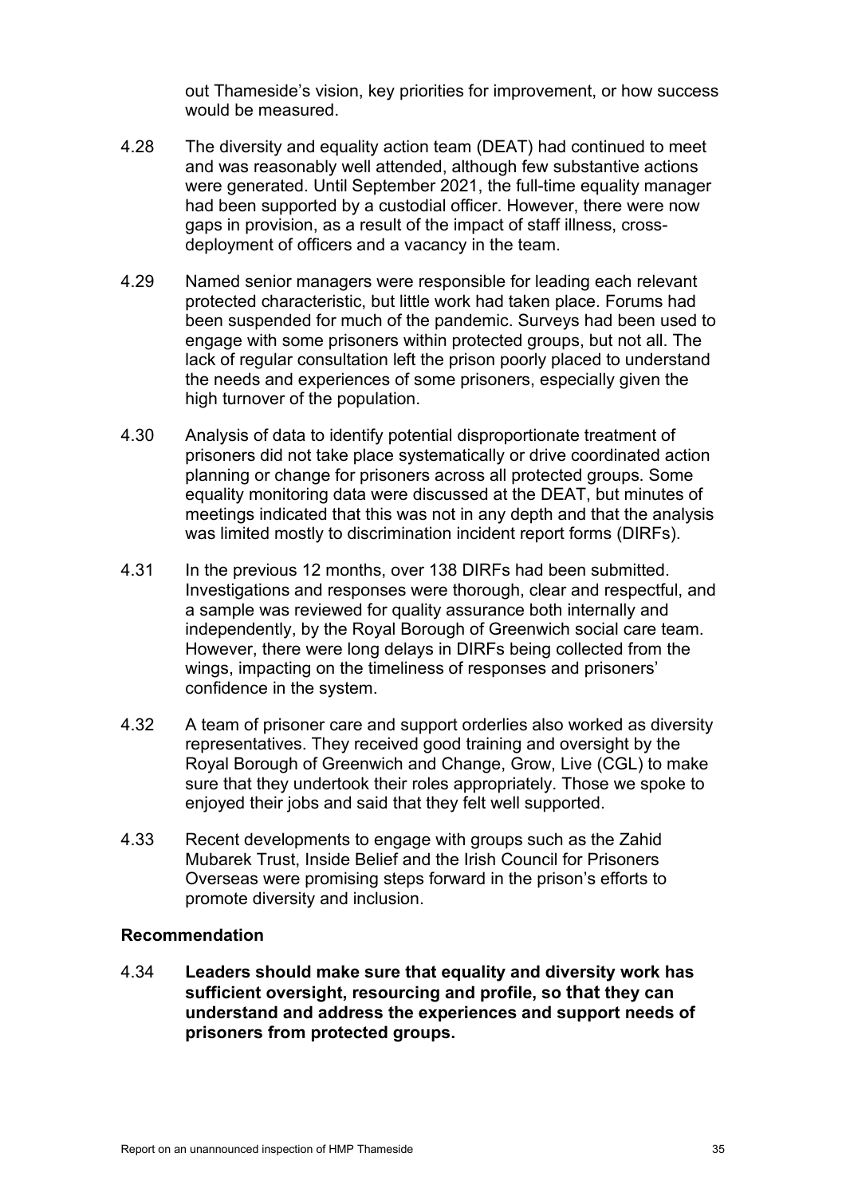out Thameside's vision, key priorities for improvement, or how success would be measured.

4.28 The diversity and equality action team (DEAT) had continued to meet and was reasonably well attended, although few substantive actions were generated. Until September 2021, the full-time equality manager had been supported by a custodial officer. However, there were now gaps in provision, as a result of the impact of staff illness, cross-deployment of officers and a vacancy in the team.

4.29 Named senior managers were responsible for leading each relevant protected characteristic, but little work had taken place. Forums had been suspended for much of the pandemic. Surveys had been used to engage with some prisoners within protected groups, but not all. The lack of regular consultation left the prison poorly placed to understand the needs and experiences of some prisoners, especially given the high turnover of the population.

4.30 Analysis of data to identify potential disproportionate treatment of prisoners did not take place systematically or drive coordinated action planning or change for prisoners across all protected groups. Some equality monitoring data were discussed at the DEAT, but minutes of meetings indicated that this was not in any depth and that the analysis was limited mostly to discrimination incident report forms (DIRFs).

4.31 In the previous 12 months, over 138 DIRFs had been submitted. Investigations and responses were thorough, clear and respectful, and a sample was reviewed for quality assurance both internally and independently, by the Royal Borough of Greenwich social care team. However, there were long delays in DIRFs being collected from the wings, impacting on the timeliness of responses and prisoners' confidence in the system.

4.32 A team of prisoner care and support orderlies also worked as diversity representatives. They received good training and oversight by the Royal Borough of Greenwich and Change, Grow, Live (CGL) to make sure that they undertook their roles appropriately. Those we spoke to enjoyed their jobs and said that they felt well supported.

4.33 Recent developments to engage with groups such as the Zahid Mubarek Trust, Inside Belief and the Irish Council for Prisoners Overseas were promising steps forward in the prison's efforts to promote diversity and inclusion.

**Recommendation**

4.34 **Leaders should make sure that equality and diversity work has sufficient oversight, resourcing and profile, so that they can understand and address the experiences and support needs of prisoners from protected groups.**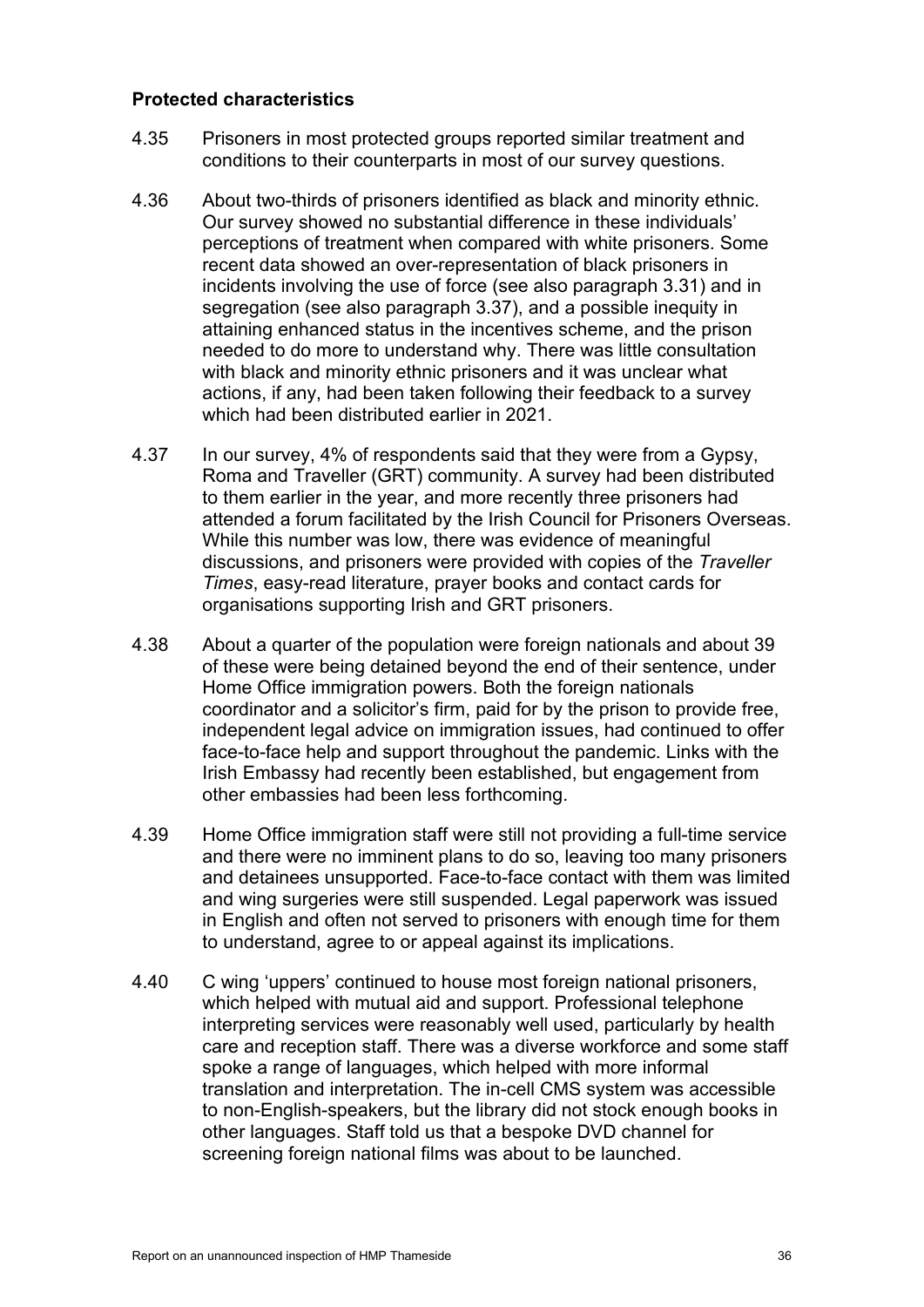### Protected characteristics

4.35 Prisoners in most protected groups reported similar treatment and conditions to their counterparts in most of our survey questions.

4.36 About two-thirds of prisoners identified as black and minority ethnic. Our survey showed no substantial difference in these individuals' perceptions of treatment when compared with white prisoners. Some recent data showed an over-representation of black prisoners in incidents involving the use of force (see also paragraph 3.31) and in segregation (see also paragraph 3.37), and a possible inequity in attaining enhanced status in the incentives scheme, and the prison needed to do more to understand why. There was little consultation with black and minority ethnic prisoners and it was unclear what actions, if any, had been taken following their feedback to a survey which had been distributed earlier in 2021.

4.37 In our survey, 4% of respondents said that they were from a Gypsy, Roma and Traveller (GRT) community. A survey had been distributed to them earlier in the year, and more recently three prisoners had attended a forum facilitated by the Irish Council for Prisoners Overseas. While this number was low, there was evidence of meaningful discussions, and prisoners were provided with copies of the *Traveller Times*, easy-read literature, prayer books and contact cards for organisations supporting Irish and GRT prisoners.

4.38 About a quarter of the population were foreign nationals and about 39 of these were being detained beyond the end of their sentence, under Home Office immigration powers. Both the foreign nationals coordinator and a solicitor's firm, paid for by the prison to provide free, independent legal advice on immigration issues, had continued to offer face-to-face help and support throughout the pandemic. Links with the Irish Embassy had recently been established, but engagement from other embassies had been less forthcoming.

4.39 Home Office immigration staff were still not providing a full-time service and there were no imminent plans to do so, leaving too many prisoners and detainees unsupported. Face-to-face contact with them was limited and wing surgeries were still suspended. Legal paperwork was issued in English and often not served to prisoners with enough time for them to understand, agree to or appeal against its implications.

4.40 C wing 'uppers' continued to house most foreign national prisoners, which helped with mutual aid and support. Professional telephone interpreting services were reasonably well used, particularly by health care and reception staff. There was a diverse workforce and some staff spoke a range of languages, which helped with more informal translation and interpretation. The in-cell CMS system was accessible to non-English-speakers, but the library did not stock enough books in other languages. Staff told us that a bespoke DVD channel for screening foreign national films was about to be launched.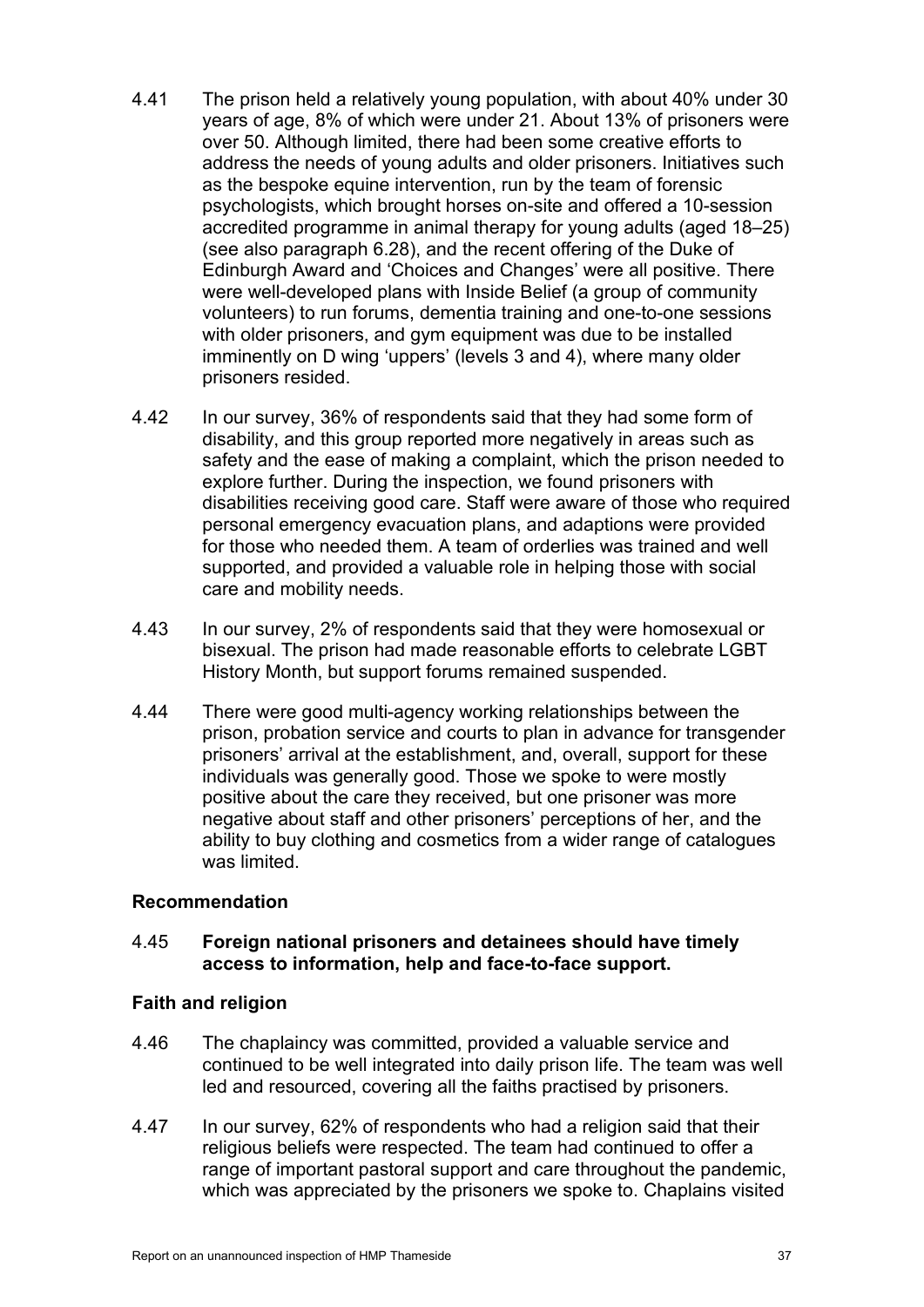4.41 The prison held a relatively young population, with about 40% under 30 years of age, 8% of which were under 21. About 13% of prisoners were over 50. Although limited, there had been some creative efforts to address the needs of young adults and older prisoners. Initiatives such as the bespoke equine intervention, run by the team of forensic psychologists, which brought horses on-site and offered a 10-session accredited programme in animal therapy for young adults (aged 18–25) (see also paragraph 6.28), and the recent offering of the Duke of Edinburgh Award and 'Choices and Changes' were all positive. There were well-developed plans with Inside Belief (a group of community volunteers) to run forums, dementia training and one-to-one sessions with older prisoners, and gym equipment was due to be installed imminently on D wing 'uppers' (levels 3 and 4), where many older prisoners resided.

4.42 In our survey, 36% of respondents said that they had some form of disability, and this group reported more negatively in areas such as safety and the ease of making a complaint, which the prison needed to explore further. During the inspection, we found prisoners with disabilities receiving good care. Staff were aware of those who required personal emergency evacuation plans, and adaptions were provided for those who needed them. A team of orderlies was trained and well supported, and provided a valuable role in helping those with social care and mobility needs.

4.43 In our survey, 2% of respondents said that they were homosexual or bisexual. The prison had made reasonable efforts to celebrate LGBT History Month, but support forums remained suspended.

4.44 There were good multi-agency working relationships between the prison, probation service and courts to plan in advance for transgender prisoners' arrival at the establishment, and, overall, support for these individuals was generally good. Those we spoke to were mostly positive about the care they received, but one prisoner was more negative about staff and other prisoners' perceptions of her, and the ability to buy clothing and cosmetics from a wider range of catalogues was limited.

**Recommendation**

4.45 **Foreign national prisoners and detainees should have timely access to information, help and face-to-face support.**

**Faith and religion**

4.46 The chaplaincy was committed, provided a valuable service and continued to be well integrated into daily prison life. The team was well led and resourced, covering all the faiths practised by prisoners.

4.47 In our survey, 62% of respondents who had a religion said that their religious beliefs were respected. The team had continued to offer a range of important pastoral support and care throughout the pandemic, which was appreciated by the prisoners we spoke to. Chaplains visited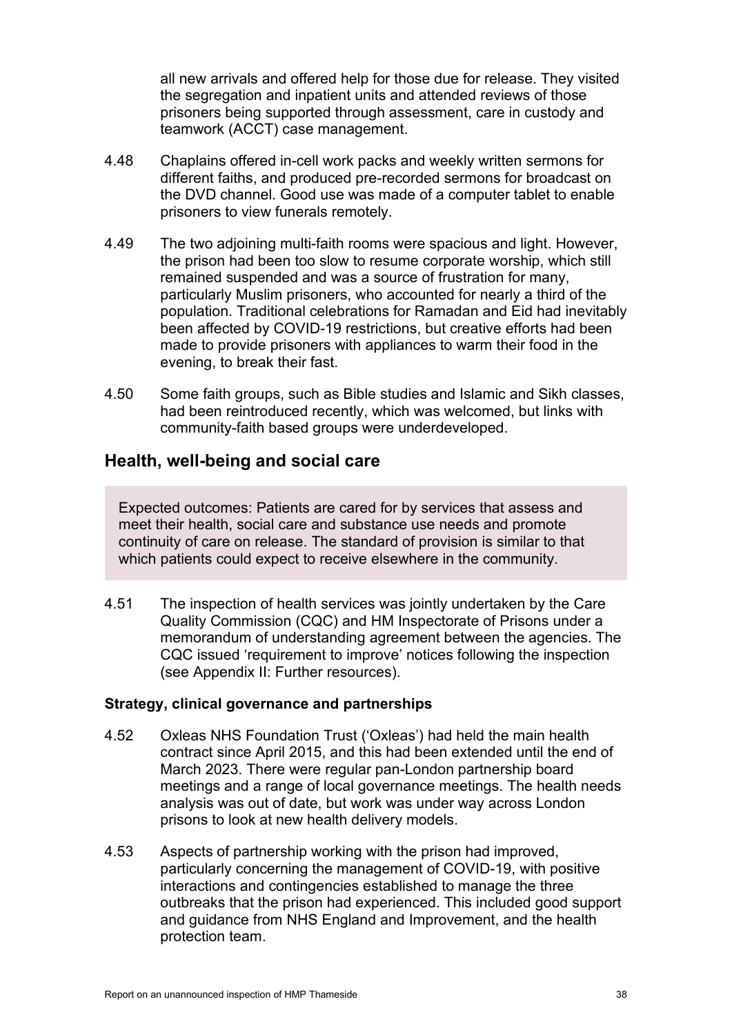all new arrivals and offered help for those due for release. They visited the segregation and inpatient units and attended reviews of those prisoners being supported through assessment, care in custody and teamwork (ACCT) case management.

4.48 Chaplains offered in-cell work packs and weekly written sermons for different faiths, and produced pre-recorded sermons for broadcast on the DVD channel. Good use was made of a computer tablet to enable prisoners to view funerals remotely.

4.49 The two adjoining multi-faith rooms were spacious and light. However, the prison had been too slow to resume corporate worship, which still remained suspended and was a source of frustration for many, particularly Muslim prisoners, who accounted for nearly a third of the population. Traditional celebrations for Ramadan and Eid had inevitably been affected by COVID-19 restrictions, but creative efforts had been made to provide prisoners with appliances to warm their food in the evening, to break their fast.

4.50 Some faith groups, such as Bible studies and Islamic and Sikh classes, had been reintroduced recently, which was welcomed, but links with community-faith based groups were underdeveloped.

## Health, well-being and social care

> Expected outcomes: Patients are cared for by services that assess and meet their health, social care and substance use needs and promote continuity of care on release. The standard of provision is similar to that which patients could expect to receive elsewhere in the community.

4.51 The inspection of health services was jointly undertaken by the Care Quality Commission (CQC) and HM Inspectorate of Prisons under a memorandum of understanding agreement between the agencies. The CQC issued 'requirement to improve' notices following the inspection (see Appendix II: Further resources).

### Strategy, clinical governance and partnerships

4.52 Oxleas NHS Foundation Trust ('Oxleas') had held the main health contract since April 2015, and this had been extended until the end of March 2023. There were regular pan-London partnership board meetings and a range of local governance meetings. The health needs analysis was out of date, but work was under way across London prisons to look at new health delivery models.

4.53 Aspects of partnership working with the prison had improved, particularly concerning the management of COVID-19, with positive interactions and contingencies established to manage the three outbreaks that the prison had experienced. This included good support and guidance from NHS England and Improvement, and the health protection team.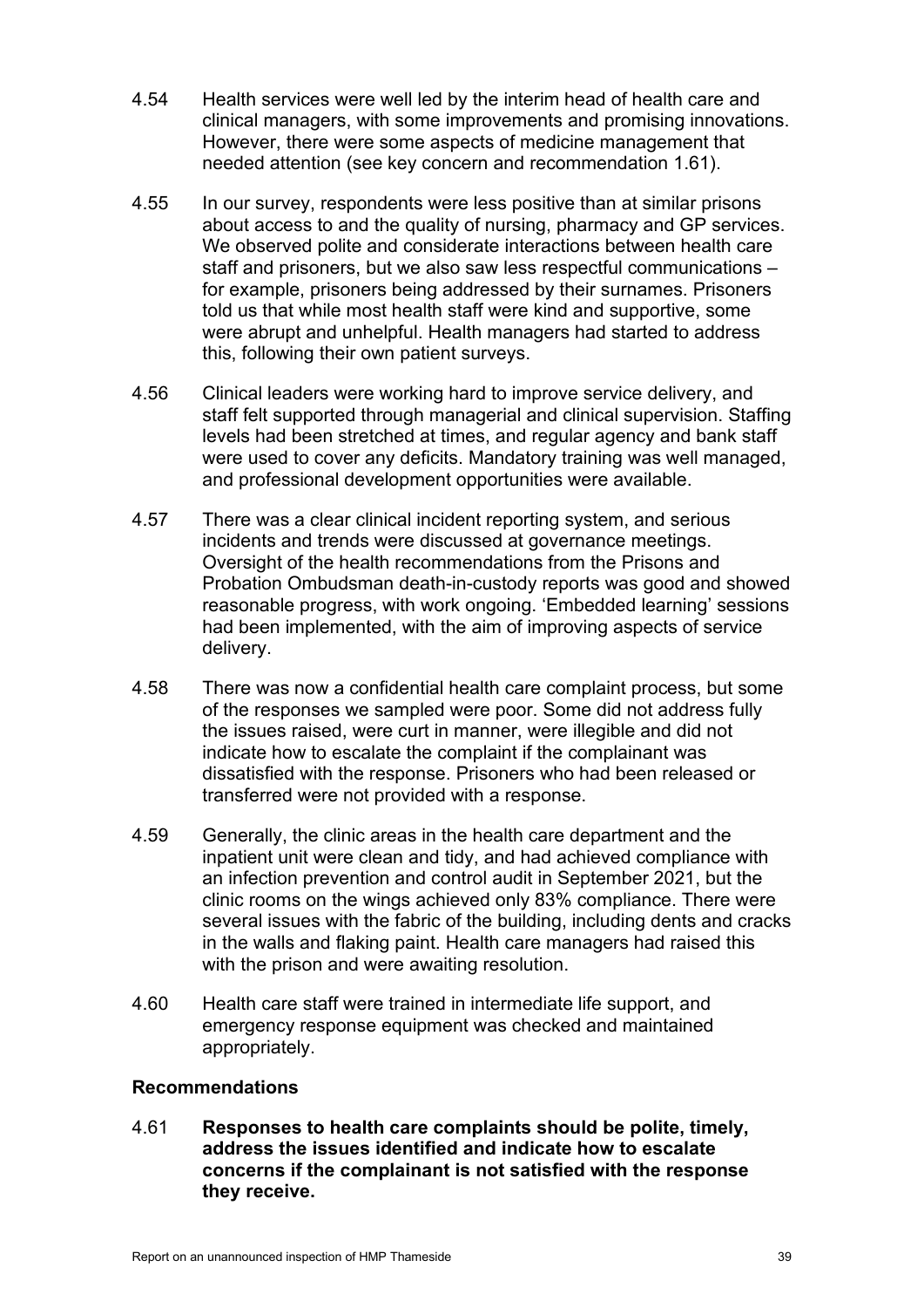4.54 Health services were well led by the interim head of health care and clinical managers, with some improvements and promising innovations. However, there were some aspects of medicine management that needed attention (see key concern and recommendation 1.61).

4.55 In our survey, respondents were less positive than at similar prisons about access to and the quality of nursing, pharmacy and GP services. We observed polite and considerate interactions between health care staff and prisoners, but we also saw less respectful communications – for example, prisoners being addressed by their surnames. Prisoners told us that while most health staff were kind and supportive, some were abrupt and unhelpful. Health managers had started to address this, following their own patient surveys.

4.56 Clinical leaders were working hard to improve service delivery, and staff felt supported through managerial and clinical supervision. Staffing levels had been stretched at times, and regular agency and bank staff were used to cover any deficits. Mandatory training was well managed, and professional development opportunities were available.

4.57 There was a clear clinical incident reporting system, and serious incidents and trends were discussed at governance meetings. Oversight of the health recommendations from the Prisons and Probation Ombudsman death-in-custody reports was good and showed reasonable progress, with work ongoing. 'Embedded learning' sessions had been implemented, with the aim of improving aspects of service delivery.

4.58 There was now a confidential health care complaint process, but some of the responses we sampled were poor. Some did not address fully the issues raised, were curt in manner, were illegible and did not indicate how to escalate the complaint if the complainant was dissatisfied with the response. Prisoners who had been released or transferred were not provided with a response.

4.59 Generally, the clinic areas in the health care department and the inpatient unit were clean and tidy, and had achieved compliance with an infection prevention and control audit in September 2021, but the clinic rooms on the wings achieved only 83% compliance. There were several issues with the fabric of the building, including dents and cracks in the walls and flaking paint. Health care managers had raised this with the prison and were awaiting resolution.

4.60 Health care staff were trained in intermediate life support, and emergency response equipment was checked and maintained appropriately.

### Recommendations

4.61 **Responses to health care complaints should be polite, timely, address the issues identified and indicate how to escalate concerns if the complainant is not satisfied with the response they receive.**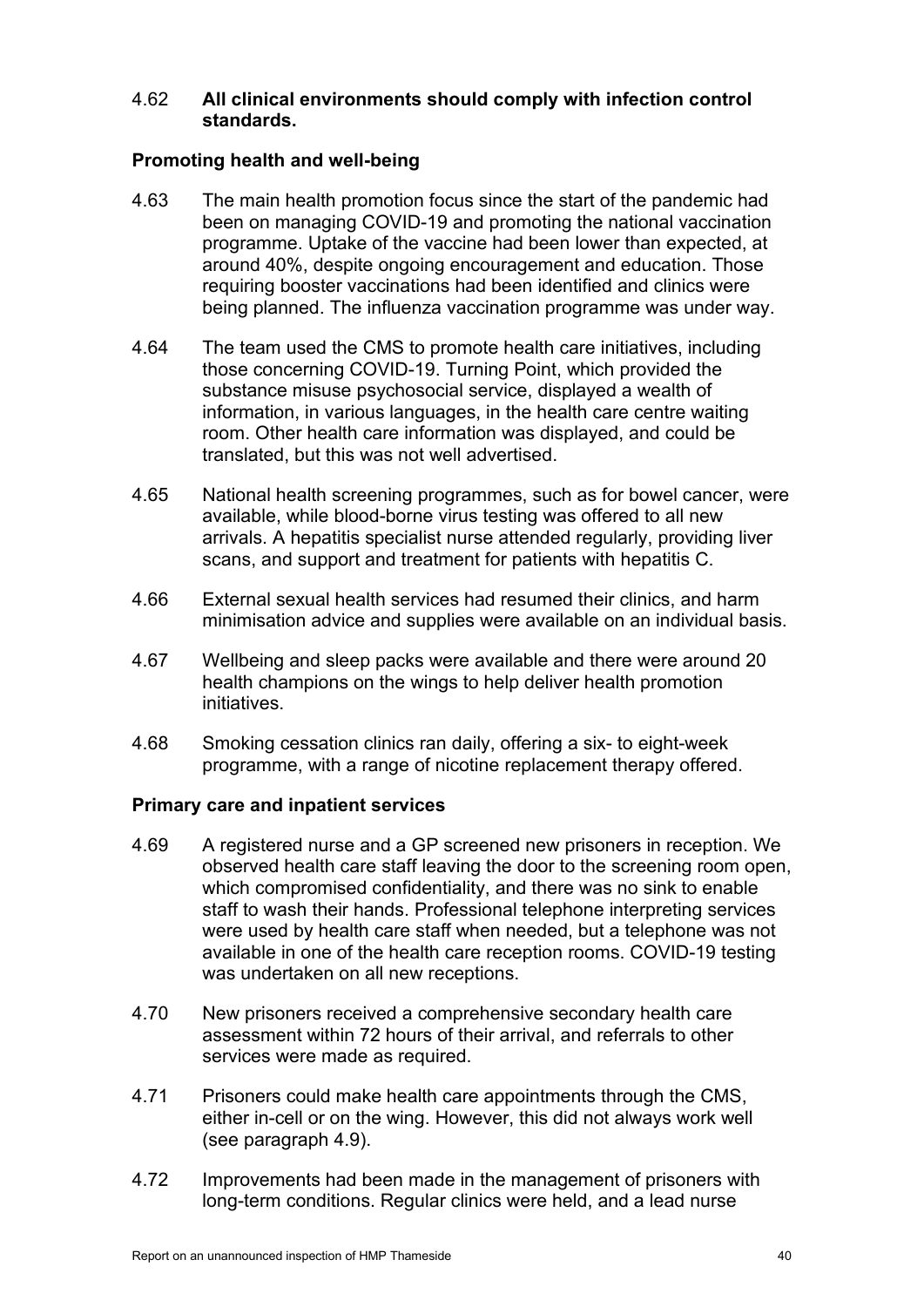4.62 **All clinical environments should comply with infection control standards.**

### Promoting health and well-being

4.63 The main health promotion focus since the start of the pandemic had been on managing COVID-19 and promoting the national vaccination programme. Uptake of the vaccine had been lower than expected, at around 40%, despite ongoing encouragement and education. Those requiring booster vaccinations had been identified and clinics were being planned. The influenza vaccination programme was under way.

4.64 The team used the CMS to promote health care initiatives, including those concerning COVID-19. Turning Point, which provided the substance misuse psychosocial service, displayed a wealth of information, in various languages, in the health care centre waiting room. Other health care information was displayed, and could be translated, but this was not well advertised.

4.65 National health screening programmes, such as for bowel cancer, were available, while blood-borne virus testing was offered to all new arrivals. A hepatitis specialist nurse attended regularly, providing liver scans, and support and treatment for patients with hepatitis C.

4.66 External sexual health services had resumed their clinics, and harm minimisation advice and supplies were available on an individual basis.

4.67 Wellbeing and sleep packs were available and there were around 20 health champions on the wings to help deliver health promotion initiatives.

4.68 Smoking cessation clinics ran daily, offering a six- to eight-week programme, with a range of nicotine replacement therapy offered.

### Primary care and inpatient services

4.69 A registered nurse and a GP screened new prisoners in reception. We observed health care staff leaving the door to the screening room open, which compromised confidentiality, and there was no sink to enable staff to wash their hands. Professional telephone interpreting services were used by health care staff when needed, but a telephone was not available in one of the health care reception rooms. COVID-19 testing was undertaken on all new receptions.

4.70 New prisoners received a comprehensive secondary health care assessment within 72 hours of their arrival, and referrals to other services were made as required.

4.71 Prisoners could make health care appointments through the CMS, either in-cell or on the wing. However, this did not always work well (see paragraph 4.9).

4.72 Improvements had been made in the management of prisoners with long-term conditions. Regular clinics were held, and a lead nurse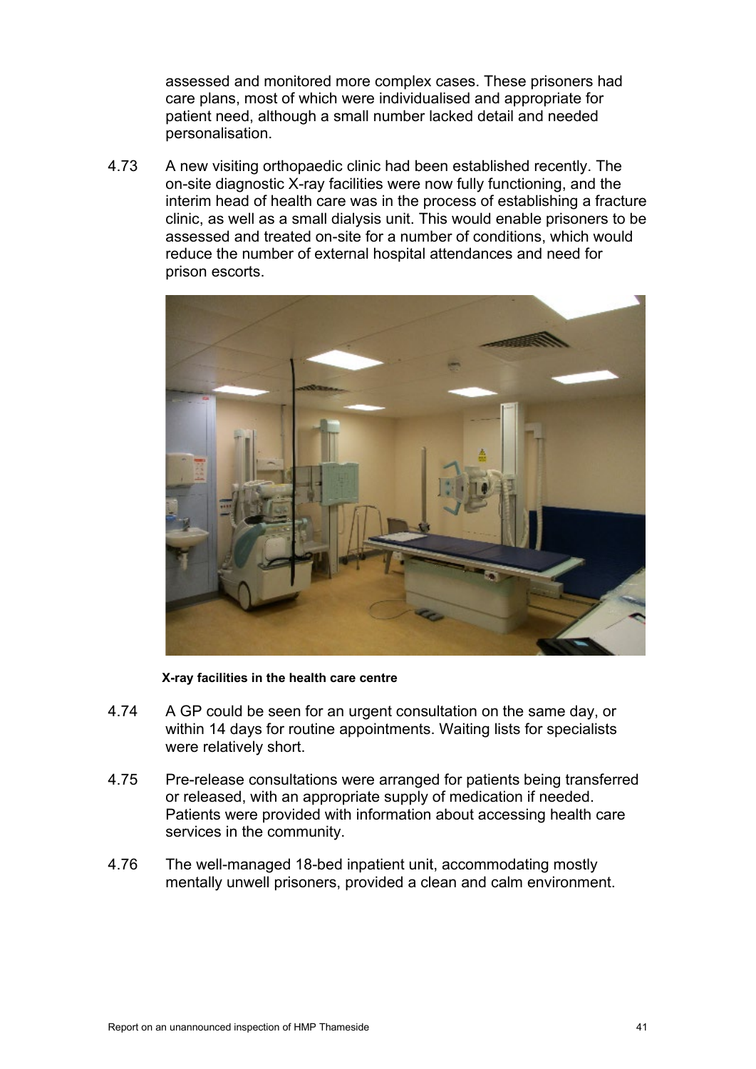assessed and monitored more complex cases. These prisoners had care plans, most of which were individualised and appropriate for patient need, although a small number lacked detail and needed personalisation.

4.73 A new visiting orthopaedic clinic had been established recently. The on-site diagnostic X-ray facilities were now fully functioning, and the interim head of health care was in the process of establishing a fracture clinic, as well as a small dialysis unit. This would enable prisoners to be assessed and treated on-site for a number of conditions, which would reduce the number of external hospital attendances and need for prison escorts.

**X-ray facilities in the health care centre**

4.74 A GP could be seen for an urgent consultation on the same day, or within 14 days for routine appointments. Waiting lists for specialists were relatively short.

4.75 Pre-release consultations were arranged for patients being transferred or released, with an appropriate supply of medication if needed. Patients were provided with information about accessing health care services in the community.

4.76 The well-managed 18-bed inpatient unit, accommodating mostly mentally unwell prisoners, provided a clean and calm environment.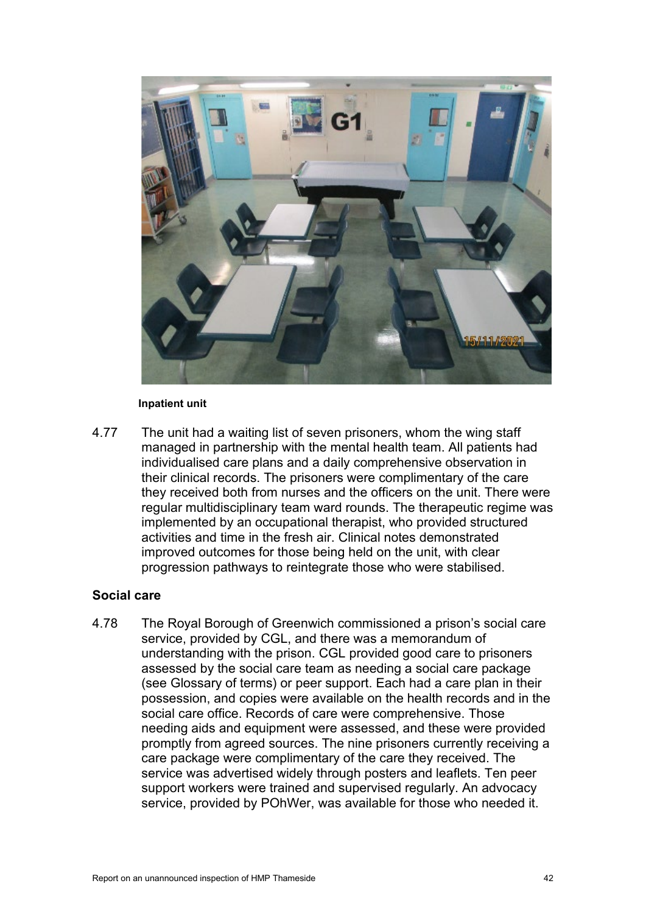Inpatient unit

4.77 The unit had a waiting list of seven prisoners, whom the wing staff managed in partnership with the mental health team. All patients had individualised care plans and a daily comprehensive observation in their clinical records. The prisoners were complimentary of the care they received both from nurses and the officers on the unit. There were regular multidisciplinary team ward rounds. The therapeutic regime was implemented by an occupational therapist, who provided structured activities and time in the fresh air. Clinical notes demonstrated improved outcomes for those being held on the unit, with clear progression pathways to reintegrate those who were stabilised.

## Social care

4.78 The Royal Borough of Greenwich commissioned a prison's social care service, provided by CGL, and there was a memorandum of understanding with the prison. CGL provided good care to prisoners assessed by the social care team as needing a social care package (see Glossary of terms) or peer support. Each had a care plan in their possession, and copies were available on the health records and in the social care office. Records of care were comprehensive. Those needing aids and equipment were assessed, and these were provided promptly from agreed sources. The nine prisoners currently receiving a care package were complimentary of the care they received. The service was advertised widely through posters and leaflets. Ten peer support workers were trained and supervised regularly. An advocacy service, provided by POhWer, was available for those who needed it.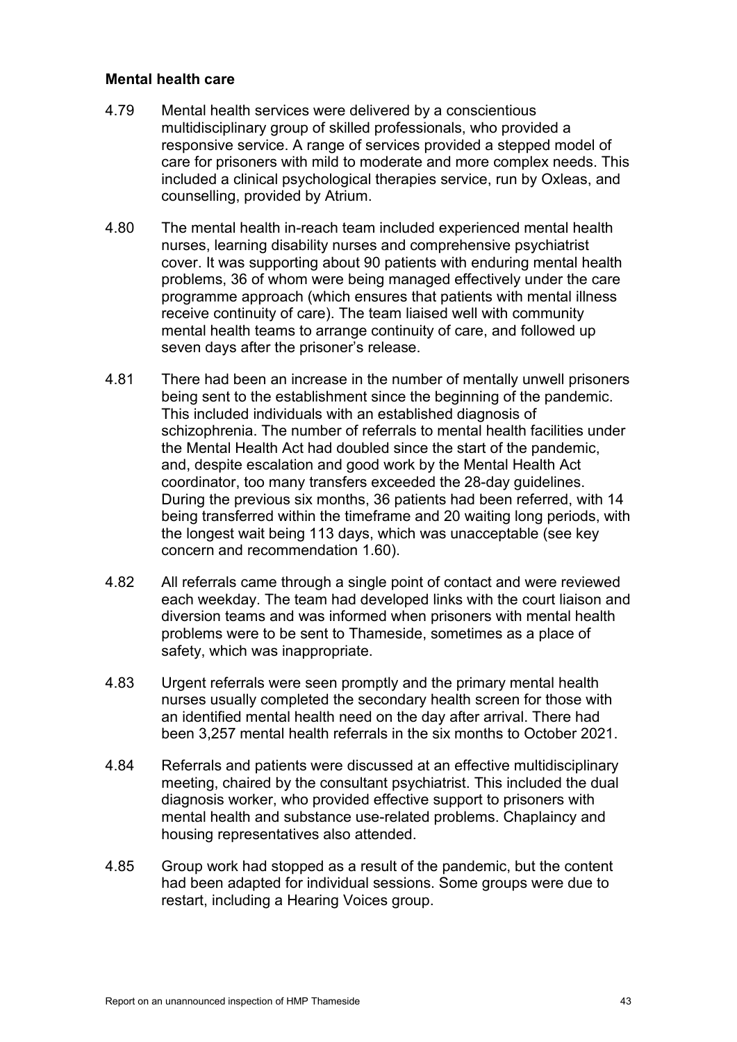### Mental health care

4.79 Mental health services were delivered by a conscientious multidisciplinary group of skilled professionals, who provided a responsive service. A range of services provided a stepped model of care for prisoners with mild to moderate and more complex needs. This included a clinical psychological therapies service, run by Oxleas, and counselling, provided by Atrium.

4.80 The mental health in-reach team included experienced mental health nurses, learning disability nurses and comprehensive psychiatrist cover. It was supporting about 90 patients with enduring mental health problems, 36 of whom were being managed effectively under the care programme approach (which ensures that patients with mental illness receive continuity of care). The team liaised well with community mental health teams to arrange continuity of care, and followed up seven days after the prisoner's release.

4.81 There had been an increase in the number of mentally unwell prisoners being sent to the establishment since the beginning of the pandemic. This included individuals with an established diagnosis of schizophrenia. The number of referrals to mental health facilities under the Mental Health Act had doubled since the start of the pandemic, and, despite escalation and good work by the Mental Health Act coordinator, too many transfers exceeded the 28-day guidelines. During the previous six months, 36 patients had been referred, with 14 being transferred within the timeframe and 20 waiting long periods, with the longest wait being 113 days, which was unacceptable (see key concern and recommendation 1.60).

4.82 All referrals came through a single point of contact and were reviewed each weekday. The team had developed links with the court liaison and diversion teams and was informed when prisoners with mental health problems were to be sent to Thameside, sometimes as a place of safety, which was inappropriate.

4.83 Urgent referrals were seen promptly and the primary mental health nurses usually completed the secondary health screen for those with an identified mental health need on the day after arrival. There had been 3,257 mental health referrals in the six months to October 2021.

4.84 Referrals and patients were discussed at an effective multidisciplinary meeting, chaired by the consultant psychiatrist. This included the dual diagnosis worker, who provided effective support to prisoners with mental health and substance use-related problems. Chaplaincy and housing representatives also attended.

4.85 Group work had stopped as a result of the pandemic, but the content had been adapted for individual sessions. Some groups were due to restart, including a Hearing Voices group.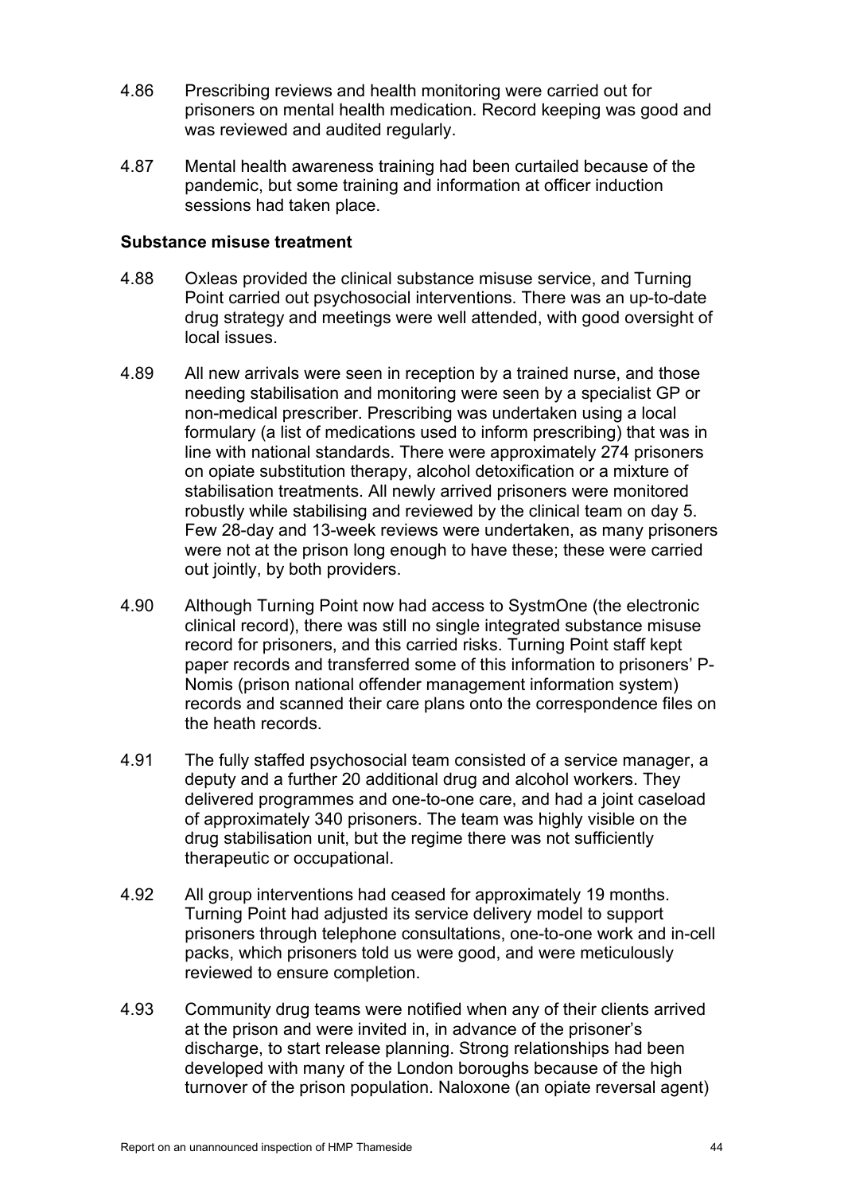4.86 Prescribing reviews and health monitoring were carried out for prisoners on mental health medication. Record keeping was good and was reviewed and audited regularly.

4.87 Mental health awareness training had been curtailed because of the pandemic, but some training and information at officer induction sessions had taken place.

**Substance misuse treatment**

4.88 Oxleas provided the clinical substance misuse service, and Turning Point carried out psychosocial interventions. There was an up-to-date drug strategy and meetings were well attended, with good oversight of local issues.

4.89 All new arrivals were seen in reception by a trained nurse, and those needing stabilisation and monitoring were seen by a specialist GP or non-medical prescriber. Prescribing was undertaken using a local formulary (a list of medications used to inform prescribing) that was in line with national standards. There were approximately 274 prisoners on opiate substitution therapy, alcohol detoxification or a mixture of stabilisation treatments. All newly arrived prisoners were monitored robustly while stabilising and reviewed by the clinical team on day 5. Few 28-day and 13-week reviews were undertaken, as many prisoners were not at the prison long enough to have these; these were carried out jointly, by both providers.

4.90 Although Turning Point now had access to SystmOne (the electronic clinical record), there was still no single integrated substance misuse record for prisoners, and this carried risks. Turning Point staff kept paper records and transferred some of this information to prisoners' P-Nomis (prison national offender management information system) records and scanned their care plans onto the correspondence files on the heath records.

4.91 The fully staffed psychosocial team consisted of a service manager, a deputy and a further 20 additional drug and alcohol workers. They delivered programmes and one-to-one care, and had a joint caseload of approximately 340 prisoners. The team was highly visible on the drug stabilisation unit, but the regime there was not sufficiently therapeutic or occupational.

4.92 All group interventions had ceased for approximately 19 months. Turning Point had adjusted its service delivery model to support prisoners through telephone consultations, one-to-one work and in-cell packs, which prisoners told us were good, and were meticulously reviewed to ensure completion.

4.93 Community drug teams were notified when any of their clients arrived at the prison and were invited in, in advance of the prisoner's discharge, to start release planning. Strong relationships had been developed with many of the London boroughs because of the high turnover of the prison population. Naloxone (an opiate reversal agent)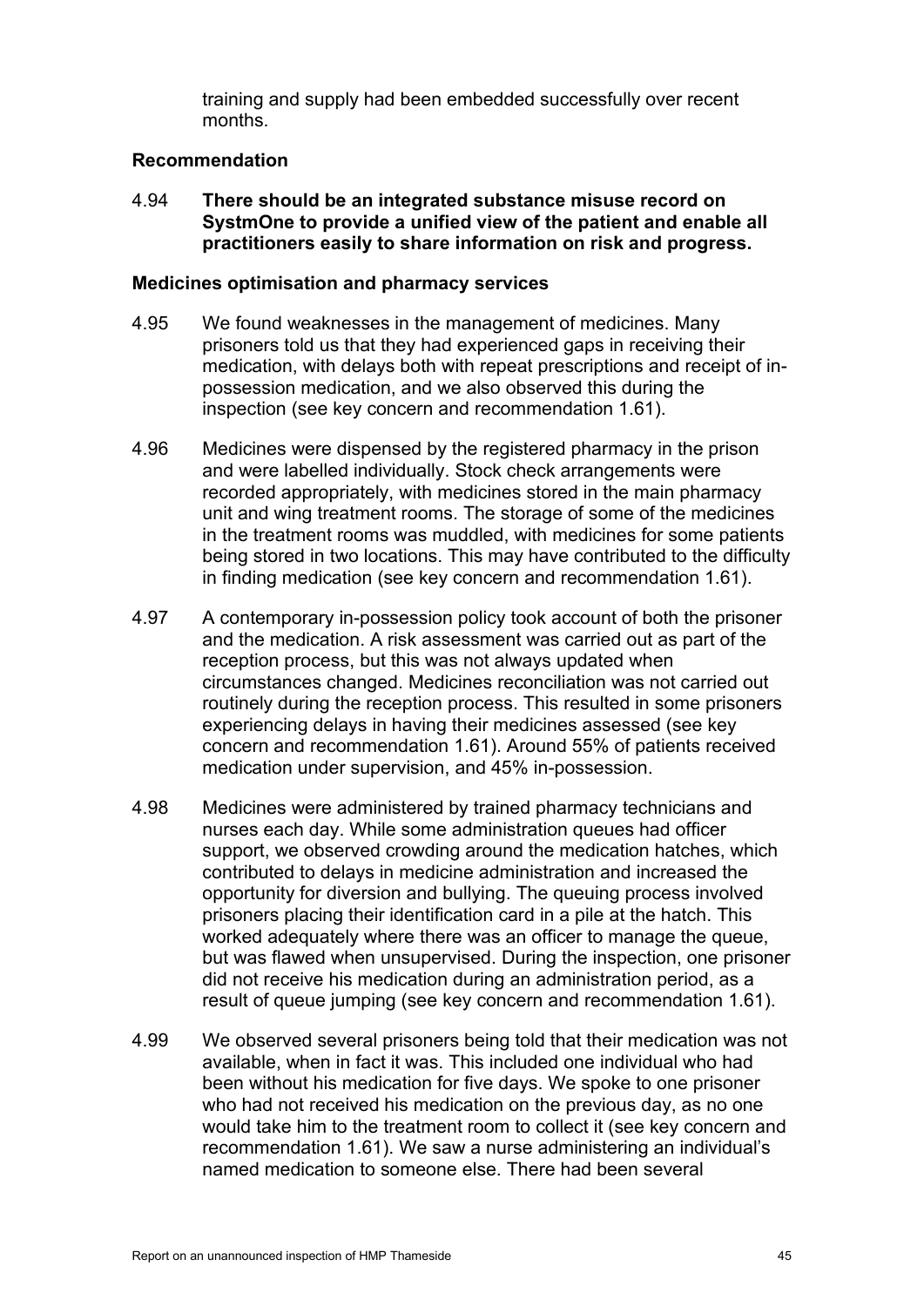training and supply had been embedded successfully over recent months.

### Recommendation

4.94 **There should be an integrated substance misuse record on SystmOne to provide a unified view of the patient and enable all practitioners easily to share information on risk and progress.**

### Medicines optimisation and pharmacy services

4.95 We found weaknesses in the management of medicines. Many prisoners told us that they had experienced gaps in receiving their medication, with delays both with repeat prescriptions and receipt of in-possession medication, and we also observed this during the inspection (see key concern and recommendation 1.61).

4.96 Medicines were dispensed by the registered pharmacy in the prison and were labelled individually. Stock check arrangements were recorded appropriately, with medicines stored in the main pharmacy unit and wing treatment rooms. The storage of some of the medicines in the treatment rooms was muddled, with medicines for some patients being stored in two locations. This may have contributed to the difficulty in finding medication (see key concern and recommendation 1.61).

4.97 A contemporary in-possession policy took account of both the prisoner and the medication. A risk assessment was carried out as part of the reception process, but this was not always updated when circumstances changed. Medicines reconciliation was not carried out routinely during the reception process. This resulted in some prisoners experiencing delays in having their medicines assessed (see key concern and recommendation 1.61). Around 55% of patients received medication under supervision, and 45% in-possession.

4.98 Medicines were administered by trained pharmacy technicians and nurses each day. While some administration queues had officer support, we observed crowding around the medication hatches, which contributed to delays in medicine administration and increased the opportunity for diversion and bullying. The queuing process involved prisoners placing their identification card in a pile at the hatch. This worked adequately where there was an officer to manage the queue, but was flawed when unsupervised. During the inspection, one prisoner did not receive his medication during an administration period, as a result of queue jumping (see key concern and recommendation 1.61).

4.99 We observed several prisoners being told that their medication was not available, when in fact it was. This included one individual who had been without his medication for five days. We spoke to one prisoner who had not received his medication on the previous day, as no one would take him to the treatment room to collect it (see key concern and recommendation 1.61). We saw a nurse administering an individual's named medication to someone else. There had been several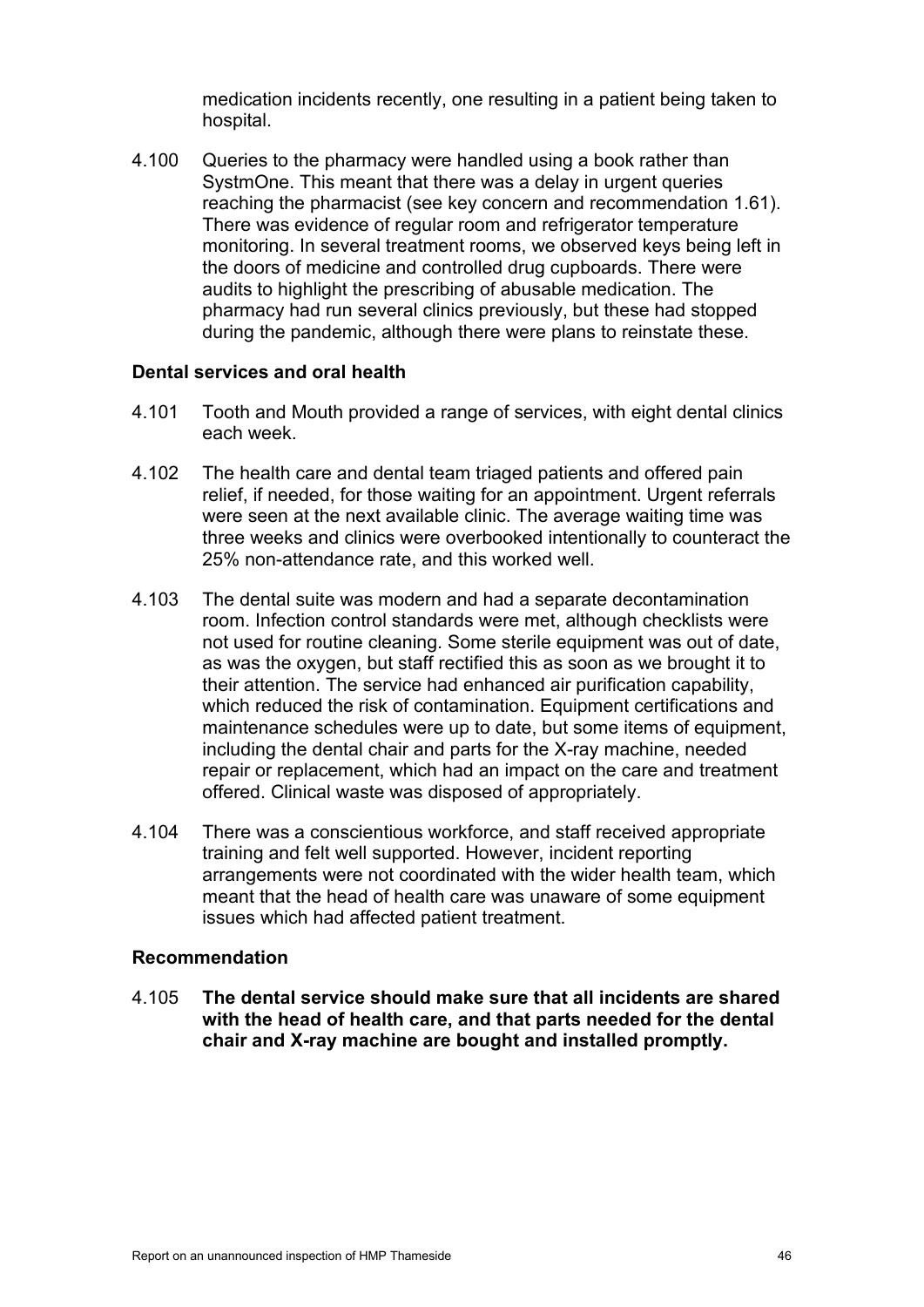medication incidents recently, one resulting in a patient being taken to hospital.

4.100 Queries to the pharmacy were handled using a book rather than SystmOne. This meant that there was a delay in urgent queries reaching the pharmacist (see key concern and recommendation 1.61). There was evidence of regular room and refrigerator temperature monitoring. In several treatment rooms, we observed keys being left in the doors of medicine and controlled drug cupboards. There were audits to highlight the prescribing of abusable medication. The pharmacy had run several clinics previously, but these had stopped during the pandemic, although there were plans to reinstate these.

### Dental services and oral health

4.101 Tooth and Mouth provided a range of services, with eight dental clinics each week.

4.102 The health care and dental team triaged patients and offered pain relief, if needed, for those waiting for an appointment. Urgent referrals were seen at the next available clinic. The average waiting time was three weeks and clinics were overbooked intentionally to counteract the 25% non-attendance rate, and this worked well.

4.103 The dental suite was modern and had a separate decontamination room. Infection control standards were met, although checklists were not used for routine cleaning. Some sterile equipment was out of date, as was the oxygen, but staff rectified this as soon as we brought it to their attention. The service had enhanced air purification capability, which reduced the risk of contamination. Equipment certifications and maintenance schedules were up to date, but some items of equipment, including the dental chair and parts for the X-ray machine, needed repair or replacement, which had an impact on the care and treatment offered. Clinical waste was disposed of appropriately.

4.104 There was a conscientious workforce, and staff received appropriate training and felt well supported. However, incident reporting arrangements were not coordinated with the wider health team, which meant that the head of health care was unaware of some equipment issues which had affected patient treatment.

### Recommendation

4.105 **The dental service should make sure that all incidents are shared with the head of health care, and that parts needed for the dental chair and X-ray machine are bought and installed promptly.**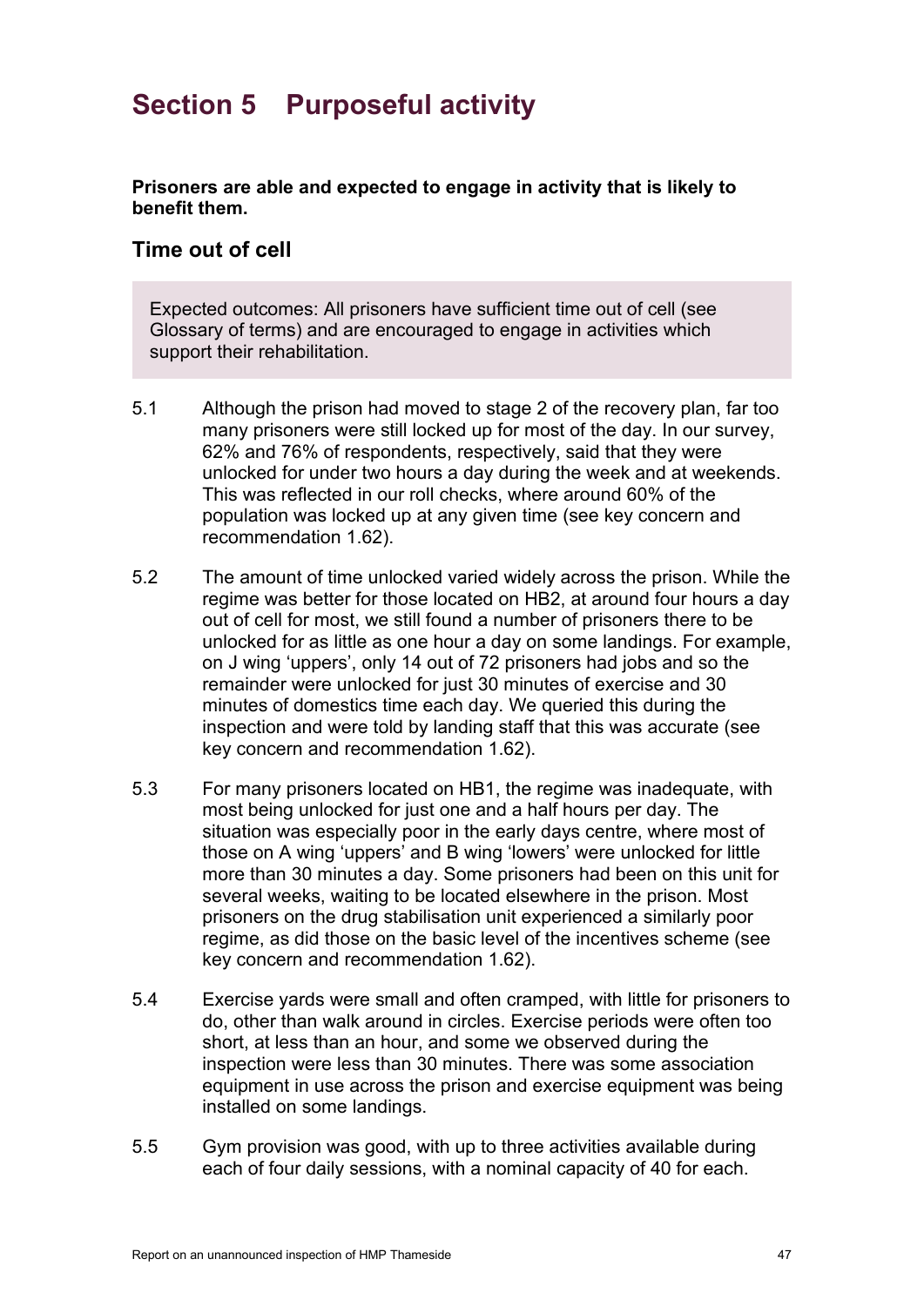# Section 5 Purposeful activity

**Prisoners are able and expected to engage in activity that is likely to benefit them.**

## Time out of cell

> Expected outcomes: All prisoners have sufficient time out of cell (see Glossary of terms) and are encouraged to engage in activities which support their rehabilitation.

5.1 Although the prison had moved to stage 2 of the recovery plan, far too many prisoners were still locked up for most of the day. In our survey, 62% and 76% of respondents, respectively, said that they were unlocked for under two hours a day during the week and at weekends. This was reflected in our roll checks, where around 60% of the population was locked up at any given time (see key concern and recommendation 1.62).

5.2 The amount of time unlocked varied widely across the prison. While the regime was better for those located on HB2, at around four hours a day out of cell for most, we still found a number of prisoners there to be unlocked for as little as one hour a day on some landings. For example, on J wing 'uppers', only 14 out of 72 prisoners had jobs and so the remainder were unlocked for just 30 minutes of exercise and 30 minutes of domestics time each day. We queried this during the inspection and were told by landing staff that this was accurate (see key concern and recommendation 1.62).

5.3 For many prisoners located on HB1, the regime was inadequate, with most being unlocked for just one and a half hours per day. The situation was especially poor in the early days centre, where most of those on A wing 'uppers' and B wing 'lowers' were unlocked for little more than 30 minutes a day. Some prisoners had been on this unit for several weeks, waiting to be located elsewhere in the prison. Most prisoners on the drug stabilisation unit experienced a similarly poor regime, as did those on the basic level of the incentives scheme (see key concern and recommendation 1.62).

5.4 Exercise yards were small and often cramped, with little for prisoners to do, other than walk around in circles. Exercise periods were often too short, at less than an hour, and some we observed during the inspection were less than 30 minutes. There was some association equipment in use across the prison and exercise equipment was being installed on some landings.

5.5 Gym provision was good, with up to three activities available during each of four daily sessions, with a nominal capacity of 40 for each.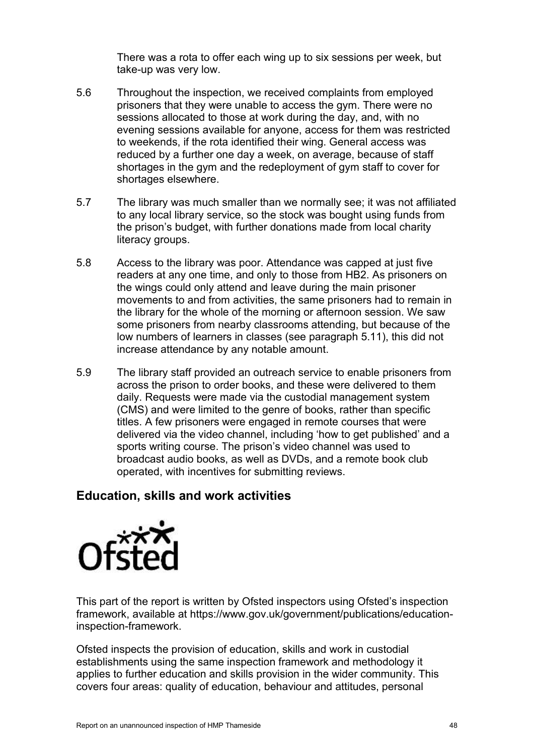There was a rota to offer each wing up to six sessions per week, but take-up was very low.

5.6 Throughout the inspection, we received complaints from employed prisoners that they were unable to access the gym. There were no sessions allocated to those at work during the day, and, with no evening sessions available for anyone, access for them was restricted to weekends, if the rota identified their wing. General access was reduced by a further one day a week, on average, because of staff shortages in the gym and the redeployment of gym staff to cover for shortages elsewhere.

5.7 The library was much smaller than we normally see; it was not affiliated to any local library service, so the stock was bought using funds from the prison's budget, with further donations made from local charity literacy groups.

5.8 Access to the library was poor. Attendance was capped at just five readers at any one time, and only to those from HB2. As prisoners on the wings could only attend and leave during the main prisoner movements to and from activities, the same prisoners had to remain in the library for the whole of the morning or afternoon session. We saw some prisoners from nearby classrooms attending, but because of the low numbers of learners in classes (see paragraph 5.11), this did not increase attendance by any notable amount.

5.9 The library staff provided an outreach service to enable prisoners from across the prison to order books, and these were delivered to them daily. Requests were made via the custodial management system (CMS) and were limited to the genre of books, rather than specific titles. A few prisoners were engaged in remote courses that were delivered via the video channel, including 'how to get published' and a sports writing course. The prison's video channel was used to broadcast audio books, as well as DVDs, and a remote book club operated, with incentives for submitting reviews.

## Education, skills and work activities

Ofsted

This part of the report is written by Ofsted inspectors using Ofsted's inspection framework, available at https://www.gov.uk/government/publications/education-inspection-framework.

Ofsted inspects the provision of education, skills and work in custodial establishments using the same inspection framework and methodology it applies to further education and skills provision in the wider community. This covers four areas: quality of education, behaviour and attitudes, personal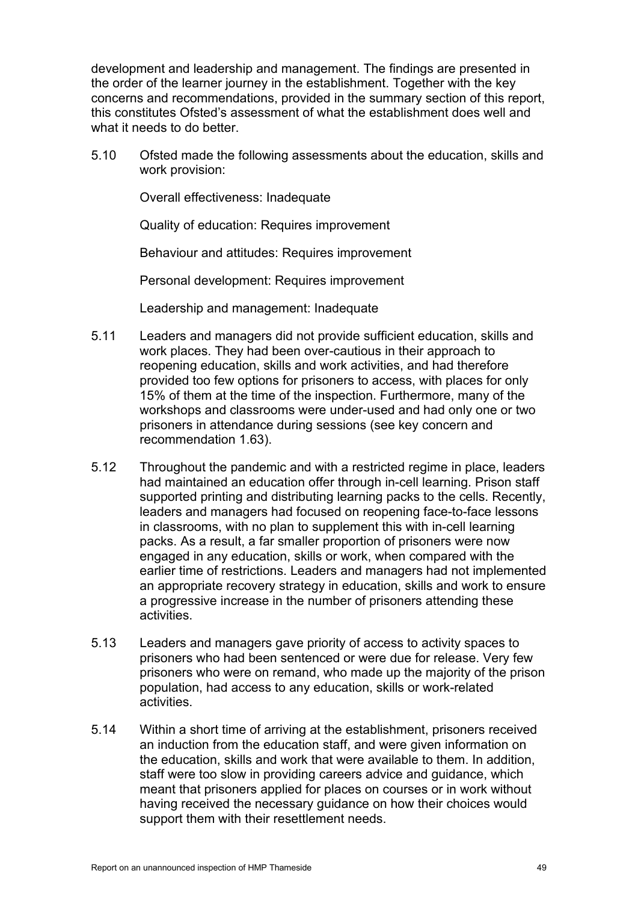development and leadership and management. The findings are presented in the order of the learner journey in the establishment. Together with the key concerns and recommendations, provided in the summary section of this report, this constitutes Ofsted's assessment of what the establishment does well and what it needs to do better.

5.10 Ofsted made the following assessments about the education, skills and work provision:

Overall effectiveness: Inadequate

Quality of education: Requires improvement

Behaviour and attitudes: Requires improvement

Personal development: Requires improvement

Leadership and management: Inadequate

5.11 Leaders and managers did not provide sufficient education, skills and work places. They had been over-cautious in their approach to reopening education, skills and work activities, and had therefore provided too few options for prisoners to access, with places for only 15% of them at the time of the inspection. Furthermore, many of the workshops and classrooms were under-used and had only one or two prisoners in attendance during sessions (see key concern and recommendation 1.63).

5.12 Throughout the pandemic and with a restricted regime in place, leaders had maintained an education offer through in-cell learning. Prison staff supported printing and distributing learning packs to the cells. Recently, leaders and managers had focused on reopening face-to-face lessons in classrooms, with no plan to supplement this with in-cell learning packs. As a result, a far smaller proportion of prisoners were now engaged in any education, skills or work, when compared with the earlier time of restrictions. Leaders and managers had not implemented an appropriate recovery strategy in education, skills and work to ensure a progressive increase in the number of prisoners attending these activities.

5.13 Leaders and managers gave priority of access to activity spaces to prisoners who had been sentenced or were due for release. Very few prisoners who were on remand, who made up the majority of the prison population, had access to any education, skills or work-related activities.

5.14 Within a short time of arriving at the establishment, prisoners received an induction from the education staff, and were given information on the education, skills and work that were available to them. In addition, staff were too slow in providing careers advice and guidance, which meant that prisoners applied for places on courses or in work without having received the necessary guidance on how their choices would support them with their resettlement needs.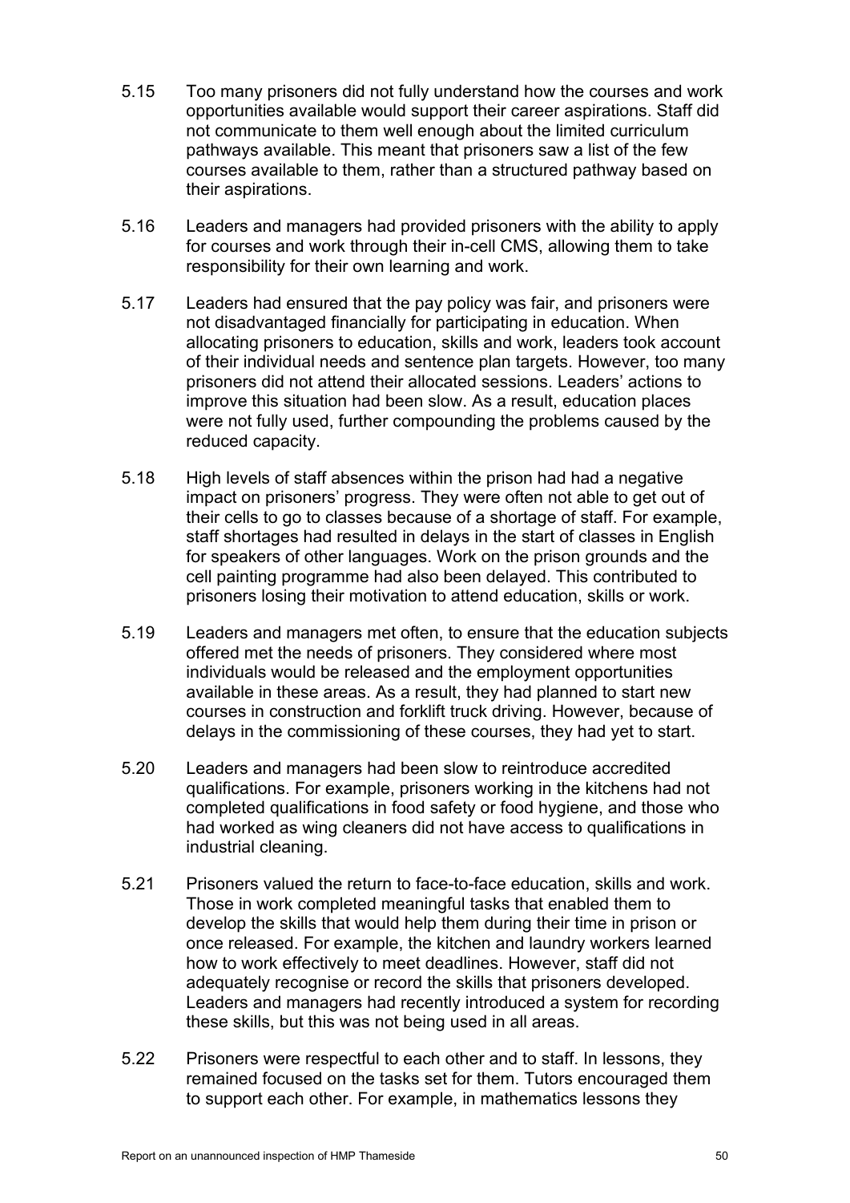5.15 Too many prisoners did not fully understand how the courses and work opportunities available would support their career aspirations. Staff did not communicate to them well enough about the limited curriculum pathways available. This meant that prisoners saw a list of the few courses available to them, rather than a structured pathway based on their aspirations.

5.16 Leaders and managers had provided prisoners with the ability to apply for courses and work through their in-cell CMS, allowing them to take responsibility for their own learning and work.

5.17 Leaders had ensured that the pay policy was fair, and prisoners were not disadvantaged financially for participating in education. When allocating prisoners to education, skills and work, leaders took account of their individual needs and sentence plan targets. However, too many prisoners did not attend their allocated sessions. Leaders' actions to improve this situation had been slow. As a result, education places were not fully used, further compounding the problems caused by the reduced capacity.

5.18 High levels of staff absences within the prison had had a negative impact on prisoners' progress. They were often not able to get out of their cells to go to classes because of a shortage of staff. For example, staff shortages had resulted in delays in the start of classes in English for speakers of other languages. Work on the prison grounds and the cell painting programme had also been delayed. This contributed to prisoners losing their motivation to attend education, skills or work.

5.19 Leaders and managers met often, to ensure that the education subjects offered met the needs of prisoners. They considered where most individuals would be released and the employment opportunities available in these areas. As a result, they had planned to start new courses in construction and forklift truck driving. However, because of delays in the commissioning of these courses, they had yet to start.

5.20 Leaders and managers had been slow to reintroduce accredited qualifications. For example, prisoners working in the kitchens had not completed qualifications in food safety or food hygiene, and those who had worked as wing cleaners did not have access to qualifications in industrial cleaning.

5.21 Prisoners valued the return to face-to-face education, skills and work. Those in work completed meaningful tasks that enabled them to develop the skills that would help them during their time in prison or once released. For example, the kitchen and laundry workers learned how to work effectively to meet deadlines. However, staff did not adequately recognise or record the skills that prisoners developed. Leaders and managers had recently introduced a system for recording these skills, but this was not being used in all areas.

5.22 Prisoners were respectful to each other and to staff. In lessons, they remained focused on the tasks set for them. Tutors encouraged them to support each other. For example, in mathematics lessons they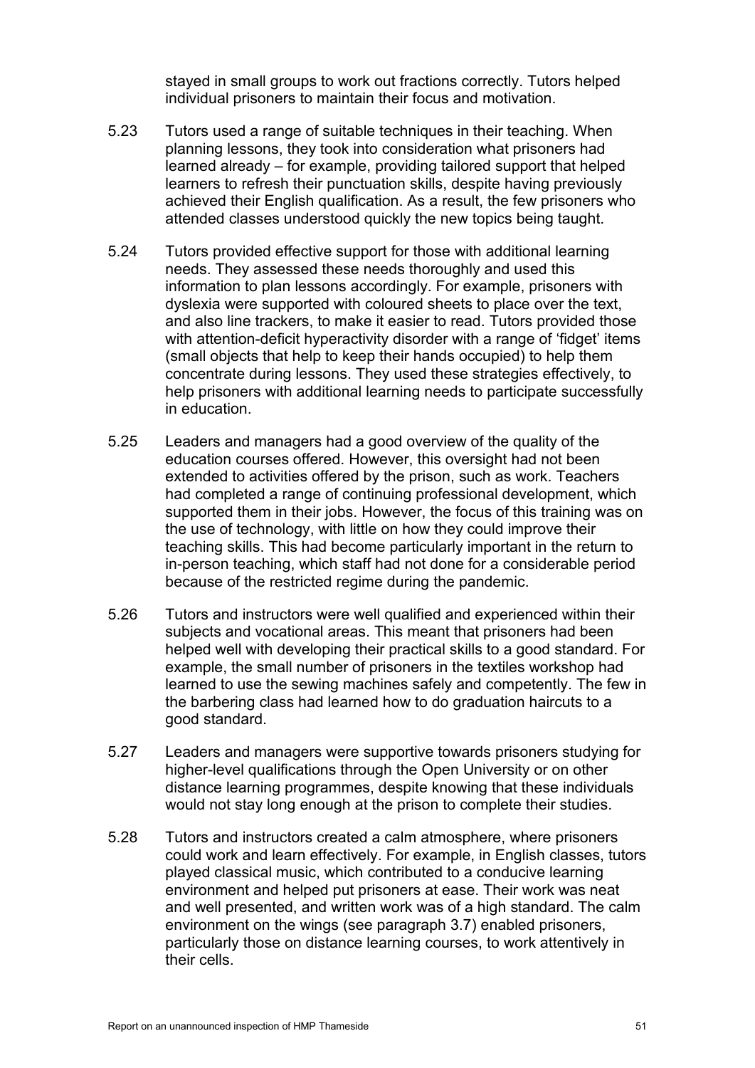stayed in small groups to work out fractions correctly. Tutors helped individual prisoners to maintain their focus and motivation.

5.23 Tutors used a range of suitable techniques in their teaching. When planning lessons, they took into consideration what prisoners had learned already – for example, providing tailored support that helped learners to refresh their punctuation skills, despite having previously achieved their English qualification. As a result, the few prisoners who attended classes understood quickly the new topics being taught.

5.24 Tutors provided effective support for those with additional learning needs. They assessed these needs thoroughly and used this information to plan lessons accordingly. For example, prisoners with dyslexia were supported with coloured sheets to place over the text, and also line trackers, to make it easier to read. Tutors provided those with attention-deficit hyperactivity disorder with a range of 'fidget' items (small objects that help to keep their hands occupied) to help them concentrate during lessons. They used these strategies effectively, to help prisoners with additional learning needs to participate successfully in education.

5.25 Leaders and managers had a good overview of the quality of the education courses offered. However, this oversight had not been extended to activities offered by the prison, such as work. Teachers had completed a range of continuing professional development, which supported them in their jobs. However, the focus of this training was on the use of technology, with little on how they could improve their teaching skills. This had become particularly important in the return to in-person teaching, which staff had not done for a considerable period because of the restricted regime during the pandemic.

5.26 Tutors and instructors were well qualified and experienced within their subjects and vocational areas. This meant that prisoners had been helped well with developing their practical skills to a good standard. For example, the small number of prisoners in the textiles workshop had learned to use the sewing machines safely and competently. The few in the barbering class had learned how to do graduation haircuts to a good standard.

5.27 Leaders and managers were supportive towards prisoners studying for higher-level qualifications through the Open University or on other distance learning programmes, despite knowing that these individuals would not stay long enough at the prison to complete their studies.

5.28 Tutors and instructors created a calm atmosphere, where prisoners could work and learn effectively. For example, in English classes, tutors played classical music, which contributed to a conducive learning environment and helped put prisoners at ease. Their work was neat and well presented, and written work was of a high standard. The calm environment on the wings (see paragraph 3.7) enabled prisoners, particularly those on distance learning courses, to work attentively in their cells.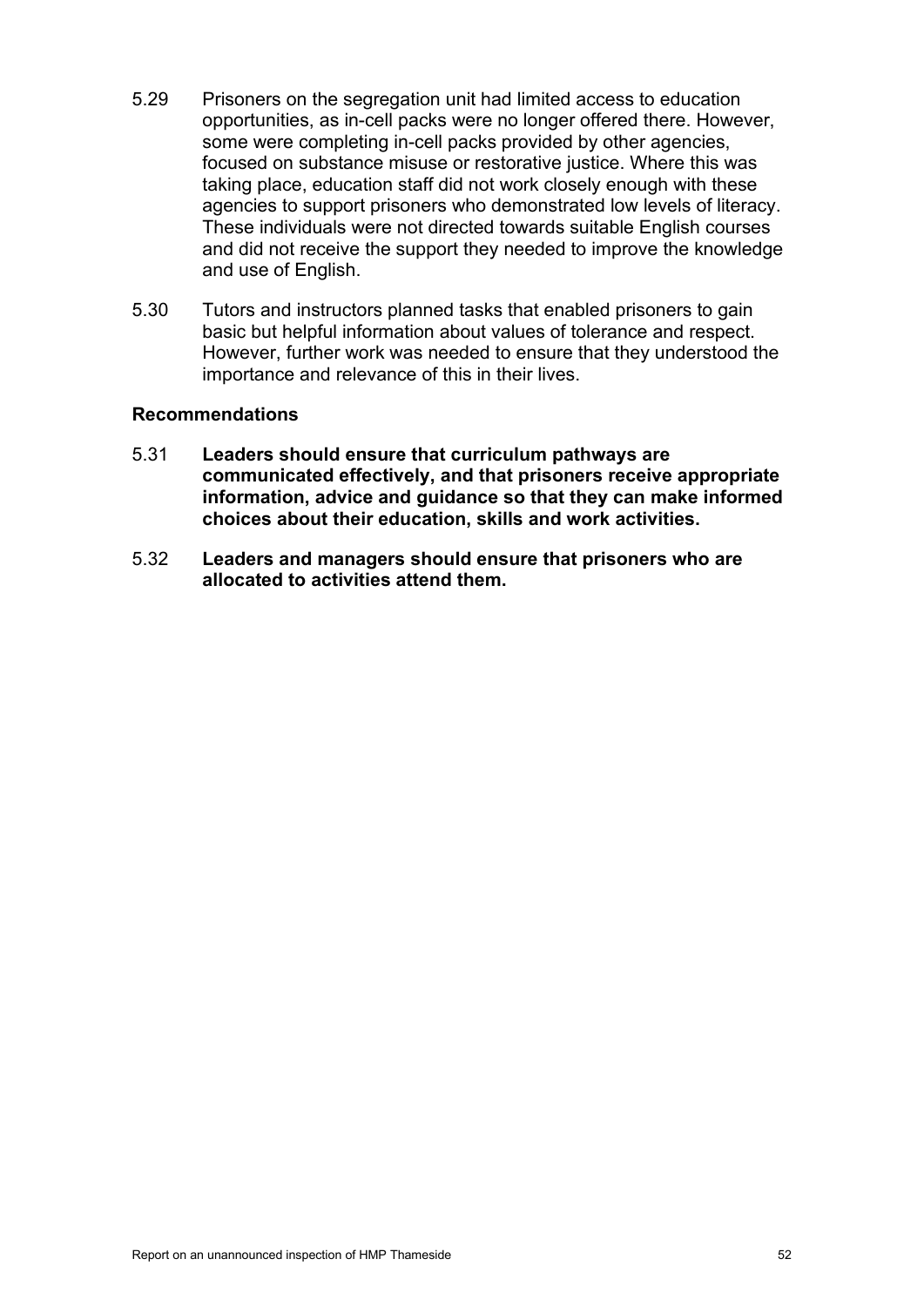5.29 Prisoners on the segregation unit had limited access to education opportunities, as in-cell packs were no longer offered there. However, some were completing in-cell packs provided by other agencies, focused on substance misuse or restorative justice. Where this was taking place, education staff did not work closely enough with these agencies to support prisoners who demonstrated low levels of literacy. These individuals were not directed towards suitable English courses and did not receive the support they needed to improve the knowledge and use of English.

5.30 Tutors and instructors planned tasks that enabled prisoners to gain basic but helpful information about values of tolerance and respect. However, further work was needed to ensure that they understood the importance and relevance of this in their lives.

### Recommendations

5.31 **Leaders should ensure that curriculum pathways are communicated effectively, and that prisoners receive appropriate information, advice and guidance so that they can make informed choices about their education, skills and work activities.**

5.32 **Leaders and managers should ensure that prisoners who are allocated to activities attend them.**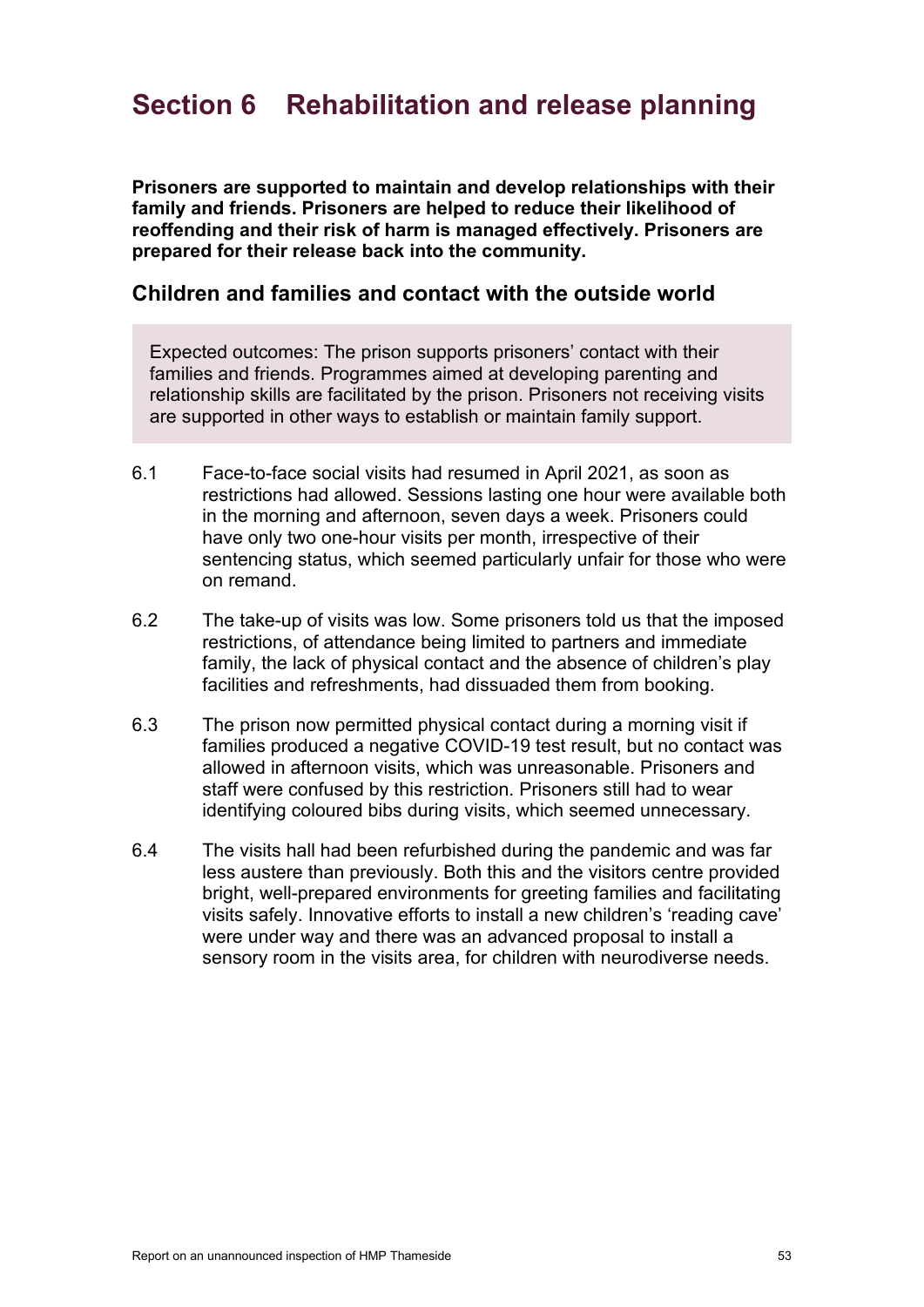# Section 6 Rehabilitation and release planning

**Prisoners are supported to maintain and develop relationships with their family and friends. Prisoners are helped to reduce their likelihood of reoffending and their risk of harm is managed effectively. Prisoners are prepared for their release back into the community.**

## Children and families and contact with the outside world

> Expected outcomes: The prison supports prisoners' contact with their families and friends. Programmes aimed at developing parenting and relationship skills are facilitated by the prison. Prisoners not receiving visits are supported in other ways to establish or maintain family support.

6.1 Face-to-face social visits had resumed in April 2021, as soon as restrictions had allowed. Sessions lasting one hour were available both in the morning and afternoon, seven days a week. Prisoners could have only two one-hour visits per month, irrespective of their sentencing status, which seemed particularly unfair for those who were on remand.

6.2 The take-up of visits was low. Some prisoners told us that the imposed restrictions, of attendance being limited to partners and immediate family, the lack of physical contact and the absence of children's play facilities and refreshments, had dissuaded them from booking.

6.3 The prison now permitted physical contact during a morning visit if families produced a negative COVID-19 test result, but no contact was allowed in afternoon visits, which was unreasonable. Prisoners and staff were confused by this restriction. Prisoners still had to wear identifying coloured bibs during visits, which seemed unnecessary.

6.4 The visits hall had been refurbished during the pandemic and was far less austere than previously. Both this and the visitors centre provided bright, well-prepared environments for greeting families and facilitating visits safely. Innovative efforts to install a new children's 'reading cave' were under way and there was an advanced proposal to install a sensory room in the visits area, for children with neurodiverse needs.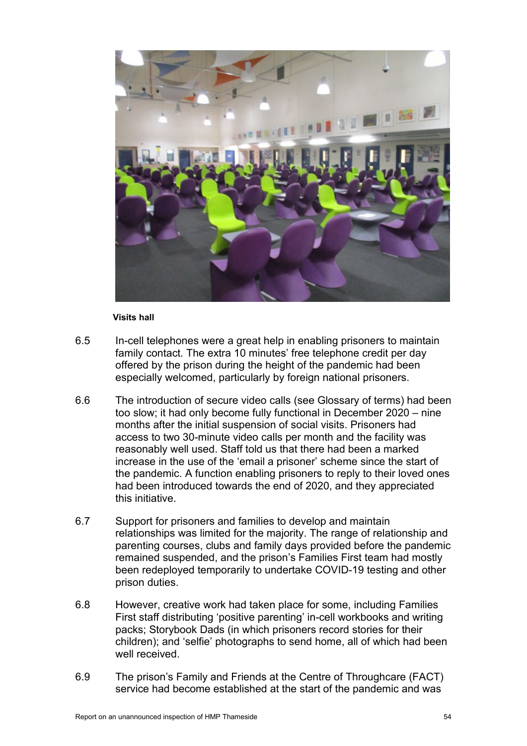Visits hall

6.5 In-cell telephones were a great help in enabling prisoners to maintain family contact. The extra 10 minutes' free telephone credit per day offered by the prison during the height of the pandemic had been especially welcomed, particularly by foreign national prisoners.

6.6 The introduction of secure video calls (see Glossary of terms) had been too slow; it had only become fully functional in December 2020 – nine months after the initial suspension of social visits. Prisoners had access to two 30-minute video calls per month and the facility was reasonably well used. Staff told us that there had been a marked increase in the use of the 'email a prisoner' scheme since the start of the pandemic. A function enabling prisoners to reply to their loved ones had been introduced towards the end of 2020, and they appreciated this initiative.

6.7 Support for prisoners and families to develop and maintain relationships was limited for the majority. The range of relationship and parenting courses, clubs and family days provided before the pandemic remained suspended, and the prison's Families First team had mostly been redeployed temporarily to undertake COVID-19 testing and other prison duties.

6.8 However, creative work had taken place for some, including Families First staff distributing 'positive parenting' in-cell workbooks and writing packs; Storybook Dads (in which prisoners record stories for their children); and 'selfie' photographs to send home, all of which had been well received.

6.9 The prison's Family and Friends at the Centre of Throughcare (FACT) service had become established at the start of the pandemic and was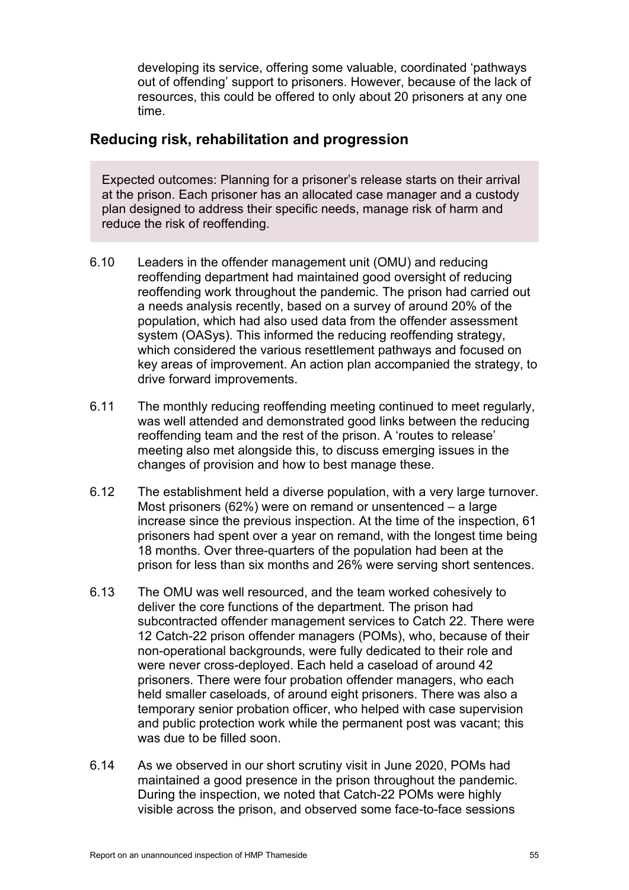developing its service, offering some valuable, coordinated 'pathways out of offending' support to prisoners. However, because of the lack of resources, this could be offered to only about 20 prisoners at any one time.

## Reducing risk, rehabilitation and progression

> Expected outcomes: Planning for a prisoner's release starts on their arrival at the prison. Each prisoner has an allocated case manager and a custody plan designed to address their specific needs, manage risk of harm and reduce the risk of reoffending.

6.10 Leaders in the offender management unit (OMU) and reducing reoffending department had maintained good oversight of reducing reoffending work throughout the pandemic. The prison had carried out a needs analysis recently, based on a survey of around 20% of the population, which had also used data from the offender assessment system (OASys). This informed the reducing reoffending strategy, which considered the various resettlement pathways and focused on key areas of improvement. An action plan accompanied the strategy, to drive forward improvements.

6.11 The monthly reducing reoffending meeting continued to meet regularly, was well attended and demonstrated good links between the reducing reoffending team and the rest of the prison. A 'routes to release' meeting also met alongside this, to discuss emerging issues in the changes of provision and how to best manage these.

6.12 The establishment held a diverse population, with a very large turnover. Most prisoners (62%) were on remand or unsentenced – a large increase since the previous inspection. At the time of the inspection, 61 prisoners had spent over a year on remand, with the longest time being 18 months. Over three-quarters of the population had been at the prison for less than six months and 26% were serving short sentences.

6.13 The OMU was well resourced, and the team worked cohesively to deliver the core functions of the department. The prison had subcontracted offender management services to Catch 22. There were 12 Catch-22 prison offender managers (POMs), who, because of their non-operational backgrounds, were fully dedicated to their role and were never cross-deployed. Each held a caseload of around 42 prisoners. There were four probation offender managers, who each held smaller caseloads, of around eight prisoners. There was also a temporary senior probation officer, who helped with case supervision and public protection work while the permanent post was vacant; this was due to be filled soon.

6.14 As we observed in our short scrutiny visit in June 2020, POMs had maintained a good presence in the prison throughout the pandemic. During the inspection, we noted that Catch-22 POMs were highly visible across the prison, and observed some face-to-face sessions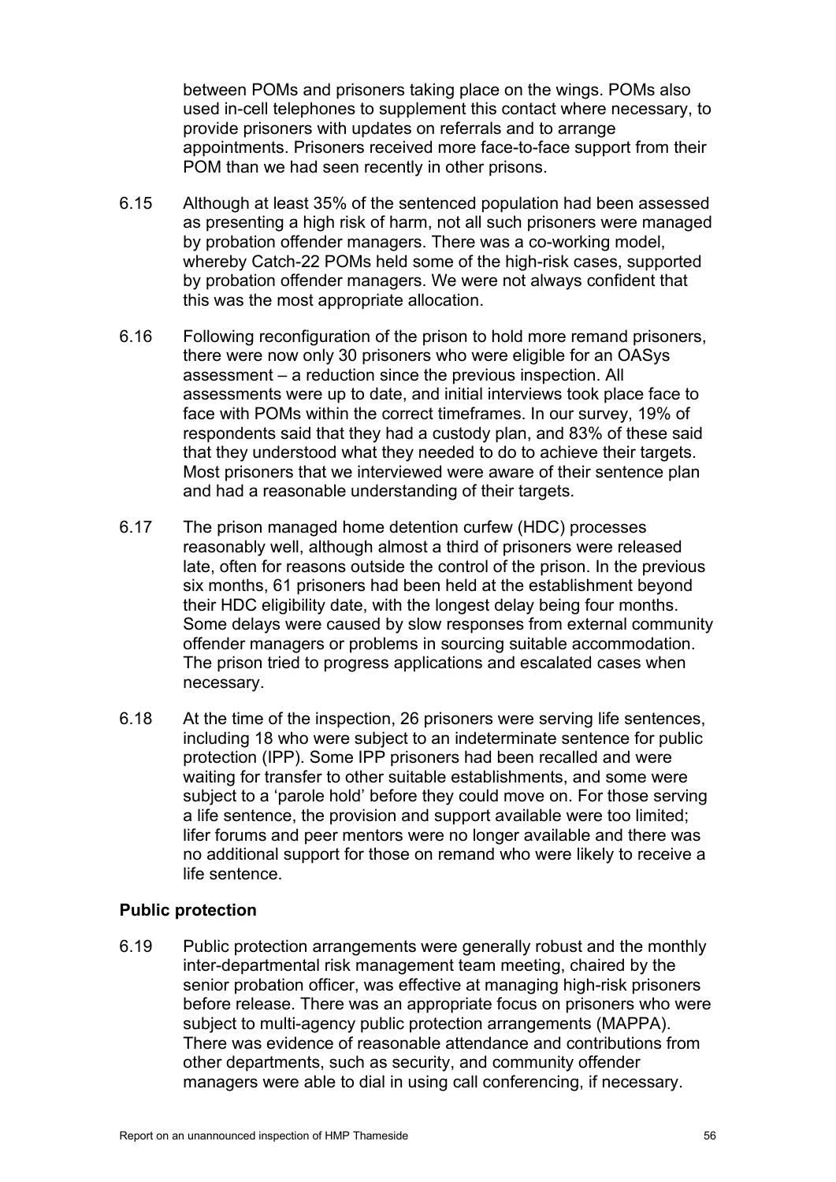between POMs and prisoners taking place on the wings. POMs also used in-cell telephones to supplement this contact where necessary, to provide prisoners with updates on referrals and to arrange appointments. Prisoners received more face-to-face support from their POM than we had seen recently in other prisons.

6.15 Although at least 35% of the sentenced population had been assessed as presenting a high risk of harm, not all such prisoners were managed by probation offender managers. There was a co-working model, whereby Catch-22 POMs held some of the high-risk cases, supported by probation offender managers. We were not always confident that this was the most appropriate allocation.

6.16 Following reconfiguration of the prison to hold more remand prisoners, there were now only 30 prisoners who were eligible for an OASys assessment – a reduction since the previous inspection. All assessments were up to date, and initial interviews took place face to face with POMs within the correct timeframes. In our survey, 19% of respondents said that they had a custody plan, and 83% of these said that they understood what they needed to do to achieve their targets. Most prisoners that we interviewed were aware of their sentence plan and had a reasonable understanding of their targets.

6.17 The prison managed home detention curfew (HDC) processes reasonably well, although almost a third of prisoners were released late, often for reasons outside the control of the prison. In the previous six months, 61 prisoners had been held at the establishment beyond their HDC eligibility date, with the longest delay being four months. Some delays were caused by slow responses from external community offender managers or problems in sourcing suitable accommodation. The prison tried to progress applications and escalated cases when necessary.

6.18 At the time of the inspection, 26 prisoners were serving life sentences, including 18 who were subject to an indeterminate sentence for public protection (IPP). Some IPP prisoners had been recalled and were waiting for transfer to other suitable establishments, and some were subject to a 'parole hold' before they could move on. For those serving a life sentence, the provision and support available were too limited; lifer forums and peer mentors were no longer available and there was no additional support for those on remand who were likely to receive a life sentence.

**Public protection**

6.19 Public protection arrangements were generally robust and the monthly inter-departmental risk management team meeting, chaired by the senior probation officer, was effective at managing high-risk prisoners before release. There was an appropriate focus on prisoners who were subject to multi-agency public protection arrangements (MAPPA). There was evidence of reasonable attendance and contributions from other departments, such as security, and community offender managers were able to dial in using call conferencing, if necessary.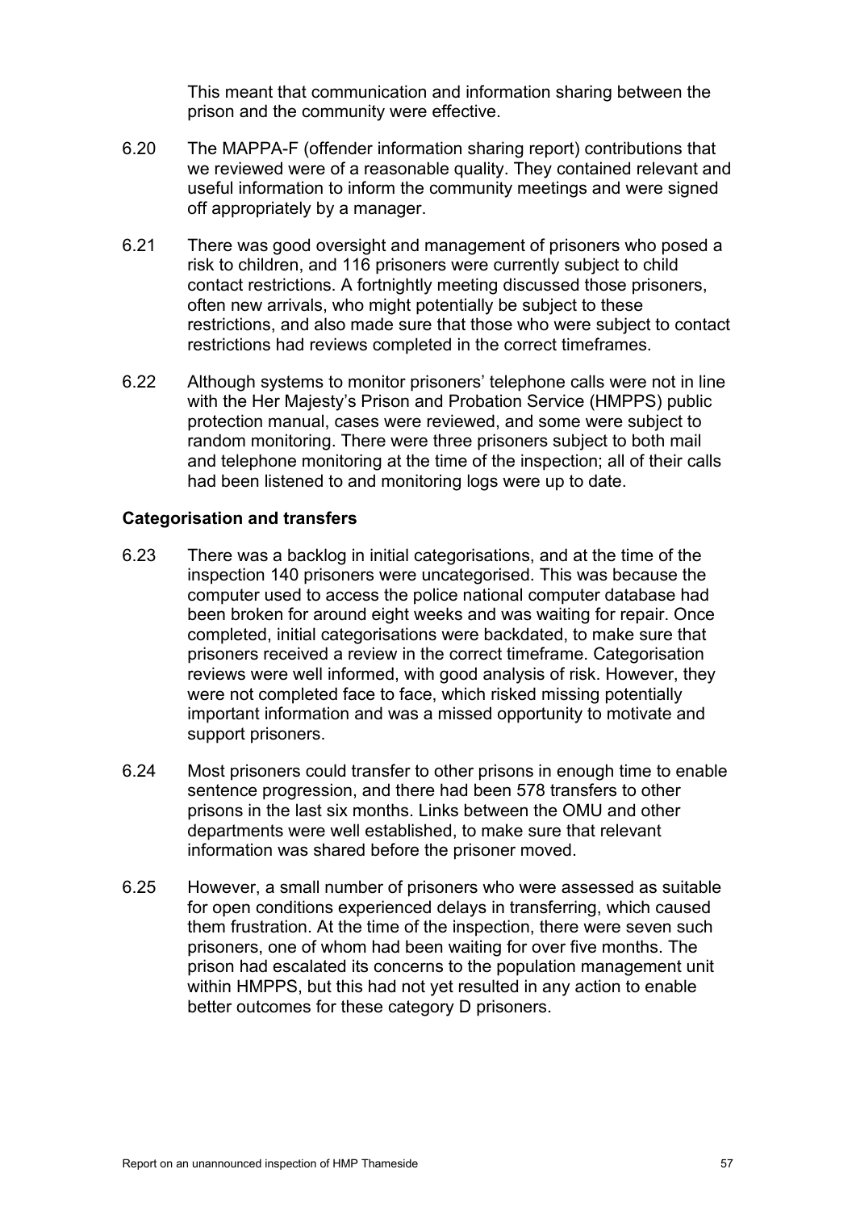This meant that communication and information sharing between the prison and the community were effective.

6.20 The MAPPA-F (offender information sharing report) contributions that we reviewed were of a reasonable quality. They contained relevant and useful information to inform the community meetings and were signed off appropriately by a manager.

6.21 There was good oversight and management of prisoners who posed a risk to children, and 116 prisoners were currently subject to child contact restrictions. A fortnightly meeting discussed those prisoners, often new arrivals, who might potentially be subject to these restrictions, and also made sure that those who were subject to contact restrictions had reviews completed in the correct timeframes.

6.22 Although systems to monitor prisoners' telephone calls were not in line with the Her Majesty's Prison and Probation Service (HMPPS) public protection manual, cases were reviewed, and some were subject to random monitoring. There were three prisoners subject to both mail and telephone monitoring at the time of the inspection; all of their calls had been listened to and monitoring logs were up to date.

**Categorisation and transfers**

6.23 There was a backlog in initial categorisations, and at the time of the inspection 140 prisoners were uncategorised. This was because the computer used to access the police national computer database had been broken for around eight weeks and was waiting for repair. Once completed, initial categorisations were backdated, to make sure that prisoners received a review in the correct timeframe. Categorisation reviews were well informed, with good analysis of risk. However, they were not completed face to face, which risked missing potentially important information and was a missed opportunity to motivate and support prisoners.

6.24 Most prisoners could transfer to other prisons in enough time to enable sentence progression, and there had been 578 transfers to other prisons in the last six months. Links between the OMU and other departments were well established, to make sure that relevant information was shared before the prisoner moved.

6.25 However, a small number of prisoners who were assessed as suitable for open conditions experienced delays in transferring, which caused them frustration. At the time of the inspection, there were seven such prisoners, one of whom had been waiting for over five months. The prison had escalated its concerns to the population management unit within HMPPS, but this had not yet resulted in any action to enable better outcomes for these category D prisoners.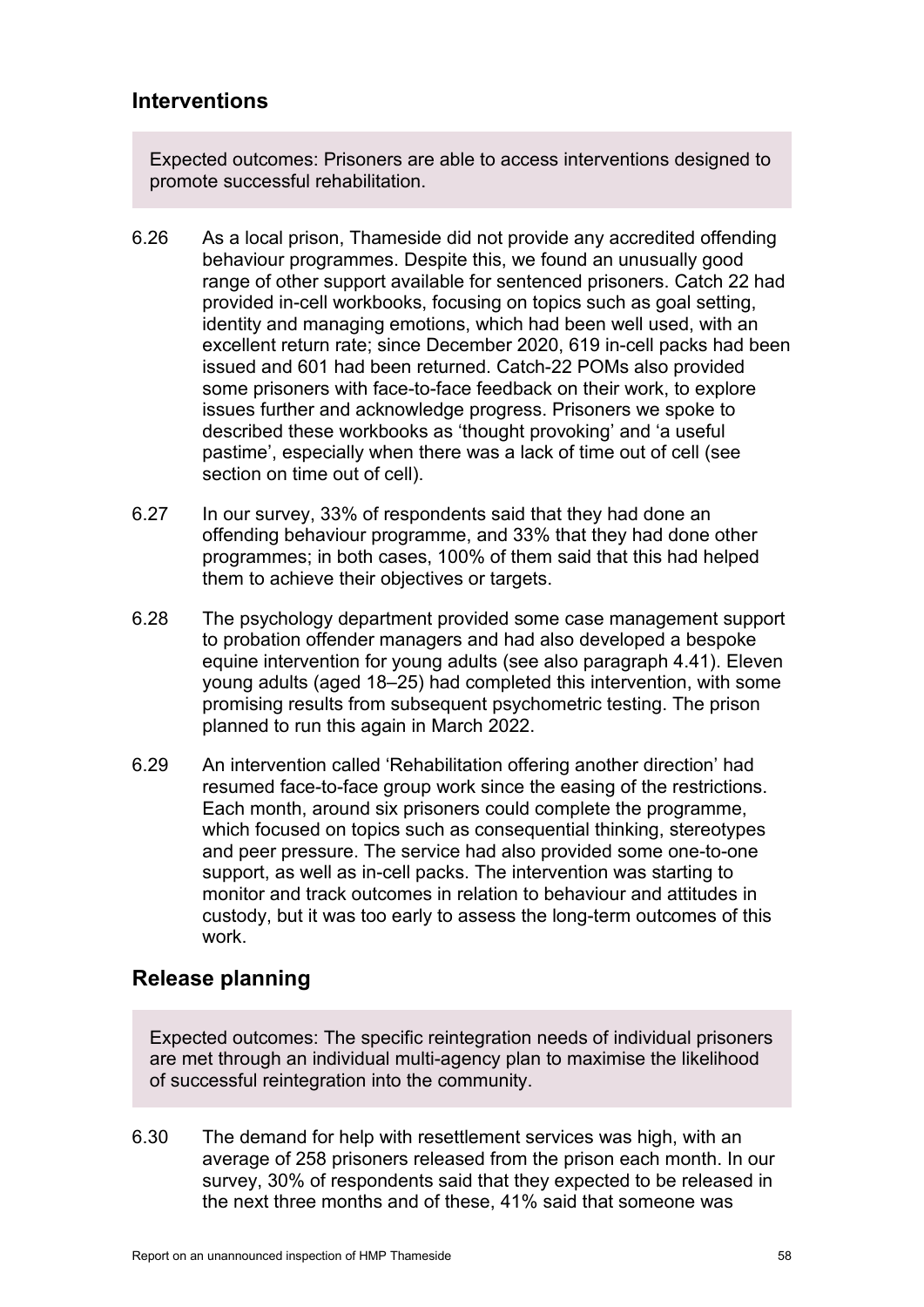## Interventions

Expected outcomes: Prisoners are able to access interventions designed to promote successful rehabilitation.

6.26 As a local prison, Thameside did not provide any accredited offending behaviour programmes. Despite this, we found an unusually good range of other support available for sentenced prisoners. Catch 22 had provided in-cell workbooks, focusing on topics such as goal setting, identity and managing emotions, which had been well used, with an excellent return rate; since December 2020, 619 in-cell packs had been issued and 601 had been returned. Catch-22 POMs also provided some prisoners with face-to-face feedback on their work, to explore issues further and acknowledge progress. Prisoners we spoke to described these workbooks as 'thought provoking' and 'a useful pastime', especially when there was a lack of time out of cell (see section on time out of cell).

6.27 In our survey, 33% of respondents said that they had done an offending behaviour programme, and 33% that they had done other programmes; in both cases, 100% of them said that this had helped them to achieve their objectives or targets.

6.28 The psychology department provided some case management support to probation offender managers and had also developed a bespoke equine intervention for young adults (see also paragraph 4.41). Eleven young adults (aged 18–25) had completed this intervention, with some promising results from subsequent psychometric testing. The prison planned to run this again in March 2022.

6.29 An intervention called 'Rehabilitation offering another direction' had resumed face-to-face group work since the easing of the restrictions. Each month, around six prisoners could complete the programme, which focused on topics such as consequential thinking, stereotypes and peer pressure. The service had also provided some one-to-one support, as well as in-cell packs. The intervention was starting to monitor and track outcomes in relation to behaviour and attitudes in custody, but it was too early to assess the long-term outcomes of this work.

## Release planning

Expected outcomes: The specific reintegration needs of individual prisoners are met through an individual multi-agency plan to maximise the likelihood of successful reintegration into the community.

6.30 The demand for help with resettlement services was high, with an average of 258 prisoners released from the prison each month. In our survey, 30% of respondents said that they expected to be released in the next three months and of these, 41% said that someone was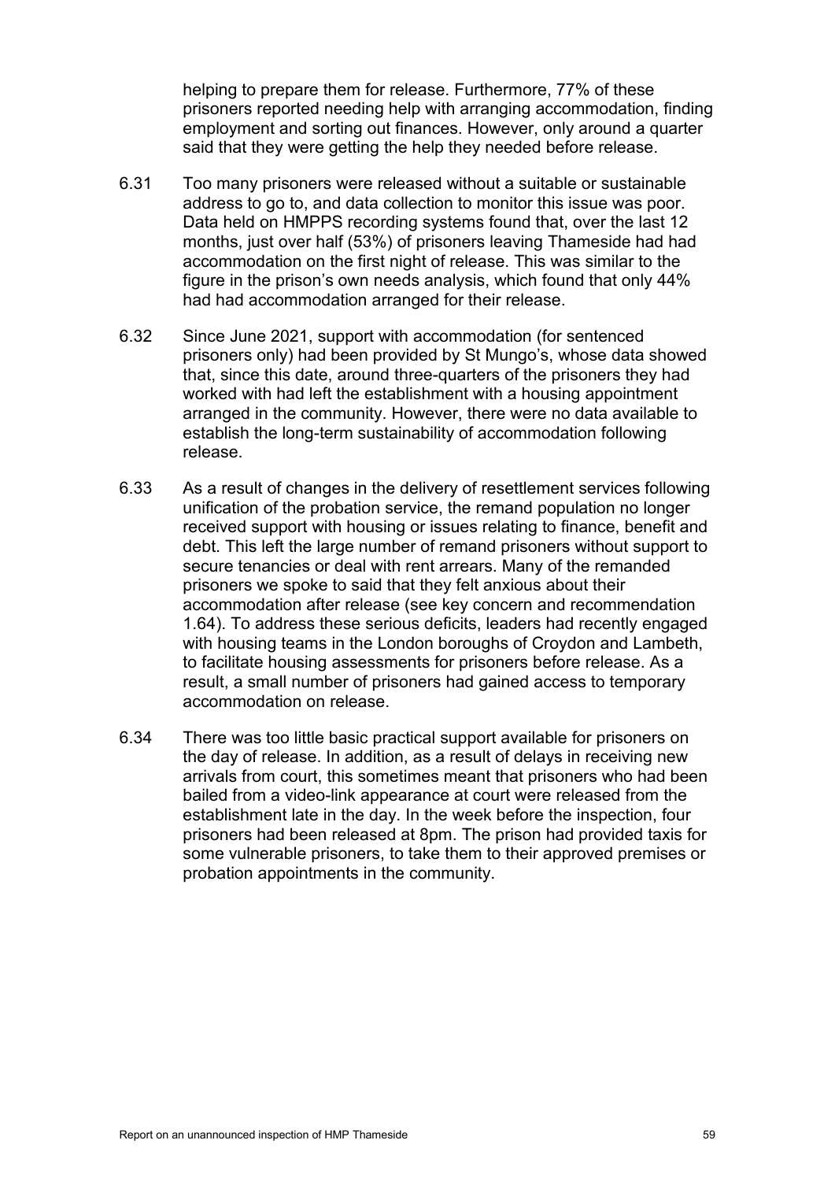helping to prepare them for release. Furthermore, 77% of these prisoners reported needing help with arranging accommodation, finding employment and sorting out finances. However, only around a quarter said that they were getting the help they needed before release.

6.31 Too many prisoners were released without a suitable or sustainable address to go to, and data collection to monitor this issue was poor. Data held on HMPPS recording systems found that, over the last 12 months, just over half (53%) of prisoners leaving Thameside had had accommodation on the first night of release. This was similar to the figure in the prison's own needs analysis, which found that only 44% had had accommodation arranged for their release.

6.32 Since June 2021, support with accommodation (for sentenced prisoners only) had been provided by St Mungo's, whose data showed that, since this date, around three-quarters of the prisoners they had worked with had left the establishment with a housing appointment arranged in the community. However, there were no data available to establish the long-term sustainability of accommodation following release.

6.33 As a result of changes in the delivery of resettlement services following unification of the probation service, the remand population no longer received support with housing or issues relating to finance, benefit and debt. This left the large number of remand prisoners without support to secure tenancies or deal with rent arrears. Many of the remanded prisoners we spoke to said that they felt anxious about their accommodation after release (see key concern and recommendation 1.64). To address these serious deficits, leaders had recently engaged with housing teams in the London boroughs of Croydon and Lambeth, to facilitate housing assessments for prisoners before release. As a result, a small number of prisoners had gained access to temporary accommodation on release.

6.34 There was too little basic practical support available for prisoners on the day of release. In addition, as a result of delays in receiving new arrivals from court, this sometimes meant that prisoners who had been bailed from a video-link appearance at court were released from the establishment late in the day. In the week before the inspection, four prisoners had been released at 8pm. The prison had provided taxis for some vulnerable prisoners, to take them to their approved premises or probation appointments in the community.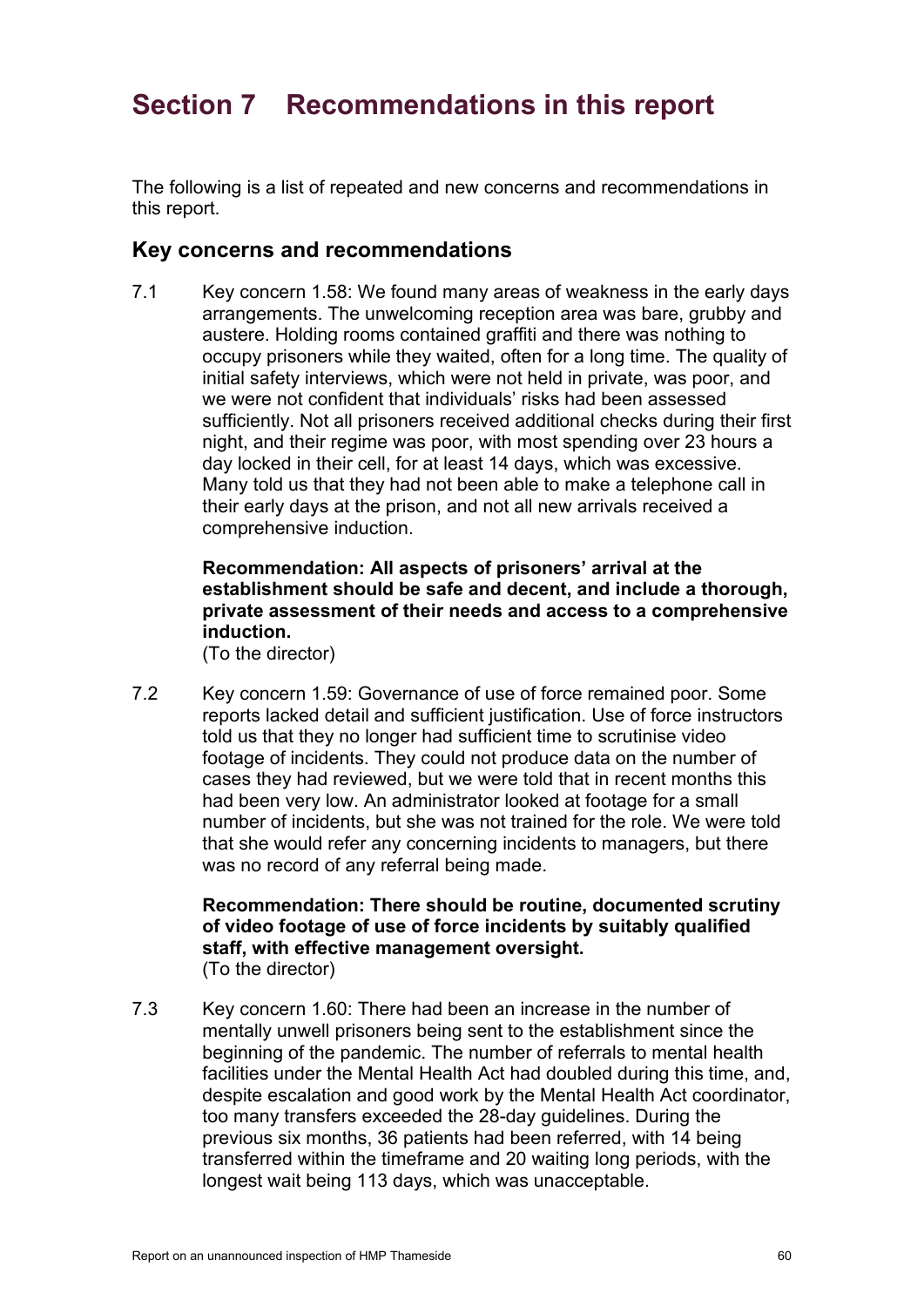# Section 7 Recommendations in this report

The following is a list of repeated and new concerns and recommendations in this report.

## Key concerns and recommendations

7.1 Key concern 1.58: We found many areas of weakness in the early days arrangements. The unwelcoming reception area was bare, grubby and austere. Holding rooms contained graffiti and there was nothing to occupy prisoners while they waited, often for a long time. The quality of initial safety interviews, which were not held in private, was poor, and we were not confident that individuals' risks had been assessed sufficiently. Not all prisoners received additional checks during their first night, and their regime was poor, with most spending over 23 hours a day locked in their cell, for at least 14 days, which was excessive. Many told us that they had not been able to make a telephone call in their early days at the prison, and not all new arrivals received a comprehensive induction.

**Recommendation: All aspects of prisoners' arrival at the establishment should be safe and decent, and include a thorough, private assessment of their needs and access to a comprehensive induction.**
(To the director)

7.2 Key concern 1.59: Governance of use of force remained poor. Some reports lacked detail and sufficient justification. Use of force instructors told us that they no longer had sufficient time to scrutinise video footage of incidents. They could not produce data on the number of cases they had reviewed, but we were told that in recent months this had been very low. An administrator looked at footage for a small number of incidents, but she was not trained for the role. We were told that she would refer any concerning incidents to managers, but there was no record of any referral being made.

**Recommendation: There should be routine, documented scrutiny of video footage of use of force incidents by suitably qualified staff, with effective management oversight.**
(To the director)

7.3 Key concern 1.60: There had been an increase in the number of mentally unwell prisoners being sent to the establishment since the beginning of the pandemic. The number of referrals to mental health facilities under the Mental Health Act had doubled during this time, and, despite escalation and good work by the Mental Health Act coordinator, too many transfers exceeded the 28-day guidelines. During the previous six months, 36 patients had been referred, with 14 being transferred within the timeframe and 20 waiting long periods, with the longest wait being 113 days, which was unacceptable.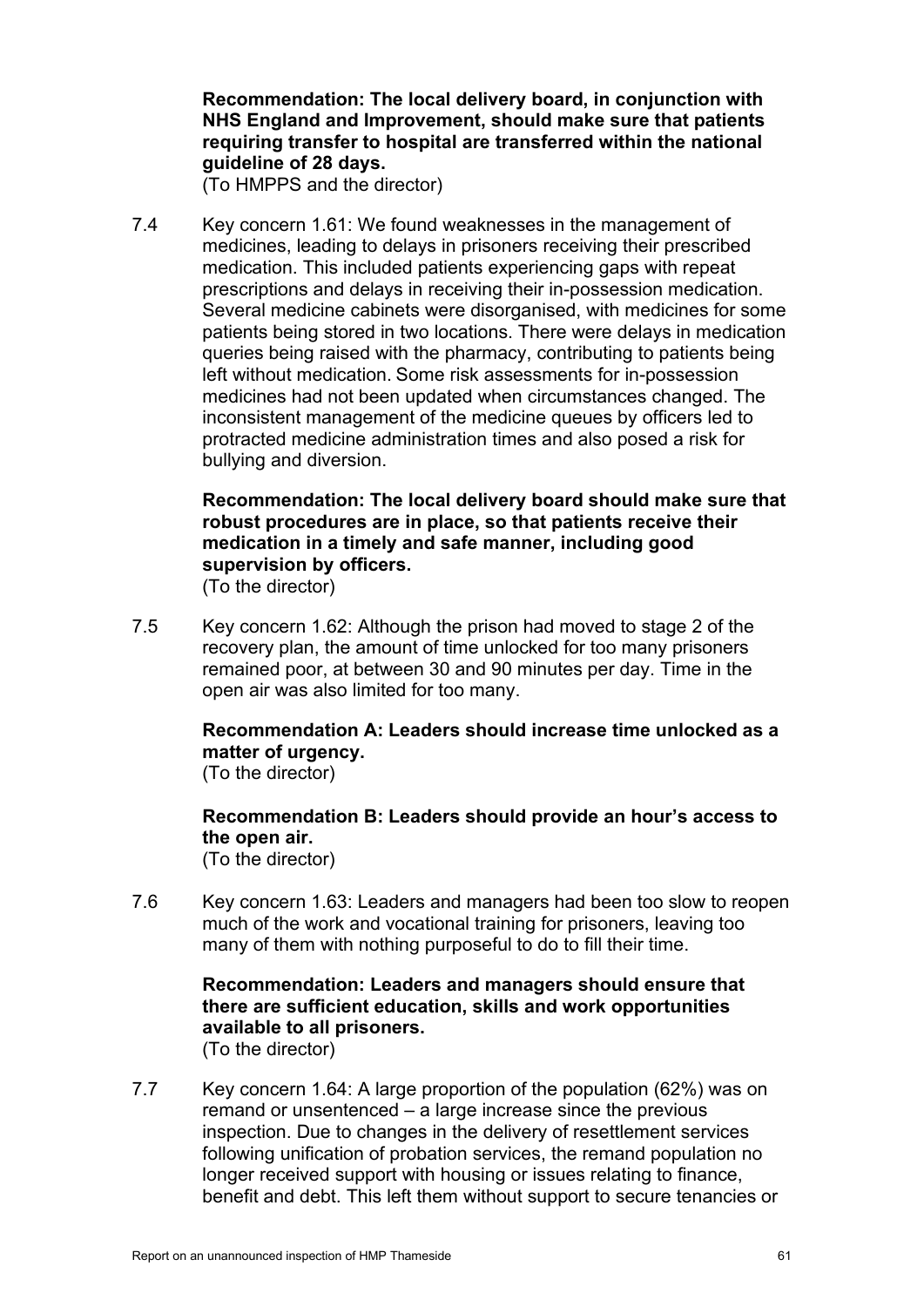**Recommendation: The local delivery board, in conjunction with NHS England and Improvement, should make sure that patients requiring transfer to hospital are transferred within the national guideline of 28 days.**
(To HMPPS and the director)

7.4 Key concern 1.61: We found weaknesses in the management of medicines, leading to delays in prisoners receiving their prescribed medication. This included patients experiencing gaps with repeat prescriptions and delays in receiving their in-possession medication. Several medicine cabinets were disorganised, with medicines for some patients being stored in two locations. There were delays in medication queries being raised with the pharmacy, contributing to patients being left without medication. Some risk assessments for in-possession medicines had not been updated when circumstances changed. The inconsistent management of the medicine queues by officers led to protracted medicine administration times and also posed a risk for bullying and diversion.

**Recommendation: The local delivery board should make sure that robust procedures are in place, so that patients receive their medication in a timely and safe manner, including good supervision by officers.**
(To the director)

7.5 Key concern 1.62: Although the prison had moved to stage 2 of the recovery plan, the amount of time unlocked for too many prisoners remained poor, at between 30 and 90 minutes per day. Time in the open air was also limited for too many.

**Recommendation A: Leaders should increase time unlocked as a matter of urgency.**
(To the director)

**Recommendation B: Leaders should provide an hour's access to the open air.**
(To the director)

7.6 Key concern 1.63: Leaders and managers had been too slow to reopen much of the work and vocational training for prisoners, leaving too many of them with nothing purposeful to do to fill their time.

**Recommendation: Leaders and managers should ensure that there are sufficient education, skills and work opportunities available to all prisoners.**
(To the director)

7.7 Key concern 1.64: A large proportion of the population (62%) was on remand or unsentenced – a large increase since the previous inspection. Due to changes in the delivery of resettlement services following unification of probation services, the remand population no longer received support with housing or issues relating to finance, benefit and debt. This left them without support to secure tenancies or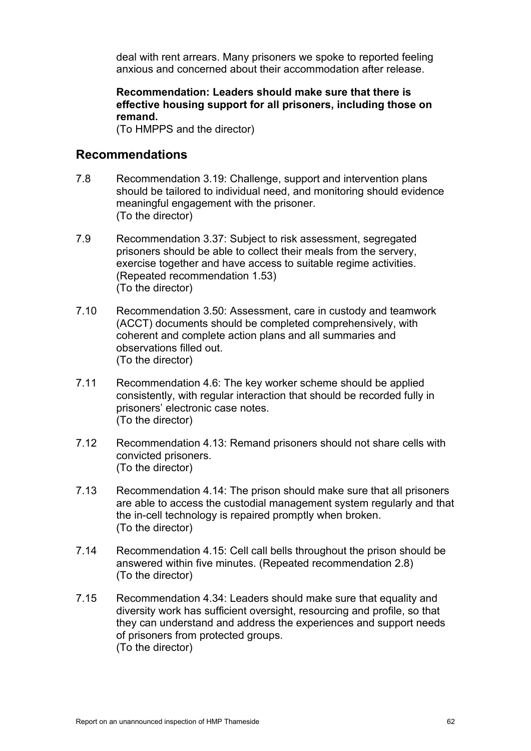deal with rent arrears. Many prisoners we spoke to reported feeling anxious and concerned about their accommodation after release.

**Recommendation: Leaders should make sure that there is effective housing support for all prisoners, including those on remand.**
(To HMPPS and the director)

## Recommendations

7.8 Recommendation 3.19: Challenge, support and intervention plans should be tailored to individual need, and monitoring should evidence meaningful engagement with the prisoner.
(To the director)

7.9 Recommendation 3.37: Subject to risk assessment, segregated prisoners should be able to collect their meals from the servery, exercise together and have access to suitable regime activities. (Repeated recommendation 1.53)
(To the director)

7.10 Recommendation 3.50: Assessment, care in custody and teamwork (ACCT) documents should be completed comprehensively, with coherent and complete action plans and all summaries and observations filled out.
(To the director)

7.11 Recommendation 4.6: The key worker scheme should be applied consistently, with regular interaction that should be recorded fully in prisoners' electronic case notes.
(To the director)

7.12 Recommendation 4.13: Remand prisoners should not share cells with convicted prisoners.
(To the director)

7.13 Recommendation 4.14: The prison should make sure that all prisoners are able to access the custodial management system regularly and that the in-cell technology is repaired promptly when broken.
(To the director)

7.14 Recommendation 4.15: Cell call bells throughout the prison should be answered within five minutes. (Repeated recommendation 2.8)
(To the director)

7.15 Recommendation 4.34: Leaders should make sure that equality and diversity work has sufficient oversight, resourcing and profile, so that they can understand and address the experiences and support needs of prisoners from protected groups.
(To the director)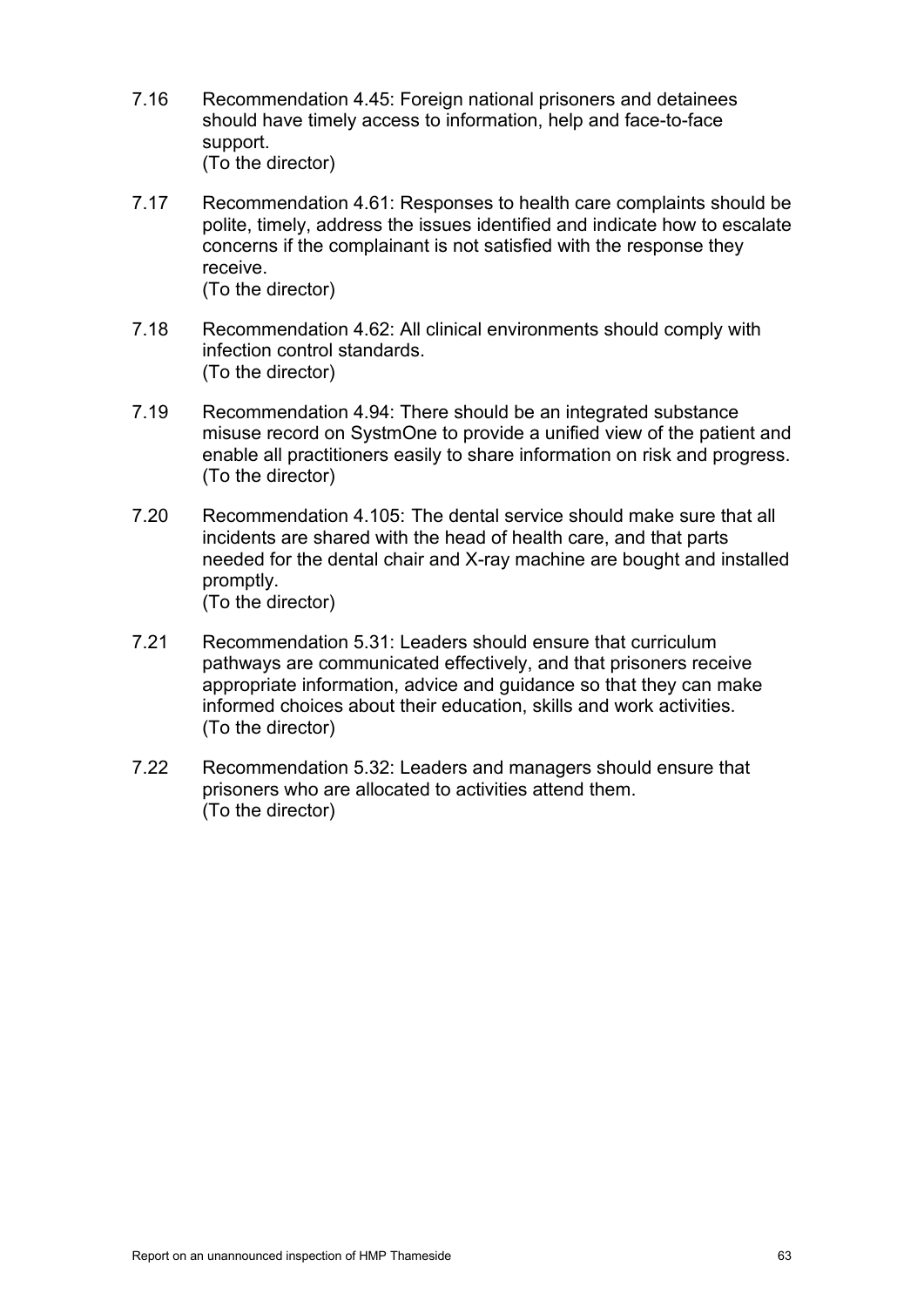7.16 Recommendation 4.45: Foreign national prisoners and detainees should have timely access to information, help and face-to-face support.
(To the director)

7.17 Recommendation 4.61: Responses to health care complaints should be polite, timely, address the issues identified and indicate how to escalate concerns if the complainant is not satisfied with the response they receive.
(To the director)

7.18 Recommendation 4.62: All clinical environments should comply with infection control standards.
(To the director)

7.19 Recommendation 4.94: There should be an integrated substance misuse record on SystmOne to provide a unified view of the patient and enable all practitioners easily to share information on risk and progress.
(To the director)

7.20 Recommendation 4.105: The dental service should make sure that all incidents are shared with the head of health care, and that parts needed for the dental chair and X-ray machine are bought and installed promptly.
(To the director)

7.21 Recommendation 5.31: Leaders should ensure that curriculum pathways are communicated effectively, and that prisoners receive appropriate information, advice and guidance so that they can make informed choices about their education, skills and work activities.
(To the director)

7.22 Recommendation 5.32: Leaders and managers should ensure that prisoners who are allocated to activities attend them.
(To the director)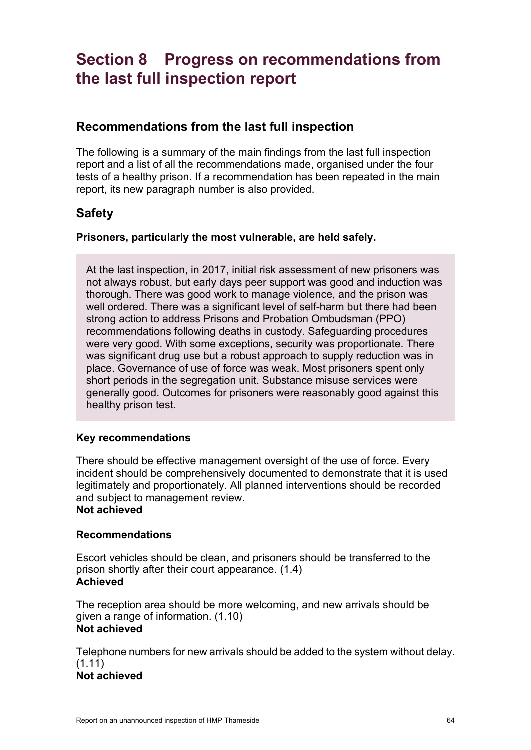# Section 8 Progress on recommendations from the last full inspection report

## Recommendations from the last full inspection

The following is a summary of the main findings from the last full inspection report and a list of all the recommendations made, organised under the four tests of a healthy prison. If a recommendation has been repeated in the main report, its new paragraph number is also provided.

## Safety

**Prisoners, particularly the most vulnerable, are held safely.**

At the last inspection, in 2017, initial risk assessment of new prisoners was not always robust, but early days peer support was good and induction was thorough. There was good work to manage violence, and the prison was well ordered. There was a significant level of self-harm but there had been strong action to address Prisons and Probation Ombudsman (PPO) recommendations following deaths in custody. Safeguarding procedures were very good. With some exceptions, security was proportionate. There was significant drug use but a robust approach to supply reduction was in place. Governance of use of force was weak. Most prisoners spent only short periods in the segregation unit. Substance misuse services were generally good. Outcomes for prisoners were reasonably good against this healthy prison test.

### Key recommendations

There should be effective management oversight of the use of force. Every incident should be comprehensively documented to demonstrate that it is used legitimately and proportionately. All planned interventions should be recorded and subject to management review.
**Not achieved**

### Recommendations

Escort vehicles should be clean, and prisoners should be transferred to the prison shortly after their court appearance. (1.4)
**Achieved**

The reception area should be more welcoming, and new arrivals should be given a range of information. (1.10)
**Not achieved**

Telephone numbers for new arrivals should be added to the system without delay. (1.11)
**Not achieved**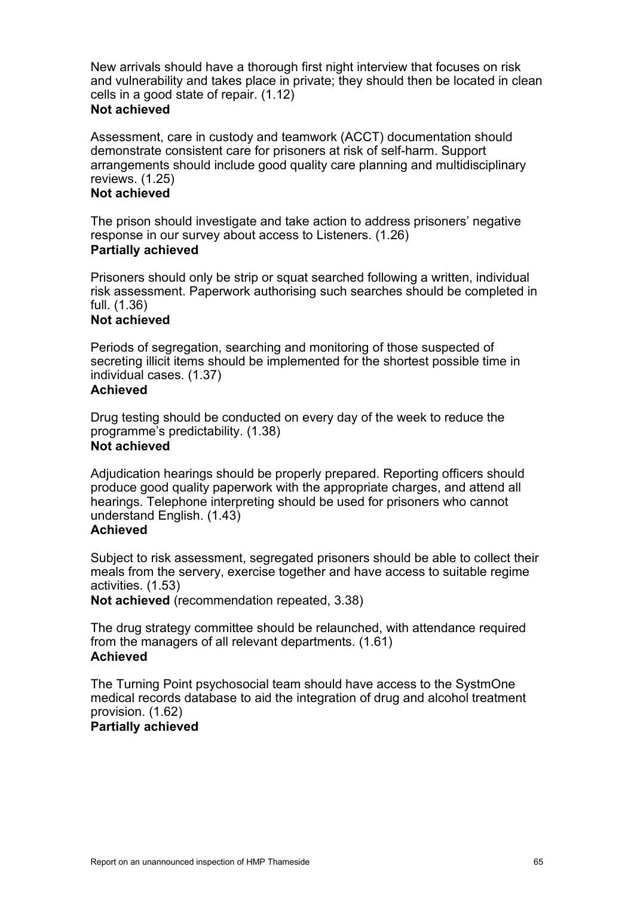New arrivals should have a thorough first night interview that focuses on risk and vulnerability and takes place in private; they should then be located in clean cells in a good state of repair. (1.12)
**Not achieved**

Assessment, care in custody and teamwork (ACCT) documentation should demonstrate consistent care for prisoners at risk of self-harm. Support arrangements should include good quality care planning and multidisciplinary reviews. (1.25)
**Not achieved**

The prison should investigate and take action to address prisoners' negative response in our survey about access to Listeners. (1.26)
**Partially achieved**

Prisoners should only be strip or squat searched following a written, individual risk assessment. Paperwork authorising such searches should be completed in full. (1.36)
**Not achieved**

Periods of segregation, searching and monitoring of those suspected of secreting illicit items should be implemented for the shortest possible time in individual cases. (1.37)
**Achieved**

Drug testing should be conducted on every day of the week to reduce the programme's predictability. (1.38)
**Not achieved**

Adjudication hearings should be properly prepared. Reporting officers should produce good quality paperwork with the appropriate charges, and attend all hearings. Telephone interpreting should be used for prisoners who cannot understand English. (1.43)
**Achieved**

Subject to risk assessment, segregated prisoners should be able to collect their meals from the servery, exercise together and have access to suitable regime activities. (1.53)
**Not achieved** (recommendation repeated, 3.38)

The drug strategy committee should be relaunched, with attendance required from the managers of all relevant departments. (1.61)
**Achieved**

The Turning Point psychosocial team should have access to the SystmOne medical records database to aid the integration of drug and alcohol treatment provision. (1.62)
**Partially achieved**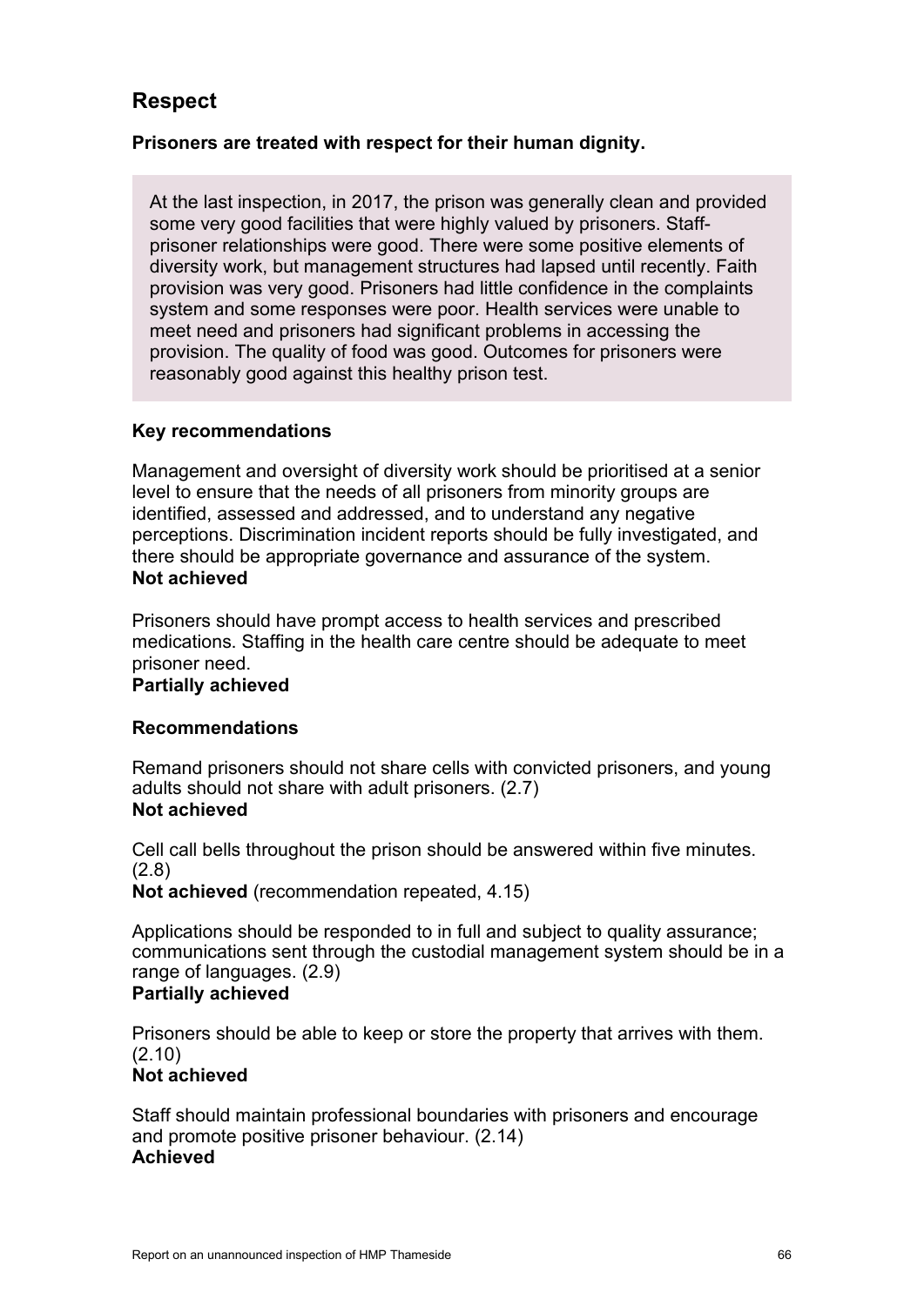## Respect

**Prisoners are treated with respect for their human dignity.**

At the last inspection, in 2017, the prison was generally clean and provided some very good facilities that were highly valued by prisoners. Staff-prisoner relationships were good. There were some positive elements of diversity work, but management structures had lapsed until recently. Faith provision was very good. Prisoners had little confidence in the complaints system and some responses were poor. Health services were unable to meet need and prisoners had significant problems in accessing the provision. The quality of food was good. Outcomes for prisoners were reasonably good against this healthy prison test.

### Key recommendations

Management and oversight of diversity work should be prioritised at a senior level to ensure that the needs of all prisoners from minority groups are identified, assessed and addressed, and to understand any negative perceptions. Discrimination incident reports should be fully investigated, and there should be appropriate governance and assurance of the system.
**Not achieved**

Prisoners should have prompt access to health services and prescribed medications. Staffing in the health care centre should be adequate to meet prisoner need.
**Partially achieved**

### Recommendations

Remand prisoners should not share cells with convicted prisoners, and young adults should not share with adult prisoners. (2.7)
**Not achieved**

Cell call bells throughout the prison should be answered within five minutes. (2.8)
**Not achieved** (recommendation repeated, 4.15)

Applications should be responded to in full and subject to quality assurance; communications sent through the custodial management system should be in a range of languages. (2.9)
**Partially achieved**

Prisoners should be able to keep or store the property that arrives with them. (2.10)
**Not achieved**

Staff should maintain professional boundaries with prisoners and encourage and promote positive prisoner behaviour. (2.14)
**Achieved**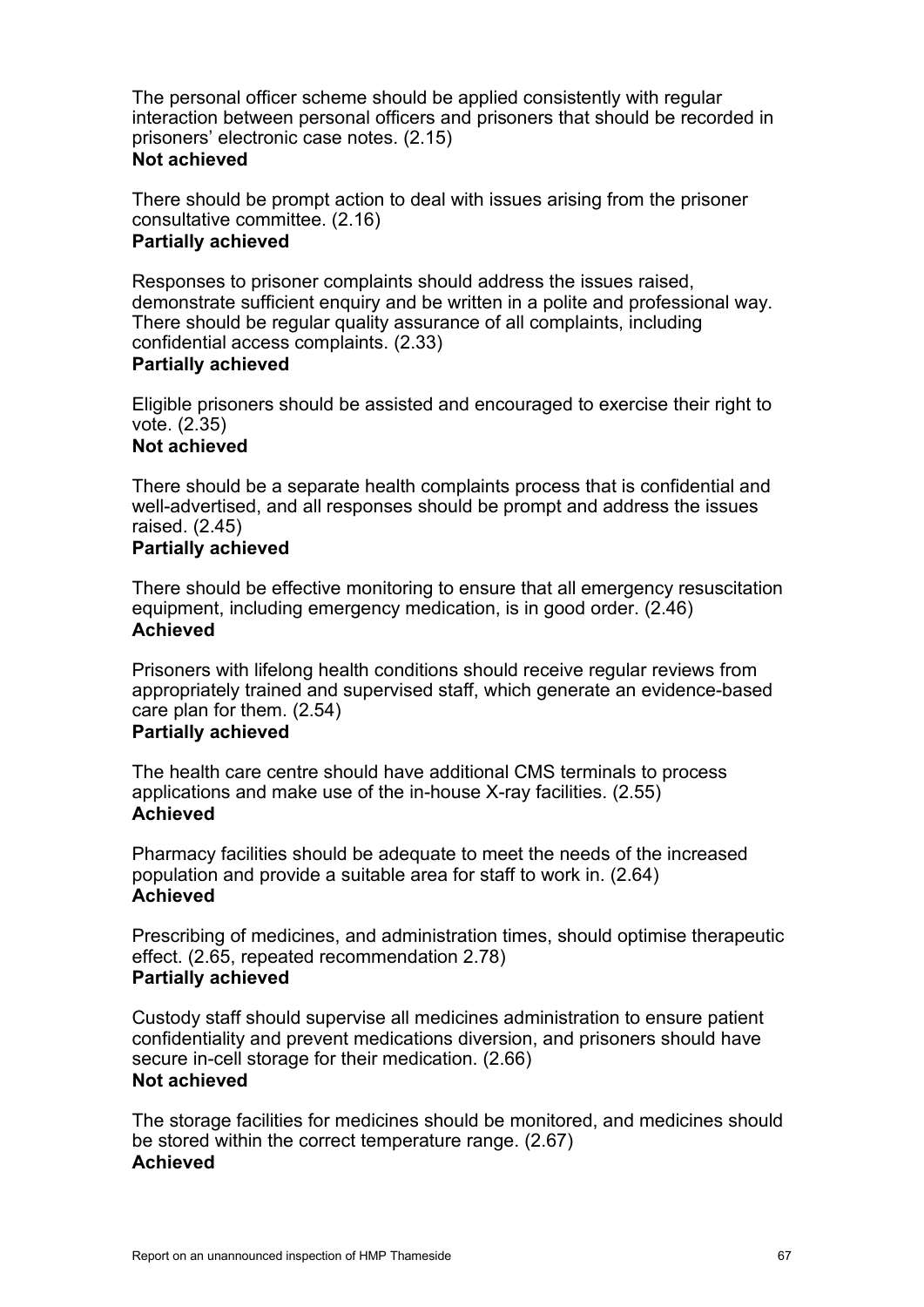The personal officer scheme should be applied consistently with regular interaction between personal officers and prisoners that should be recorded in prisoners' electronic case notes. (2.15)
**Not achieved**

There should be prompt action to deal with issues arising from the prisoner consultative committee. (2.16)
**Partially achieved**

Responses to prisoner complaints should address the issues raised, demonstrate sufficient enquiry and be written in a polite and professional way. There should be regular quality assurance of all complaints, including confidential access complaints. (2.33)
**Partially achieved**

Eligible prisoners should be assisted and encouraged to exercise their right to vote. (2.35)
**Not achieved**

There should be a separate health complaints process that is confidential and well-advertised, and all responses should be prompt and address the issues raised. (2.45)
**Partially achieved**

There should be effective monitoring to ensure that all emergency resuscitation equipment, including emergency medication, is in good order. (2.46)
**Achieved**

Prisoners with lifelong health conditions should receive regular reviews from appropriately trained and supervised staff, which generate an evidence-based care plan for them. (2.54)
**Partially achieved**

The health care centre should have additional CMS terminals to process applications and make use of the in-house X-ray facilities. (2.55)
**Achieved**

Pharmacy facilities should be adequate to meet the needs of the increased population and provide a suitable area for staff to work in. (2.64)
**Achieved**

Prescribing of medicines, and administration times, should optimise therapeutic effect. (2.65, repeated recommendation 2.78)
**Partially achieved**

Custody staff should supervise all medicines administration to ensure patient confidentiality and prevent medications diversion, and prisoners should have secure in-cell storage for their medication. (2.66)
**Not achieved**

The storage facilities for medicines should be monitored, and medicines should be stored within the correct temperature range. (2.67)
**Achieved**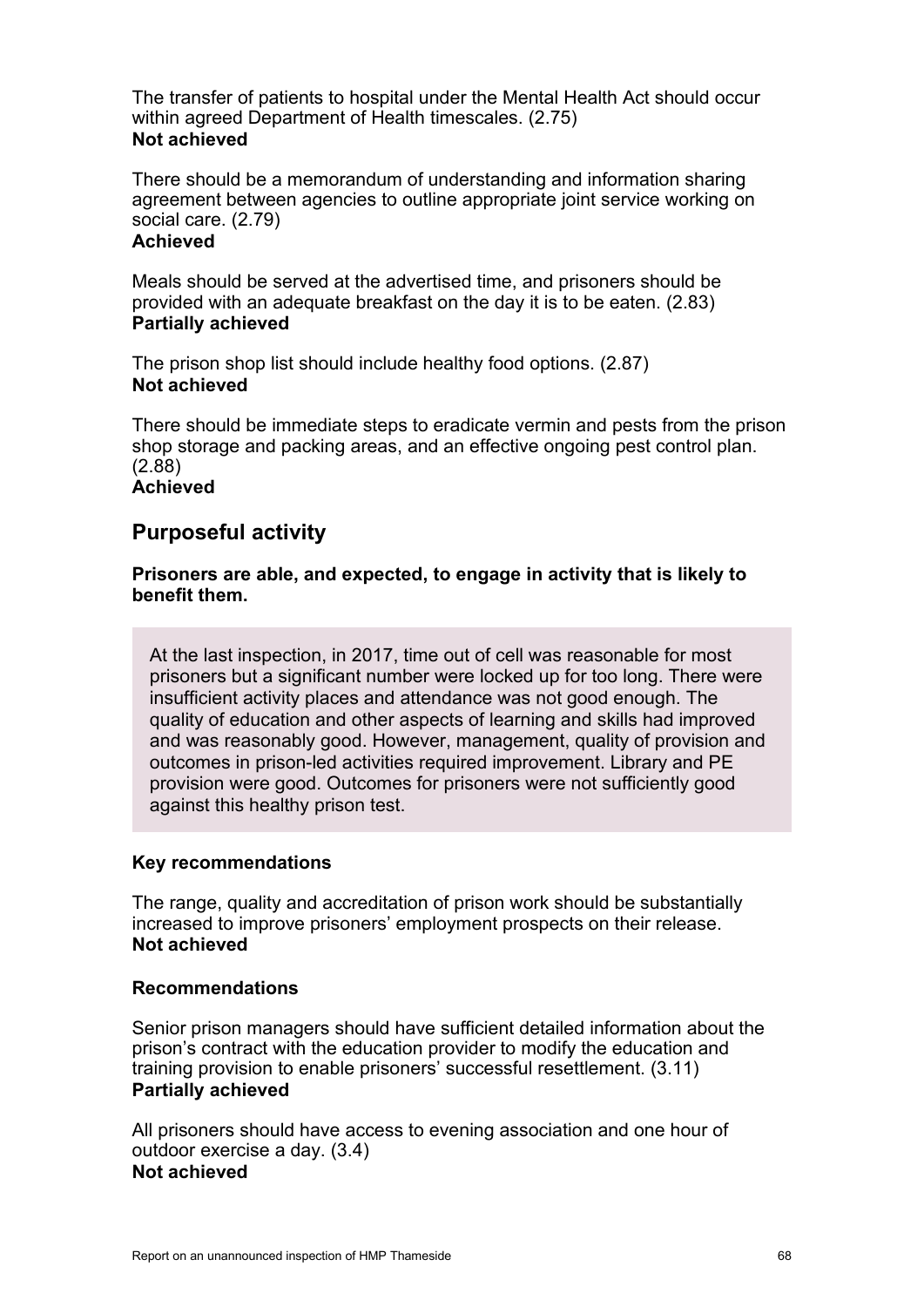The transfer of patients to hospital under the Mental Health Act should occur within agreed Department of Health timescales. (2.75)
**Not achieved**

There should be a memorandum of understanding and information sharing agreement between agencies to outline appropriate joint service working on social care. (2.79)
**Achieved**

Meals should be served at the advertised time, and prisoners should be provided with an adequate breakfast on the day it is to be eaten. (2.83)
**Partially achieved**

The prison shop list should include healthy food options. (2.87)
**Not achieved**

There should be immediate steps to eradicate vermin and pests from the prison shop storage and packing areas, and an effective ongoing pest control plan. (2.88)
**Achieved**

## Purposeful activity

**Prisoners are able, and expected, to engage in activity that is likely to benefit them.**

> At the last inspection, in 2017, time out of cell was reasonable for most prisoners but a significant number were locked up for too long. There were insufficient activity places and attendance was not good enough. The quality of education and other aspects of learning and skills had improved and was reasonably good. However, management, quality of provision and outcomes in prison-led activities required improvement. Library and PE provision were good. Outcomes for prisoners were not sufficiently good against this healthy prison test.

### Key recommendations

The range, quality and accreditation of prison work should be substantially increased to improve prisoners' employment prospects on their release.
**Not achieved**

### Recommendations

Senior prison managers should have sufficient detailed information about the prison's contract with the education provider to modify the education and training provision to enable prisoners' successful resettlement. (3.11)
**Partially achieved**

All prisoners should have access to evening association and one hour of outdoor exercise a day. (3.4)
**Not achieved**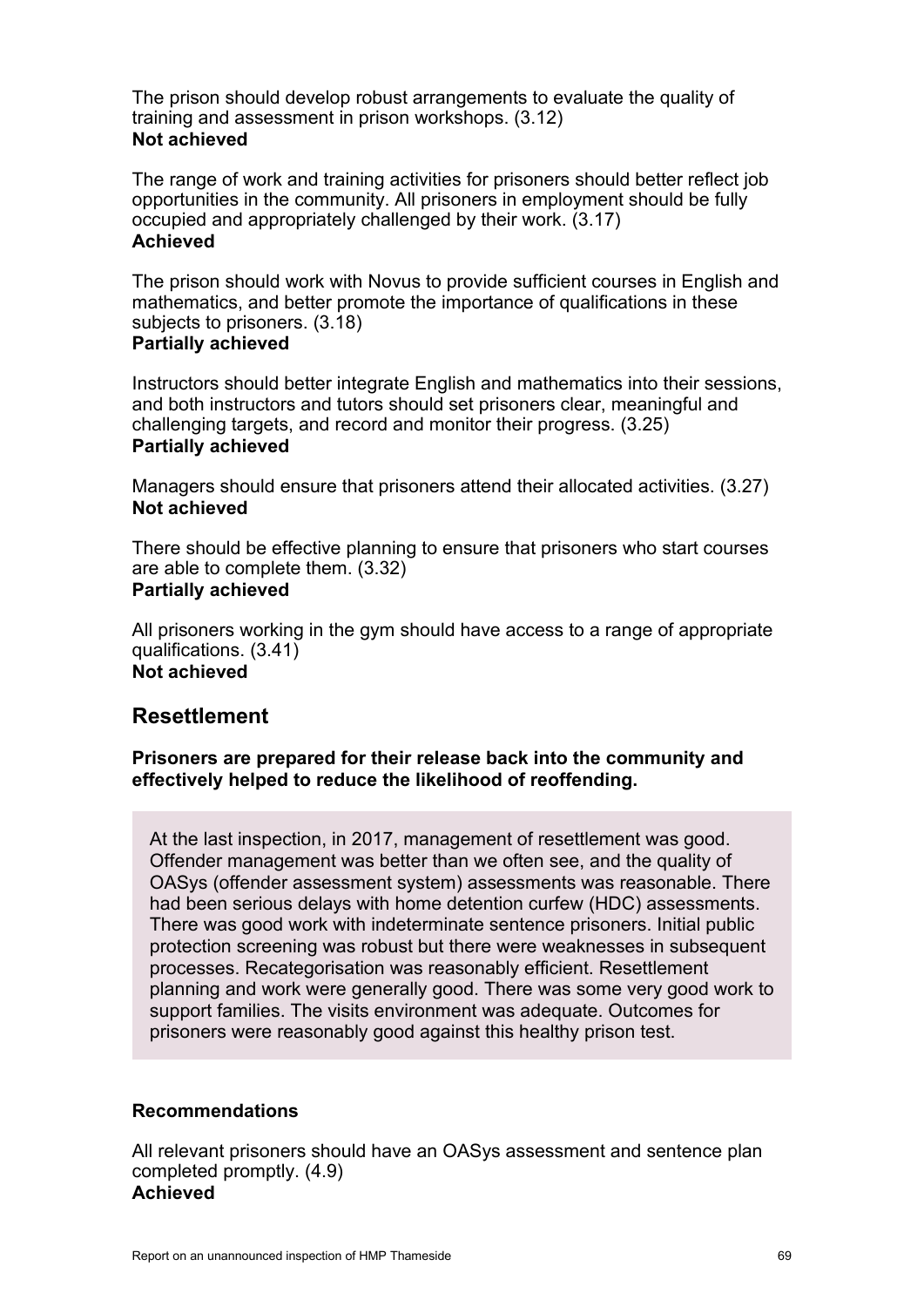The prison should develop robust arrangements to evaluate the quality of training and assessment in prison workshops. (3.12)
**Not achieved**

The range of work and training activities for prisoners should better reflect job opportunities in the community. All prisoners in employment should be fully occupied and appropriately challenged by their work. (3.17)
**Achieved**

The prison should work with Novus to provide sufficient courses in English and mathematics, and better promote the importance of qualifications in these subjects to prisoners. (3.18)
**Partially achieved**

Instructors should better integrate English and mathematics into their sessions, and both instructors and tutors should set prisoners clear, meaningful and challenging targets, and record and monitor their progress. (3.25)
**Partially achieved**

Managers should ensure that prisoners attend their allocated activities. (3.27)
**Not achieved**

There should be effective planning to ensure that prisoners who start courses are able to complete them. (3.32)
**Partially achieved**

All prisoners working in the gym should have access to a range of appropriate qualifications. (3.41)
**Not achieved**

## Resettlement

**Prisoners are prepared for their release back into the community and effectively helped to reduce the likelihood of reoffending.**

At the last inspection, in 2017, management of resettlement was good. Offender management was better than we often see, and the quality of OASys (offender assessment system) assessments was reasonable. There had been serious delays with home detention curfew (HDC) assessments. There was good work with indeterminate sentence prisoners. Initial public protection screening was robust but there were weaknesses in subsequent processes. Recategorisation was reasonably efficient. Resettlement planning and work were generally good. There was some very good work to support families. The visits environment was adequate. Outcomes for prisoners were reasonably good against this healthy prison test.

### Recommendations

All relevant prisoners should have an OASys assessment and sentence plan completed promptly. (4.9)
**Achieved**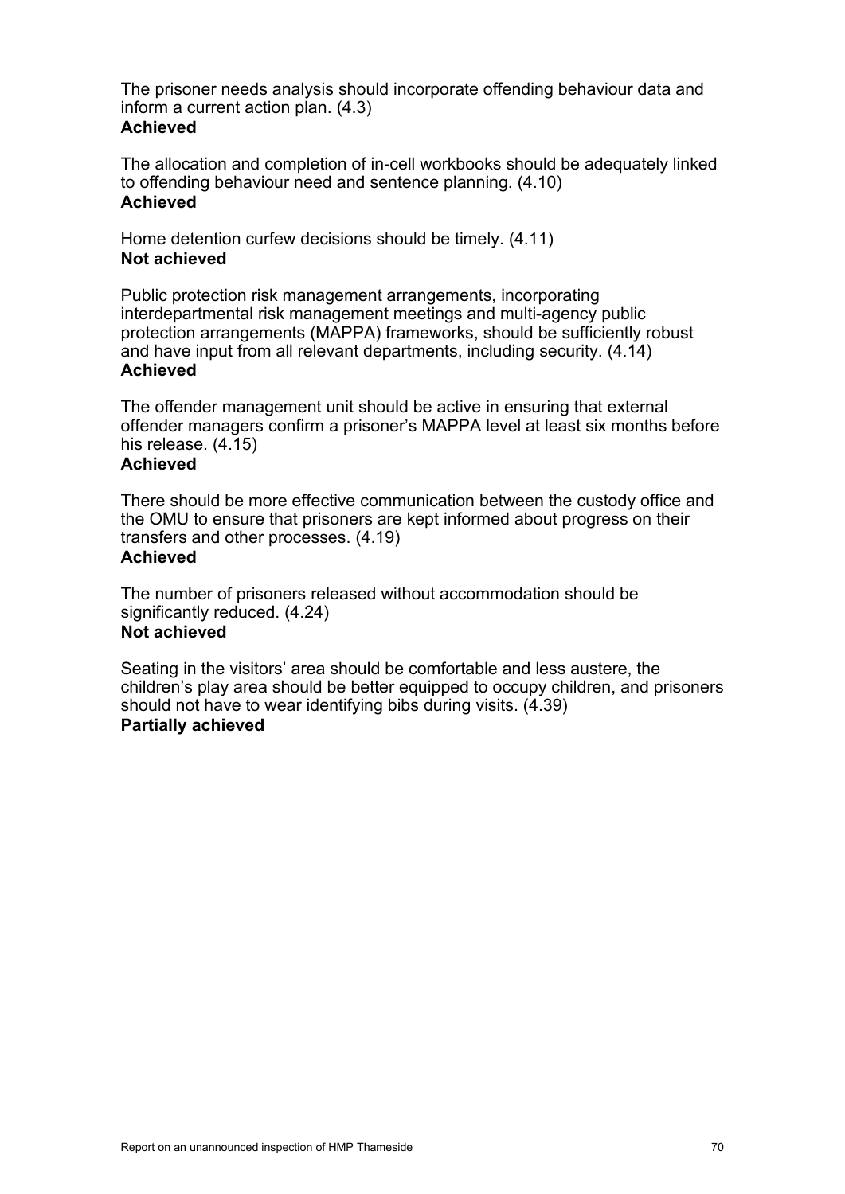The prisoner needs analysis should incorporate offending behaviour data and inform a current action plan. (4.3)
**Achieved**

The allocation and completion of in-cell workbooks should be adequately linked to offending behaviour need and sentence planning. (4.10)
**Achieved**

Home detention curfew decisions should be timely. (4.11)
**Not achieved**

Public protection risk management arrangements, incorporating interdepartmental risk management meetings and multi-agency public protection arrangements (MAPPA) frameworks, should be sufficiently robust and have input from all relevant departments, including security. (4.14)
**Achieved**

The offender management unit should be active in ensuring that external offender managers confirm a prisoner's MAPPA level at least six months before his release. (4.15)
**Achieved**

There should be more effective communication between the custody office and the OMU to ensure that prisoners are kept informed about progress on their transfers and other processes. (4.19)
**Achieved**

The number of prisoners released without accommodation should be significantly reduced. (4.24)
**Not achieved**

Seating in the visitors' area should be comfortable and less austere, the children's play area should be better equipped to occupy children, and prisoners should not have to wear identifying bibs during visits. (4.39)
**Partially achieved**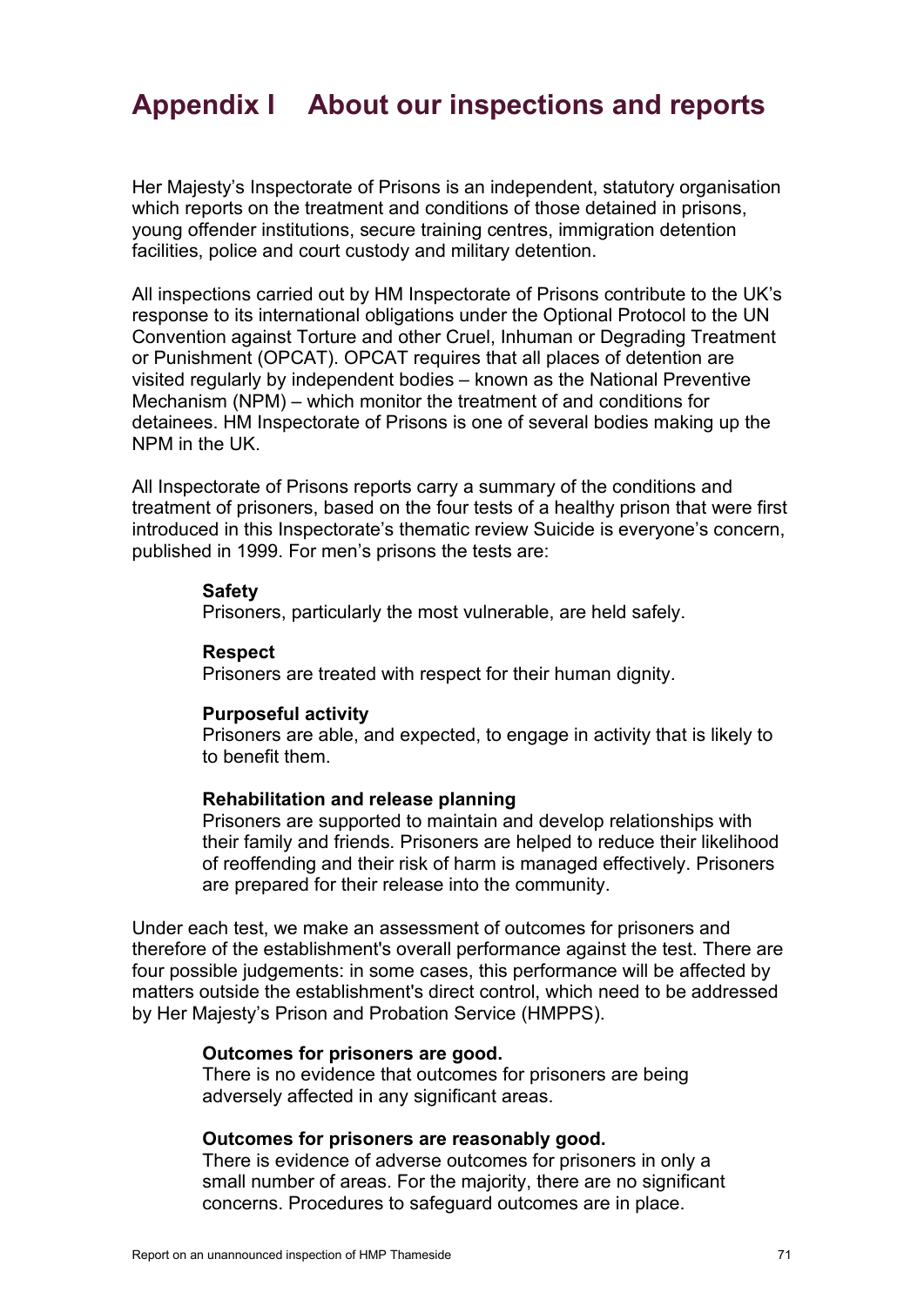# Appendix I About our inspections and reports

Her Majesty's Inspectorate of Prisons is an independent, statutory organisation which reports on the treatment and conditions of those detained in prisons, young offender institutions, secure training centres, immigration detention facilities, police and court custody and military detention.

All inspections carried out by HM Inspectorate of Prisons contribute to the UK's response to its international obligations under the Optional Protocol to the UN Convention against Torture and other Cruel, Inhuman or Degrading Treatment or Punishment (OPCAT). OPCAT requires that all places of detention are visited regularly by independent bodies – known as the National Preventive Mechanism (NPM) – which monitor the treatment of and conditions for detainees. HM Inspectorate of Prisons is one of several bodies making up the NPM in the UK.

All Inspectorate of Prisons reports carry a summary of the conditions and treatment of prisoners, based on the four tests of a healthy prison that were first introduced in this Inspectorate's thematic review Suicide is everyone's concern, published in 1999. For men's prisons the tests are:

> **Safety**
> Prisoners, particularly the most vulnerable, are held safely.
>
> **Respect**
> Prisoners are treated with respect for their human dignity.
>
> **Purposeful activity**
> Prisoners are able, and expected, to engage in activity that is likely to to benefit them.
>
> **Rehabilitation and release planning**
> Prisoners are supported to maintain and develop relationships with their family and friends. Prisoners are helped to reduce their likelihood of reoffending and their risk of harm is managed effectively. Prisoners are prepared for their release into the community.

Under each test, we make an assessment of outcomes for prisoners and therefore of the establishment's overall performance against the test. There are four possible judgements: in some cases, this performance will be affected by matters outside the establishment's direct control, which need to be addressed by Her Majesty's Prison and Probation Service (HMPPS).

> **Outcomes for prisoners are good.**
> There is no evidence that outcomes for prisoners are being adversely affected in any significant areas.
>
> **Outcomes for prisoners are reasonably good.**
> There is evidence of adverse outcomes for prisoners in only a small number of areas. For the majority, there are no significant concerns. Procedures to safeguard outcomes are in place.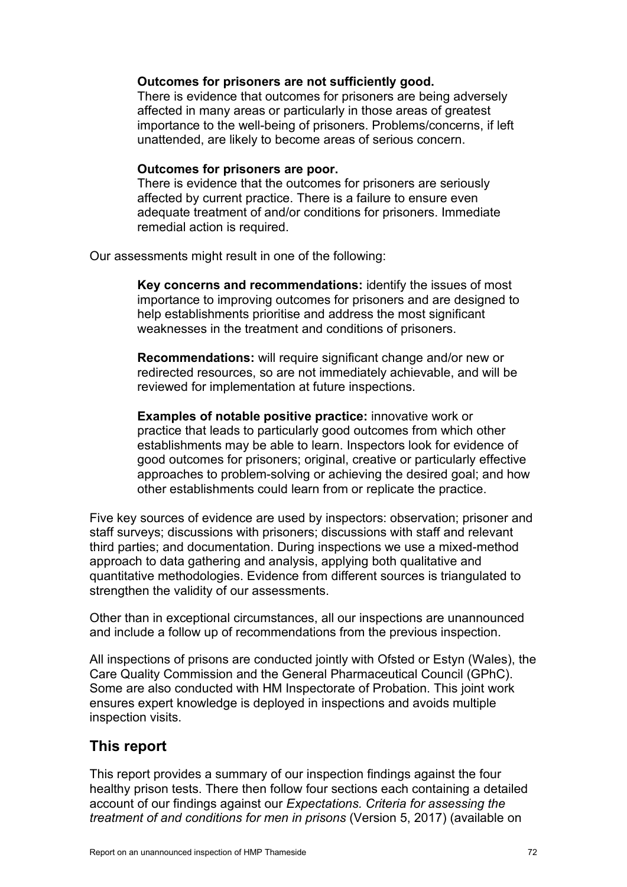**Outcomes for prisoners are not sufficiently good.**
There is evidence that outcomes for prisoners are being adversely affected in many areas or particularly in those areas of greatest importance to the well-being of prisoners. Problems/concerns, if left unattended, are likely to become areas of serious concern.

**Outcomes for prisoners are poor.**
There is evidence that the outcomes for prisoners are seriously affected by current practice. There is a failure to ensure even adequate treatment of and/or conditions for prisoners. Immediate remedial action is required.

Our assessments might result in one of the following:

**Key concerns and recommendations:** identify the issues of most importance to improving outcomes for prisoners and are designed to help establishments prioritise and address the most significant weaknesses in the treatment and conditions of prisoners.

**Recommendations:** will require significant change and/or new or redirected resources, so are not immediately achievable, and will be reviewed for implementation at future inspections.

**Examples of notable positive practice:** innovative work or practice that leads to particularly good outcomes from which other establishments may be able to learn. Inspectors look for evidence of good outcomes for prisoners; original, creative or particularly effective approaches to problem-solving or achieving the desired goal; and how other establishments could learn from or replicate the practice.

Five key sources of evidence are used by inspectors: observation; prisoner and staff surveys; discussions with prisoners; discussions with staff and relevant third parties; and documentation. During inspections we use a mixed-method approach to data gathering and analysis, applying both qualitative and quantitative methodologies. Evidence from different sources is triangulated to strengthen the validity of our assessments.

Other than in exceptional circumstances, all our inspections are unannounced and include a follow up of recommendations from the previous inspection.

All inspections of prisons are conducted jointly with Ofsted or Estyn (Wales), the Care Quality Commission and the General Pharmaceutical Council (GPhC). Some are also conducted with HM Inspectorate of Probation. This joint work ensures expert knowledge is deployed in inspections and avoids multiple inspection visits.

## This report

This report provides a summary of our inspection findings against the four healthy prison tests. There then follow four sections each containing a detailed account of our findings against our *Expectations. Criteria for assessing the treatment of and conditions for men in prisons* (Version 5, 2017) (available on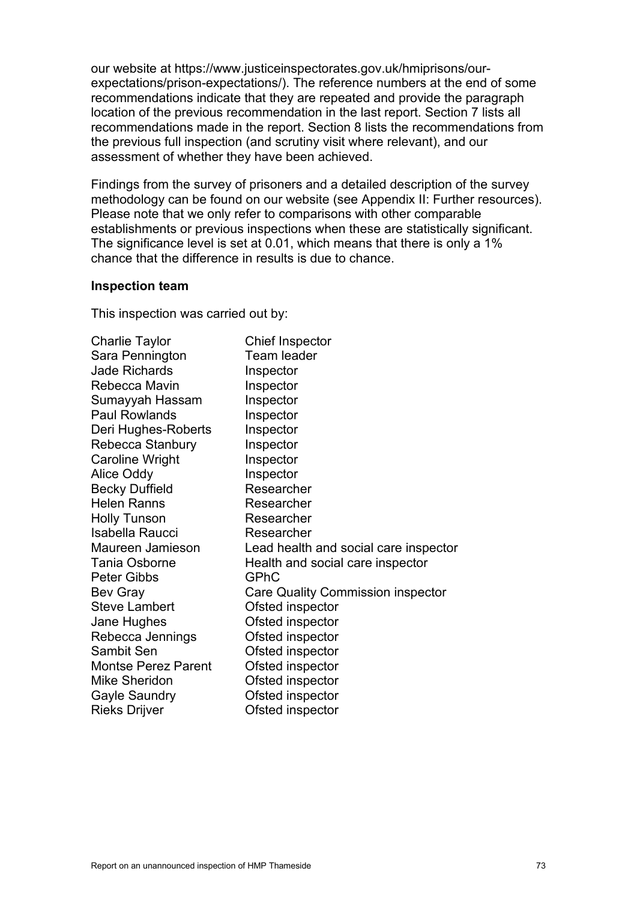our website at https://www.justiceinspectorates.gov.uk/hmiprisons/our-expectations/prison-expectations/). The reference numbers at the end of some recommendations indicate that they are repeated and provide the paragraph location of the previous recommendation in the last report. Section 7 lists all recommendations made in the report. Section 8 lists the recommendations from the previous full inspection (and scrutiny visit where relevant), and our assessment of whether they have been achieved.

Findings from the survey of prisoners and a detailed description of the survey methodology can be found on our website (see Appendix II: Further resources). Please note that we only refer to comparisons with other comparable establishments or previous inspections when these are statistically significant. The significance level is set at 0.01, which means that there is only a 1% chance that the difference in results is due to chance.

**Inspection team**

This inspection was carried out by:

| | |
|---|---|
| Charlie Taylor | Chief Inspector |
| Sara Pennington | Team leader |
| Jade Richards | Inspector |
| Rebecca Mavin | Inspector |
| Sumayyah Hassam | Inspector |
| Paul Rowlands | Inspector |
| Deri Hughes-Roberts | Inspector |
| Rebecca Stanbury | Inspector |
| Caroline Wright | Inspector |
| Alice Oddy | Inspector |
| Becky Duffield | Researcher |
| Helen Ranns | Researcher |
| Holly Tunson | Researcher |
| Isabella Raucci | Researcher |
| Maureen Jamieson | Lead health and social care inspector |
| Tania Osborne | Health and social care inspector |
| Peter Gibbs | GPhC |
| Bev Gray | Care Quality Commission inspector |
| Steve Lambert | Ofsted inspector |
| Jane Hughes | Ofsted inspector |
| Rebecca Jennings | Ofsted inspector |
| Sambit Sen | Ofsted inspector |
| Montse Perez Parent | Ofsted inspector |
| Mike Sheridon | Ofsted inspector |
| Gayle Saundry | Ofsted inspector |
| Rieks Drijver | Ofsted inspector |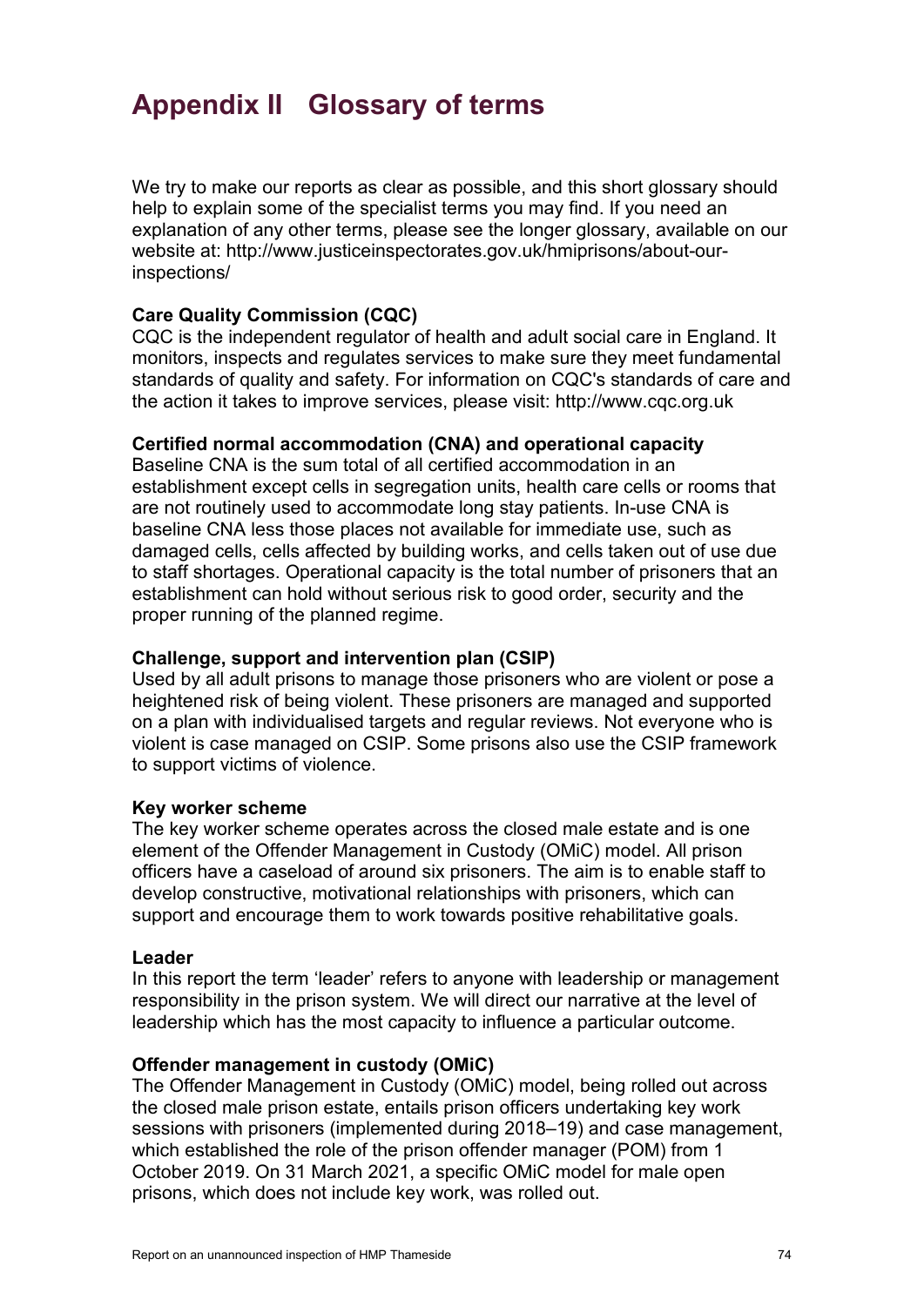# Appendix II Glossary of terms

We try to make our reports as clear as possible, and this short glossary should help to explain some of the specialist terms you may find. If you need an explanation of any other terms, please see the longer glossary, available on our website at: http://www.justiceinspectorates.gov.uk/hmiprisons/about-our-inspections/

**Care Quality Commission (CQC)**
CQC is the independent regulator of health and adult social care in England. It monitors, inspects and regulates services to make sure they meet fundamental standards of quality and safety. For information on CQC's standards of care and the action it takes to improve services, please visit: http://www.cqc.org.uk

**Certified normal accommodation (CNA) and operational capacity**
Baseline CNA is the sum total of all certified accommodation in an establishment except cells in segregation units, health care cells or rooms that are not routinely used to accommodate long stay patients. In-use CNA is baseline CNA less those places not available for immediate use, such as damaged cells, cells affected by building works, and cells taken out of use due to staff shortages. Operational capacity is the total number of prisoners that an establishment can hold without serious risk to good order, security and the proper running of the planned regime.

**Challenge, support and intervention plan (CSIP)**
Used by all adult prisons to manage those prisoners who are violent or pose a heightened risk of being violent. These prisoners are managed and supported on a plan with individualised targets and regular reviews. Not everyone who is violent is case managed on CSIP. Some prisons also use the CSIP framework to support victims of violence.

**Key worker scheme**
The key worker scheme operates across the closed male estate and is one element of the Offender Management in Custody (OMiC) model. All prison officers have a caseload of around six prisoners. The aim is to enable staff to develop constructive, motivational relationships with prisoners, which can support and encourage them to work towards positive rehabilitative goals.

**Leader**
In this report the term 'leader' refers to anyone with leadership or management responsibility in the prison system. We will direct our narrative at the level of leadership which has the most capacity to influence a particular outcome.

**Offender management in custody (OMiC)**
The Offender Management in Custody (OMiC) model, being rolled out across the closed male prison estate, entails prison officers undertaking key work sessions with prisoners (implemented during 2018–19) and case management, which established the role of the prison offender manager (POM) from 1 October 2019. On 31 March 2021, a specific OMiC model for male open prisons, which does not include key work, was rolled out.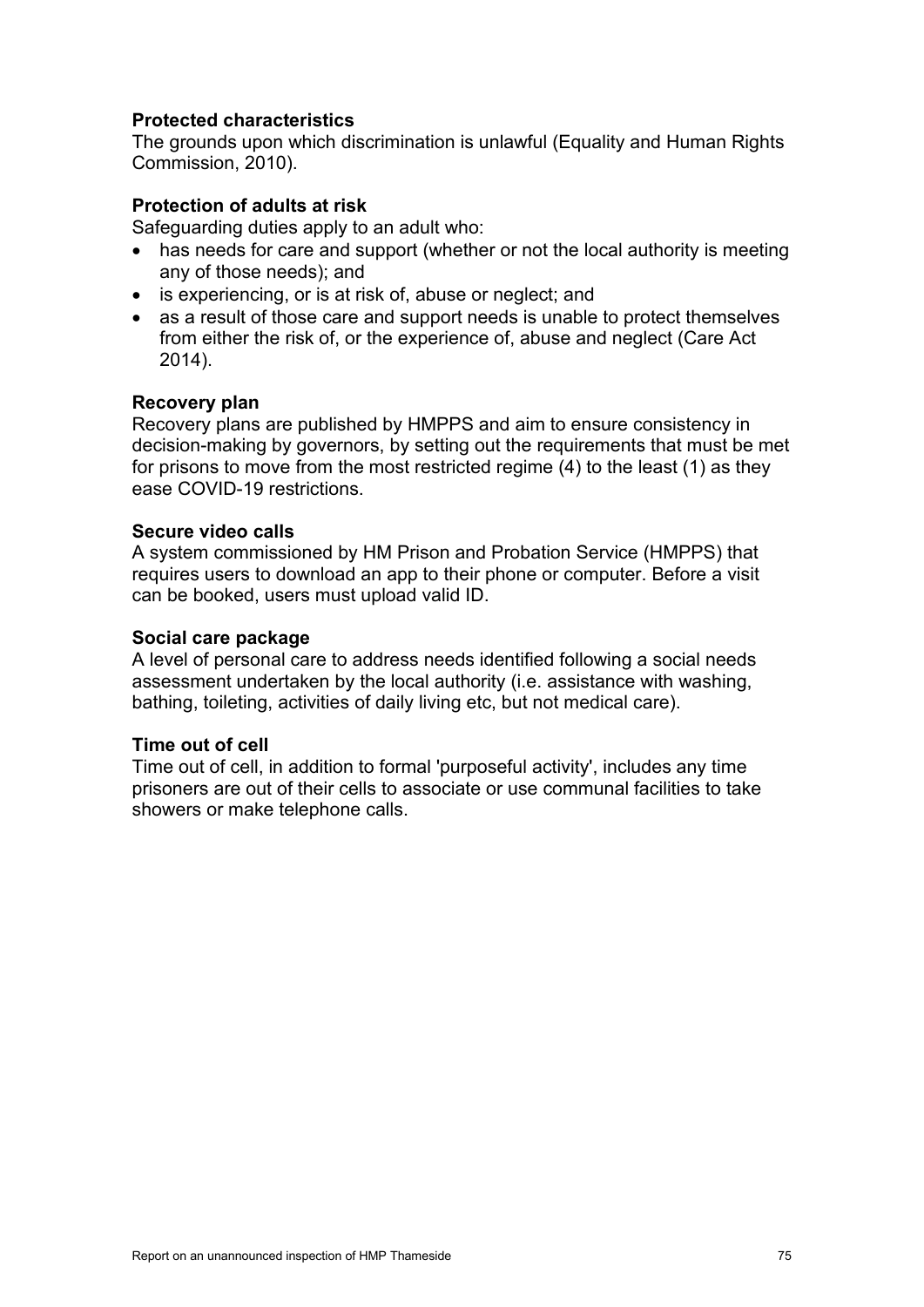**Protected characteristics**
The grounds upon which discrimination is unlawful (Equality and Human Rights Commission, 2010).

**Protection of adults at risk**
Safeguarding duties apply to an adult who:

- has needs for care and support (whether or not the local authority is meeting any of those needs); and
- is experiencing, or is at risk of, abuse or neglect; and
- as a result of those care and support needs is unable to protect themselves from either the risk of, or the experience of, abuse and neglect (Care Act 2014).

**Recovery plan**
Recovery plans are published by HMPPS and aim to ensure consistency in decision-making by governors, by setting out the requirements that must be met for prisons to move from the most restricted regime (4) to the least (1) as they ease COVID-19 restrictions.

**Secure video calls**
A system commissioned by HM Prison and Probation Service (HMPPS) that requires users to download an app to their phone or computer. Before a visit can be booked, users must upload valid ID.

**Social care package**
A level of personal care to address needs identified following a social needs assessment undertaken by the local authority (i.e. assistance with washing, bathing, toileting, activities of daily living etc, but not medical care).

**Time out of cell**
Time out of cell, in addition to formal 'purposeful activity', includes any time prisoners are out of their cells to associate or use communal facilities to take showers or make telephone calls.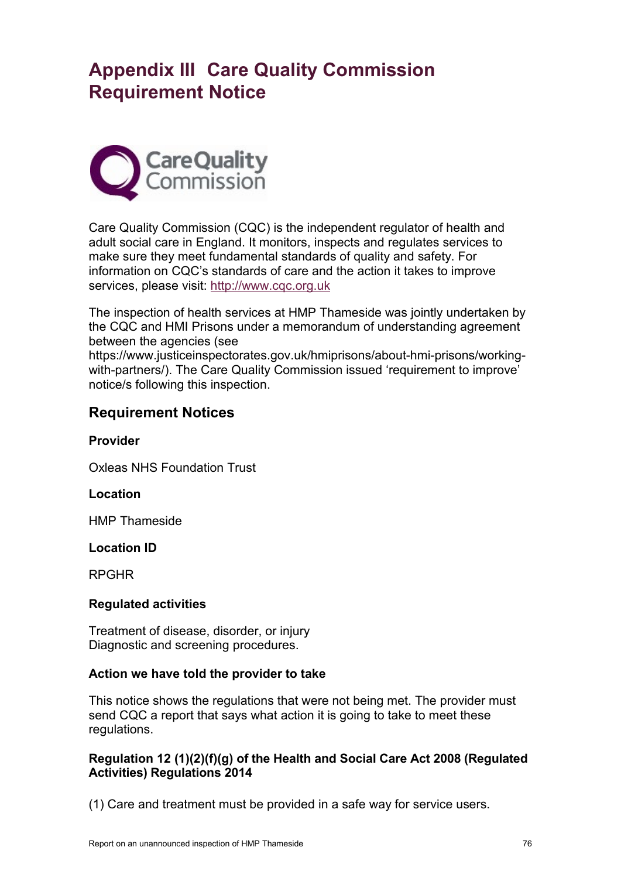# Appendix III Care Quality Commission Requirement Notice

Care Quality Commission (CQC) is the independent regulator of health and adult social care in England. It monitors, inspects and regulates services to make sure they meet fundamental standards of quality and safety. For information on CQC's standards of care and the action it takes to improve services, please visit: http://www.cqc.org.uk

The inspection of health services at HMP Thameside was jointly undertaken by the CQC and HMI Prisons under a memorandum of understanding agreement between the agencies (see https://www.justiceinspectorates.gov.uk/hmiprisons/about-hmi-prisons/working-with-partners/). The Care Quality Commission issued 'requirement to improve' notice/s following this inspection.

## Requirement Notices

**Provider**

Oxleas NHS Foundation Trust

**Location**

HMP Thameside

**Location ID**

RPGHR

**Regulated activities**

Treatment of disease, disorder, or injury
Diagnostic and screening procedures.

**Action we have told the provider to take**

This notice shows the regulations that were not being met. The provider must send CQC a report that says what action it is going to take to meet these regulations.

**Regulation 12 (1)(2)(f)(g) of the Health and Social Care Act 2008 (Regulated Activities) Regulations 2014**

(1) Care and treatment must be provided in a safe way for service users.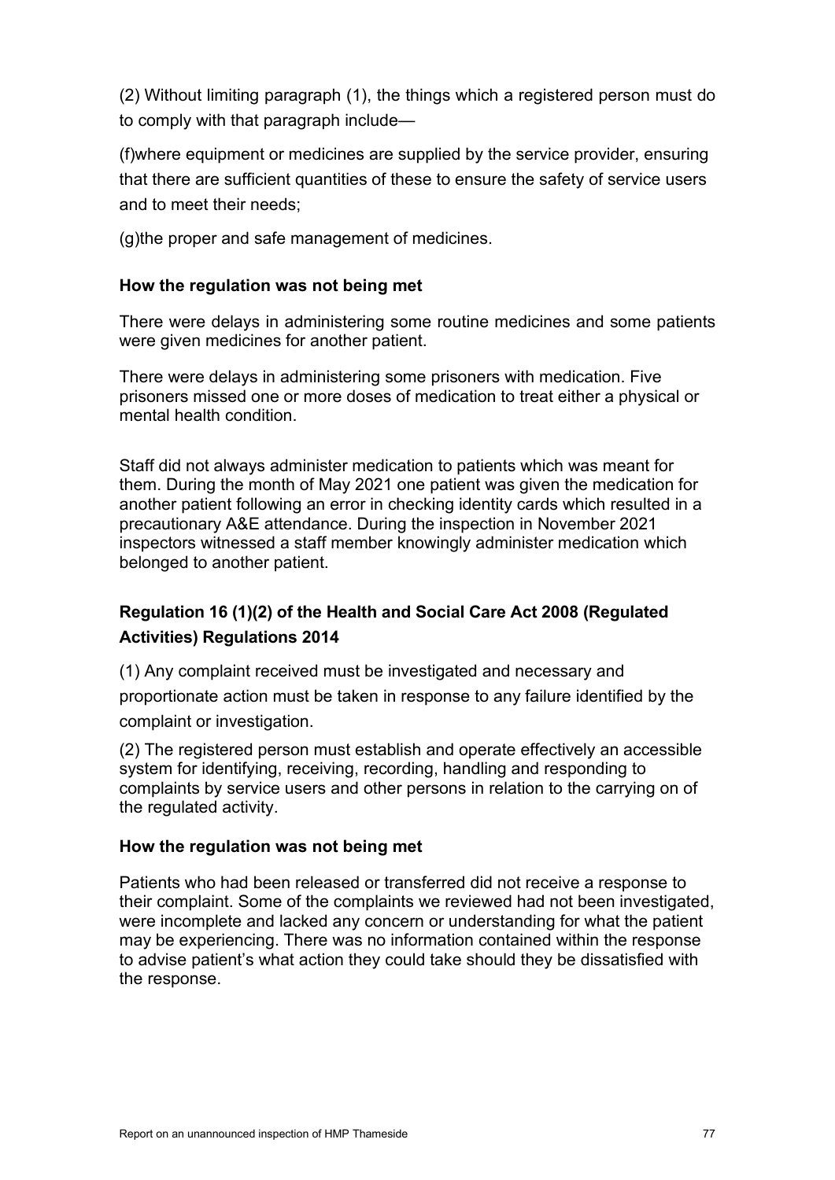(2) Without limiting paragraph (1), the things which a registered person must do to comply with that paragraph include—

(f)where equipment or medicines are supplied by the service provider, ensuring that there are sufficient quantities of these to ensure the safety of service users and to meet their needs;

(g)the proper and safe management of medicines.

**How the regulation was not being met**

There were delays in administering some routine medicines and some patients were given medicines for another patient.

There were delays in administering some prisoners with medication. Five prisoners missed one or more doses of medication to treat either a physical or mental health condition.

Staff did not always administer medication to patients which was meant for them. During the month of May 2021 one patient was given the medication for another patient following an error in checking identity cards which resulted in a precautionary A&E attendance. During the inspection in November 2021 inspectors witnessed a staff member knowingly administer medication which belonged to another patient.

### Regulation 16 (1)(2) of the Health and Social Care Act 2008 (Regulated Activities) Regulations 2014

(1) Any complaint received must be investigated and necessary and proportionate action must be taken in response to any failure identified by the complaint or investigation.

(2) The registered person must establish and operate effectively an accessible system for identifying, receiving, recording, handling and responding to complaints by service users and other persons in relation to the carrying on of the regulated activity.

**How the regulation was not being met**

Patients who had been released or transferred did not receive a response to their complaint. Some of the complaints we reviewed had not been investigated, were incomplete and lacked any concern or understanding for what the patient may be experiencing. There was no information contained within the response to advise patient's what action they could take should they be dissatisfied with the response.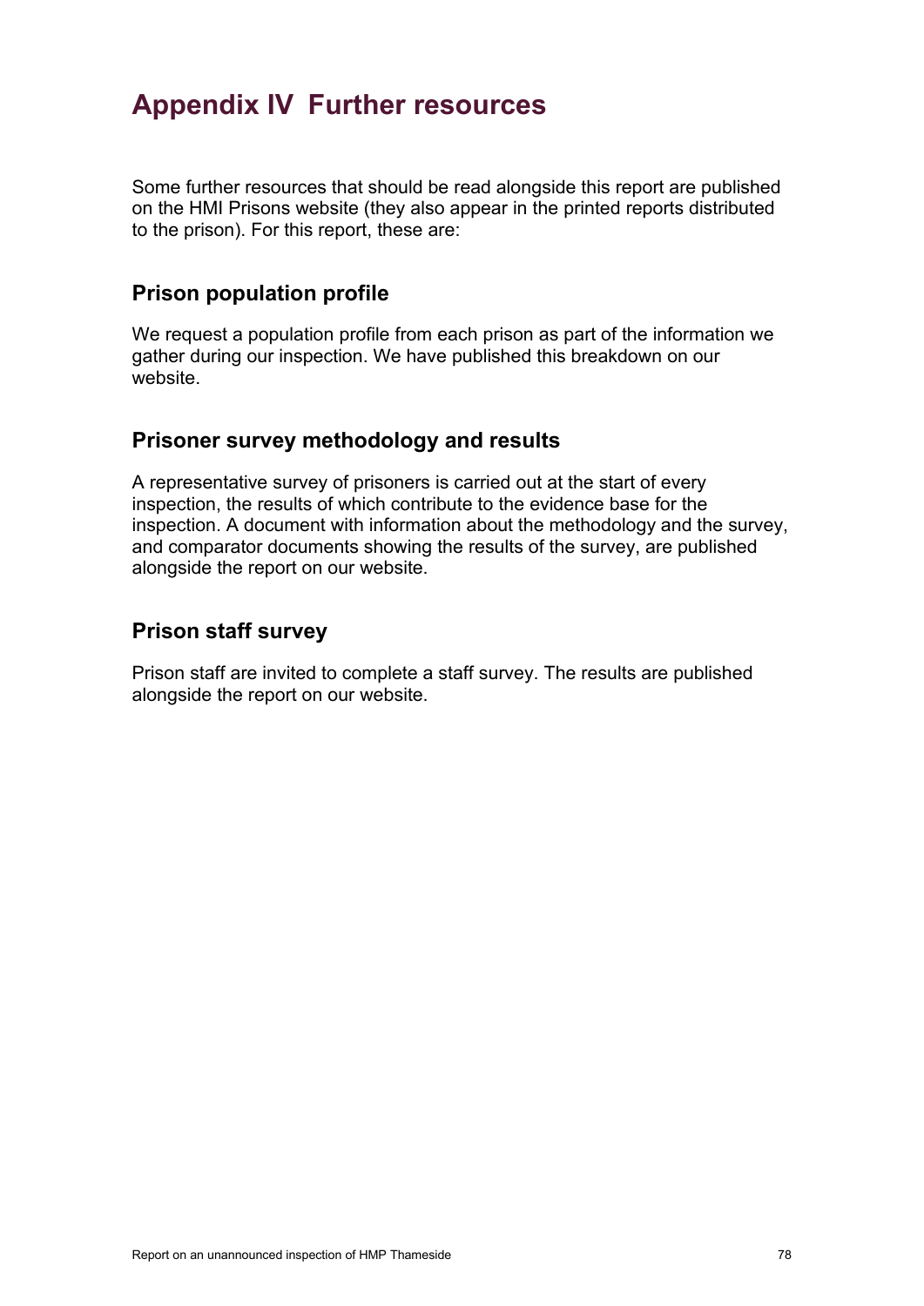# Appendix IV Further resources

Some further resources that should be read alongside this report are published on the HMI Prisons website (they also appear in the printed reports distributed to the prison). For this report, these are:

## Prison population profile

We request a population profile from each prison as part of the information we gather during our inspection. We have published this breakdown on our website.

## Prisoner survey methodology and results

A representative survey of prisoners is carried out at the start of every inspection, the results of which contribute to the evidence base for the inspection. A document with information about the methodology and the survey, and comparator documents showing the results of the survey, are published alongside the report on our website.

## Prison staff survey

Prison staff are invited to complete a staff survey. The results are published alongside the report on our website.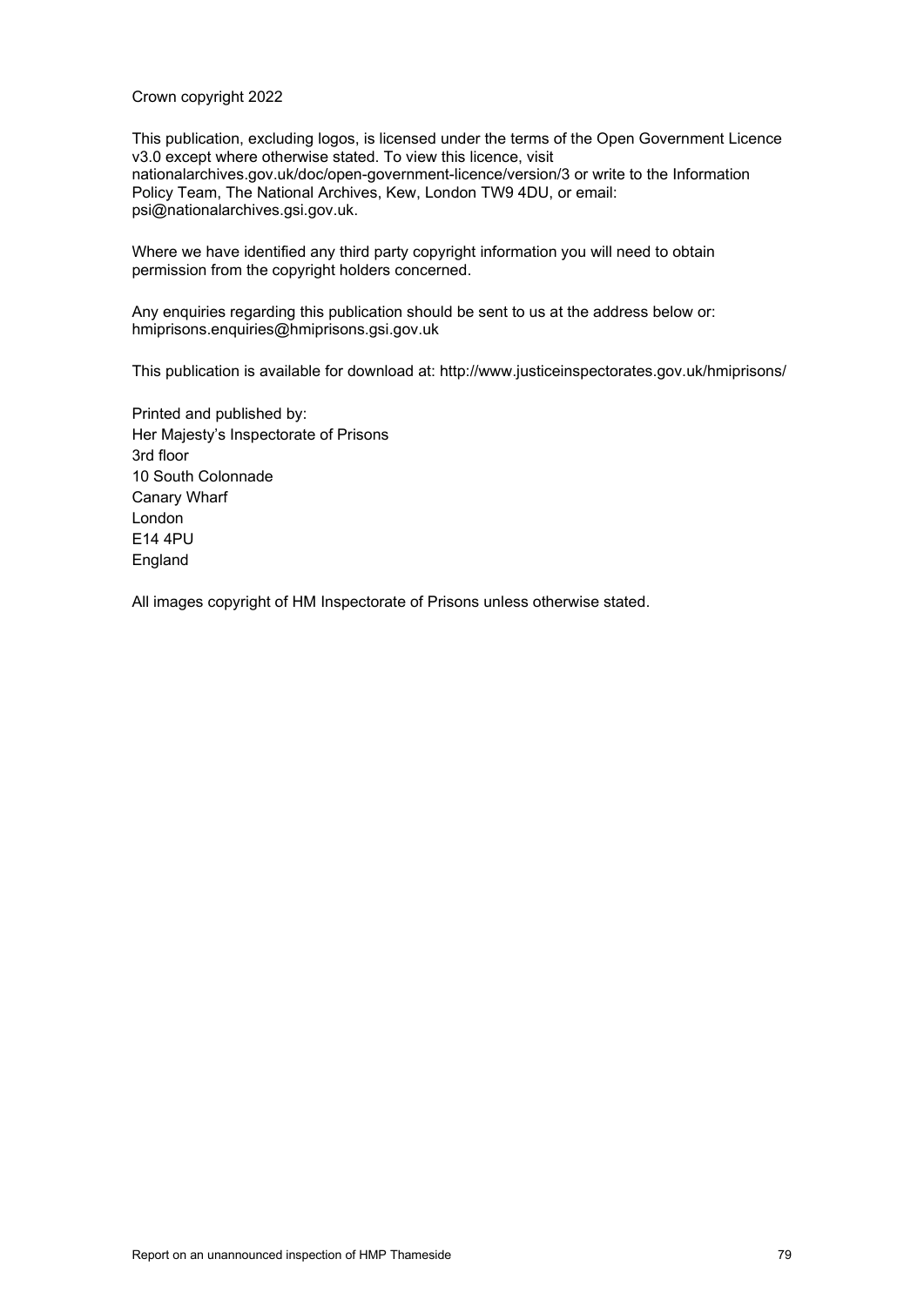Crown copyright 2022

This publication, excluding logos, is licensed under the terms of the Open Government Licence v3.0 except where otherwise stated. To view this licence, visit nationalarchives.gov.uk/doc/open-government-licence/version/3 or write to the Information Policy Team, The National Archives, Kew, London TW9 4DU, or email: psi@nationalarchives.gsi.gov.uk.

Where we have identified any third party copyright information you will need to obtain permission from the copyright holders concerned.

Any enquiries regarding this publication should be sent to us at the address below or: hmiprisons.enquiries@hmiprisons.gsi.gov.uk

This publication is available for download at: http://www.justiceinspectorates.gov.uk/hmiprisons/

Printed and published by:
Her Majesty's Inspectorate of Prisons
3rd floor
10 South Colonnade
Canary Wharf
London
E14 4PU
England

All images copyright of HM Inspectorate of Prisons unless otherwise stated.